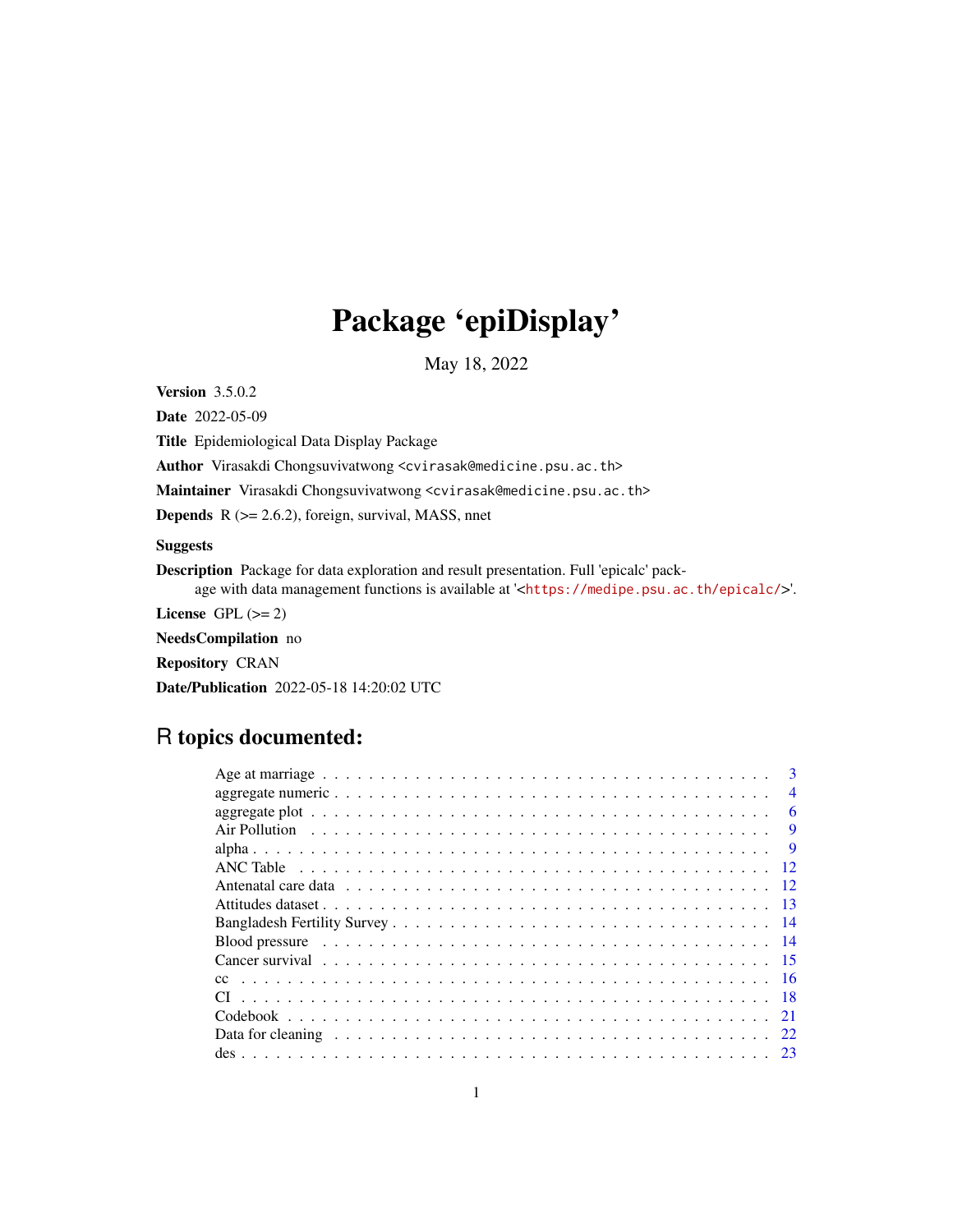# Package 'epiDisplay'

May 18, 2022

**Version** 3.5.0.2

**Date** 2022-05-09

**Title** Epidemiological Data Display Package

**Author** Virasakdi Chongsuvivatwong <cvirasak@medicine.psu.ac.th>

**Maintainer** Virasakdi Chongsuvivatwong <cvirasak@medicine.psu.ac.th>

**Depends** R (>= 2.6.2), foreign, survival, MASS, nnet

**Suggests**

**Description** Package for data exploration and result presentation. Full 'epicalc' package with data management functions is available at '<https://medipe.psu.ac.th/epicalc/>'.

**License** GPL (>= 2)

**NeedsCompilation** no

**Repository** CRAN

**Date/Publication** 2022-05-18 14:20:02 UTC

## R topics documented:

- Age at marriage . . . . . . . . . . 3
- aggregate numeric . . . . . . . . . . 4
- aggregate plot . . . . . . . . . . 6
- Air Pollution . . . . . . . . . . 9
- alpha . . . . . . . . . . 9
- ANC Table . . . . . . . . . . 12
- Antenatal care data . . . . . . . . . . 12
- Attitudes dataset . . . . . . . . . . 13
- Bangladesh Fertility Survey . . . . . . . . . . 14
- Blood pressure . . . . . . . . . . 14
- Cancer survival . . . . . . . . . . 15
- cc . . . . . . . . . . 16
- CI . . . . . . . . . . 18
- Codebook . . . . . . . . . . 21
- Data for cleaning . . . . . . . . . . 22
- des . . . . . . . . . . 23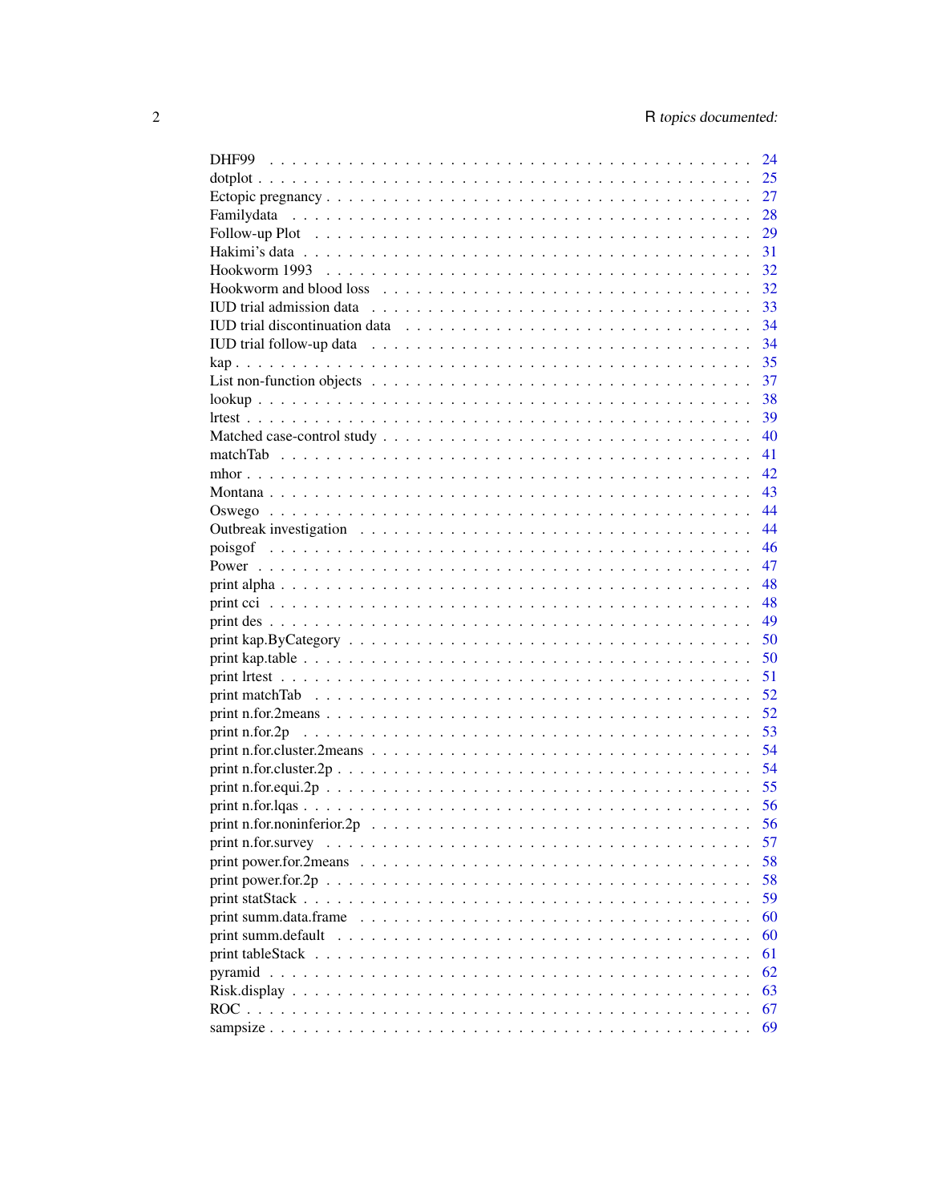DHF99 . . . . . . . . . . . . . . . . . . . . . . . . . . . . . . . . . . . . . . . . . . 24
dotplot . . . . . . . . . . . . . . . . . . . . . . . . . . . . . . . . . . . . . . . . . . 25
Ectopic pregnancy . . . . . . . . . . . . . . . . . . . . . . . . . . . . . . . . . . . . . 27
Familydata . . . . . . . . . . . . . . . . . . . . . . . . . . . . . . . . . . . . . . . . 28
Follow-up Plot . . . . . . . . . . . . . . . . . . . . . . . . . . . . . . . . . . . . . . 29
Hakimi's data . . . . . . . . . . . . . . . . . . . . . . . . . . . . . . . . . . . . . . 31
Hookworm 1993 . . . . . . . . . . . . . . . . . . . . . . . . . . . . . . . . . . . . . 32
Hookworm and blood loss . . . . . . . . . . . . . . . . . . . . . . . . . . . . . . . . 32
IUD trial admission data . . . . . . . . . . . . . . . . . . . . . . . . . . . . . . . . 33
IUD trial discontinuation data . . . . . . . . . . . . . . . . . . . . . . . . . . . . . 34
IUD trial follow-up data . . . . . . . . . . . . . . . . . . . . . . . . . . . . . . . . 34
kap . . . . . . . . . . . . . . . . . . . . . . . . . . . . . . . . . . . . . . . . . . . . 35
List non-function objects . . . . . . . . . . . . . . . . . . . . . . . . . . . . . . . . 37
lookup . . . . . . . . . . . . . . . . . . . . . . . . . . . . . . . . . . . . . . . . . . 38
lrtest . . . . . . . . . . . . . . . . . . . . . . . . . . . . . . . . . . . . . . . . . . 39
Matched case-control study . . . . . . . . . . . . . . . . . . . . . . . . . . . . . . . 40
matchTab . . . . . . . . . . . . . . . . . . . . . . . . . . . . . . . . . . . . . . . . 41
mhor . . . . . . . . . . . . . . . . . . . . . . . . . . . . . . . . . . . . . . . . . . . 42
Montana . . . . . . . . . . . . . . . . . . . . . . . . . . . . . . . . . . . . . . . . . 43
Oswego . . . . . . . . . . . . . . . . . . . . . . . . . . . . . . . . . . . . . . . . . 44
Outbreak investigation . . . . . . . . . . . . . . . . . . . . . . . . . . . . . . . . . 44
poisgof . . . . . . . . . . . . . . . . . . . . . . . . . . . . . . . . . . . . . . . . . 46
Power . . . . . . . . . . . . . . . . . . . . . . . . . . . . . . . . . . . . . . . . . . 47
print alpha . . . . . . . . . . . . . . . . . . . . . . . . . . . . . . . . . . . . . . . 48
print cci . . . . . . . . . . . . . . . . . . . . . . . . . . . . . . . . . . . . . . . . 48
print des . . . . . . . . . . . . . . . . . . . . . . . . . . . . . . . . . . . . . . . . 49
print kap.ByCategory . . . . . . . . . . . . . . . . . . . . . . . . . . . . . . . . . . 50
print kap.table . . . . . . . . . . . . . . . . . . . . . . . . . . . . . . . . . . . . . 50
print lrtest . . . . . . . . . . . . . . . . . . . . . . . . . . . . . . . . . . . . . . . 51
print matchTab . . . . . . . . . . . . . . . . . . . . . . . . . . . . . . . . . . . . . 52
print n.for.2means . . . . . . . . . . . . . . . . . . . . . . . . . . . . . . . . . . . 52
print n.for.2p . . . . . . . . . . . . . . . . . . . . . . . . . . . . . . . . . . . . . 53
print n.for.cluster.2means . . . . . . . . . . . . . . . . . . . . . . . . . . . . . . . 54
print n.for.cluster.2p . . . . . . . . . . . . . . . . . . . . . . . . . . . . . . . . . 54
print n.for.equi.2p . . . . . . . . . . . . . . . . . . . . . . . . . . . . . . . . . . . 55
print n.for.lqas . . . . . . . . . . . . . . . . . . . . . . . . . . . . . . . . . . . . 56
print n.for.noninferior.2p . . . . . . . . . . . . . . . . . . . . . . . . . . . . . . . 56
print n.for.survey . . . . . . . . . . . . . . . . . . . . . . . . . . . . . . . . . . . 57
print power.for.2means . . . . . . . . . . . . . . . . . . . . . . . . . . . . . . . . . 58
print power.for.2p . . . . . . . . . . . . . . . . . . . . . . . . . . . . . . . . . . . 58
print statStack . . . . . . . . . . . . . . . . . . . . . . . . . . . . . . . . . . . . . 59
print summ.data.frame . . . . . . . . . . . . . . . . . . . . . . . . . . . . . . . . . 60
print summ.default . . . . . . . . . . . . . . . . . . . . . . . . . . . . . . . . . . . 60
print tableStack . . . . . . . . . . . . . . . . . . . . . . . . . . . . . . . . . . . . 61
pyramid . . . . . . . . . . . . . . . . . . . . . . . . . . . . . . . . . . . . . . . . . 62
Risk.display . . . . . . . . . . . . . . . . . . . . . . . . . . . . . . . . . . . . . . . 63
ROC . . . . . . . . . . . . . . . . . . . . . . . . . . . . . . . . . . . . . . . . . . . . 67
sampsize . . . . . . . . . . . . . . . . . . . . . . . . . . . . . . . . . . . . . . . . . 69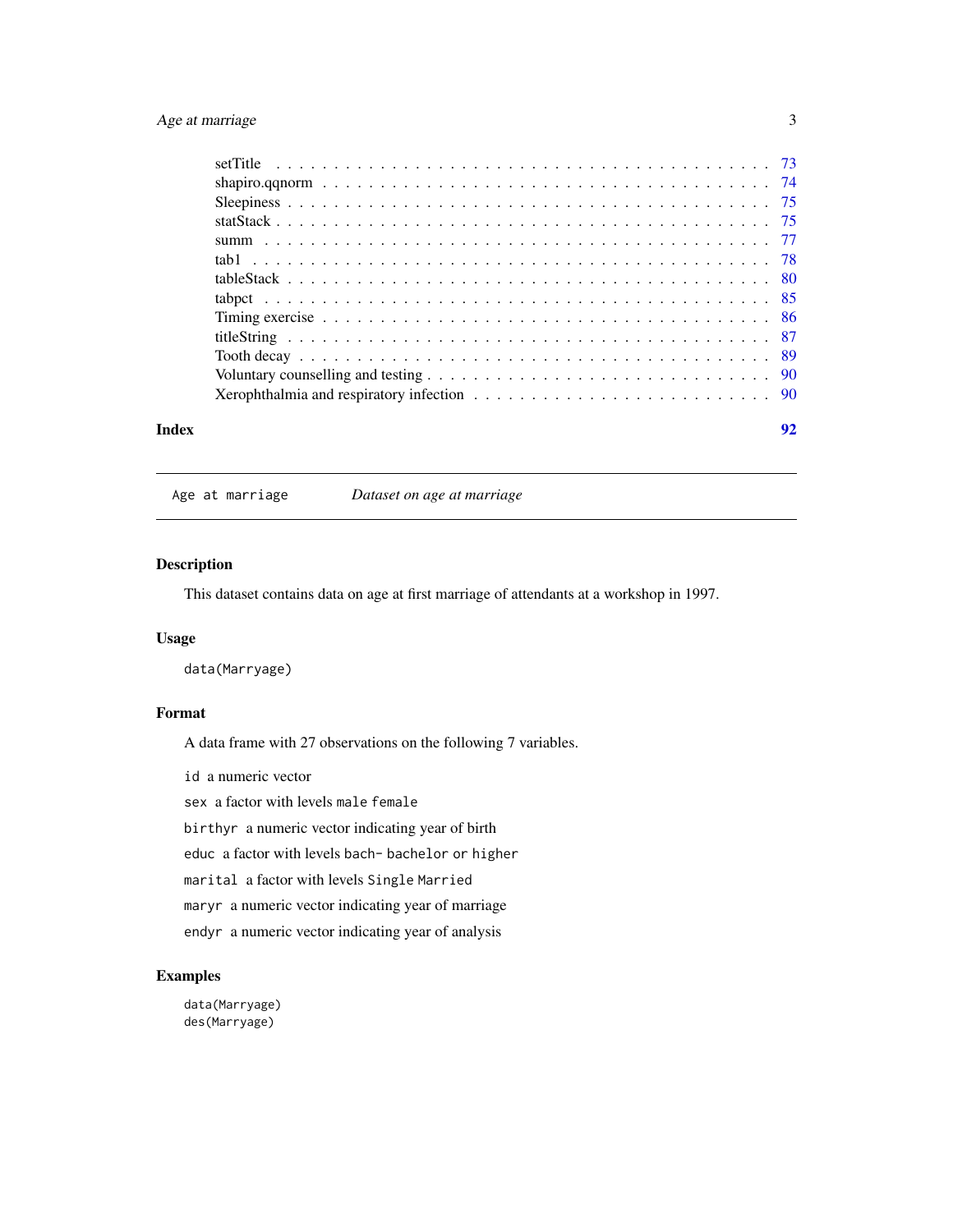| | |
|---|---|
| setTitle | 73 |
| shapiro.qqnorm | 74 |
| Sleepiness | 75 |
| statStack | 75 |
| summ | 77 |
| tab1 | 78 |
| tableStack | 80 |
| tabpct | 85 |
| Timing exercise | 86 |
| titleString | 87 |
| Tooth decay | 89 |
| Voluntary counselling and testing | 90 |
| Xerophthalmia and respiratory infection | 90 |

**Index** **92**

---

`Age at marriage` *Dataset on age at marriage*

---

## Description

This dataset contains data on age at first marriage of attendants at a workshop in 1997.

## Usage

```
data(Marryage)
```

## Format

A data frame with 27 observations on the following 7 variables.

`id` a numeric vector

`sex` a factor with levels `male` `female`

`birthyr` a numeric vector indicating year of birth

`educ` a factor with levels `bach-` `bachelor or higher`

`marital` a factor with levels `Single` `Married`

`maryr` a numeric vector indicating year of marriage

`endyr` a numeric vector indicating year of analysis

## Examples

```
data(Marryage)
des(Marryage)
```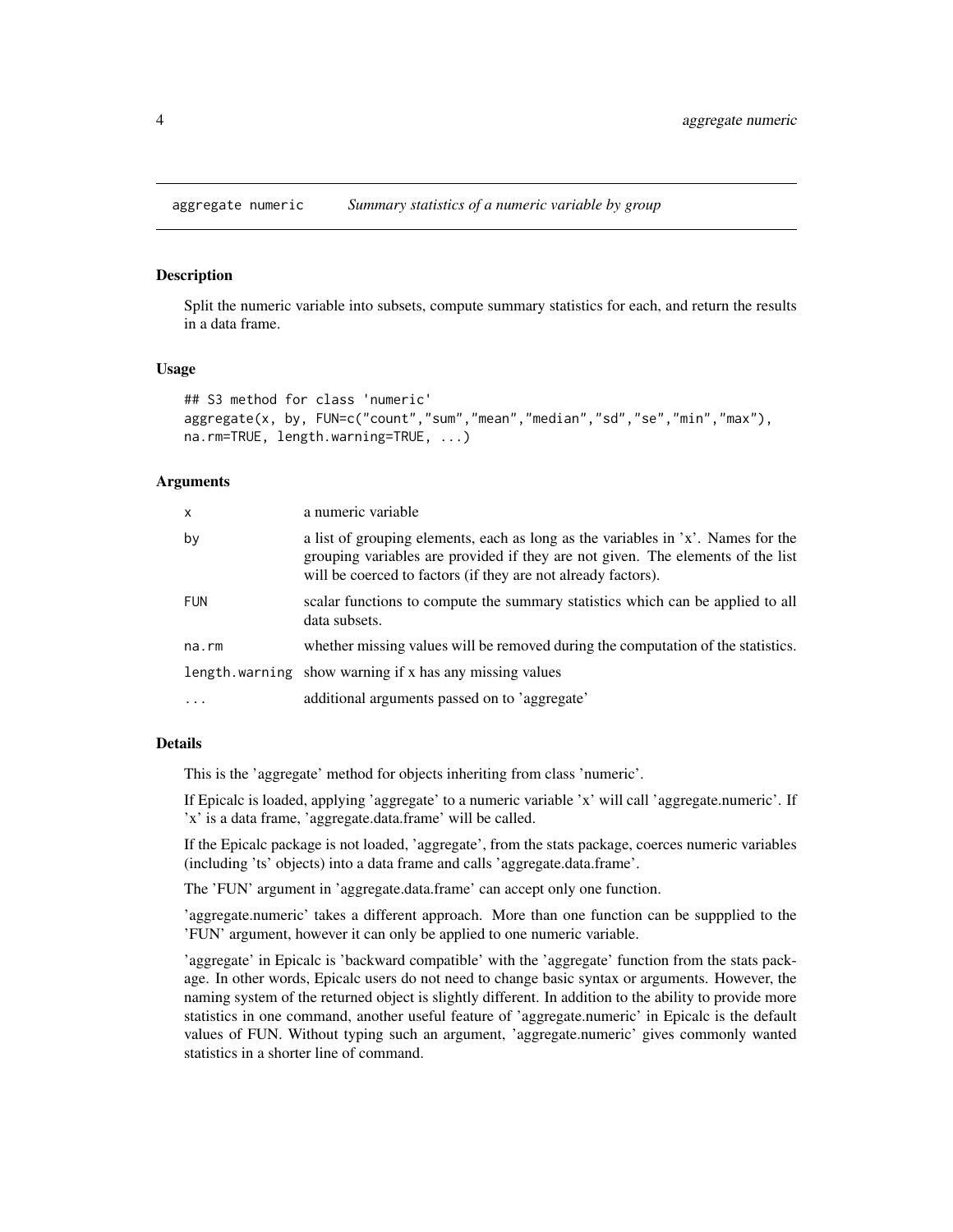## aggregate numeric — *Summary statistics of a numeric variable by group*

### Description

Split the numeric variable into subsets, compute summary statistics for each, and return the results in a data frame.

### Usage

```
## S3 method for class 'numeric'
aggregate(x, by, FUN=c("count","sum","mean","median","sd","se","min","max"),
na.rm=TRUE, length.warning=TRUE, ...)
```

### Arguments

| | |
|---|---|
| x | a numeric variable |
| by | a list of grouping elements, each as long as the variables in 'x'. Names for the grouping variables are provided if they are not given. The elements of the list will be coerced to factors (if they are not already factors). |
| FUN | scalar functions to compute the summary statistics which can be applied to all data subsets. |
| na.rm | whether missing values will be removed during the computation of the statistics. |
| length.warning | show warning if x has any missing values |
| ... | additional arguments passed on to 'aggregate' |

### Details

This is the 'aggregate' method for objects inheriting from class 'numeric'.

If Epicalc is loaded, applying 'aggregate' to a numeric variable 'x' will call 'aggregate.numeric'. If 'x' is a data frame, 'aggregate.data.frame' will be called.

If the Epicalc package is not loaded, 'aggregate', from the stats package, coerces numeric variables (including 'ts' objects) into a data frame and calls 'aggregate.data.frame'.

The 'FUN' argument in 'aggregate.data.frame' can accept only one function.

'aggregate.numeric' takes a different approach. More than one function can be suppplied to the 'FUN' argument, however it can only be applied to one numeric variable.

'aggregate' in Epicalc is 'backward compatible' with the 'aggregate' function from the stats package. In other words, Epicalc users do not need to change basic syntax or arguments. However, the naming system of the returned object is slightly different. In addition to the ability to provide more statistics in one command, another useful feature of 'aggregate.numeric' in Epicalc is the default values of FUN. Without typing such an argument, 'aggregate.numeric' gives commonly wanted statistics in a shorter line of command.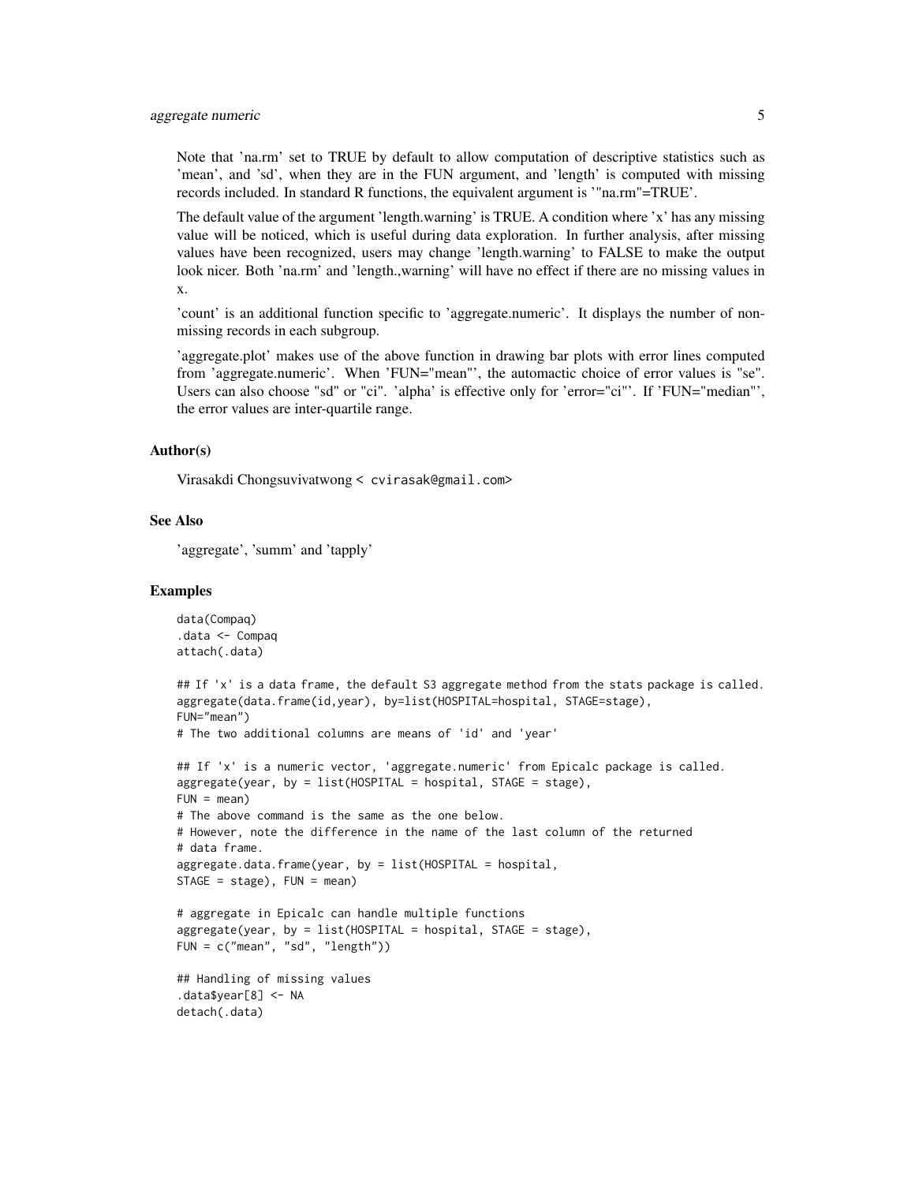Note that 'na.rm' set to TRUE by default to allow computation of descriptive statistics such as 'mean', and 'sd', when they are in the FUN argument, and 'length' is computed with missing records included. In standard R functions, the equivalent argument is '"na.rm"=TRUE'.

The default value of the argument 'length.warning' is TRUE. A condition where 'x' has any missing value will be noticed, which is useful during data exploration. In further analysis, after missing values have been recognized, users may change 'length.warning' to FALSE to make the output look nicer. Both 'na.rm' and 'length.,warning' will have no effect if there are no missing values in x.

'count' is an additional function specific to 'aggregate.numeric'. It displays the number of non-missing records in each subgroup.

'aggregate.plot' makes use of the above function in drawing bar plots with error lines computed from 'aggregate.numeric'. When 'FUN="mean"', the automactic choice of error values is "se". Users can also choose "sd" or "ci". 'alpha' is effective only for 'error="ci"'. If 'FUN="median"', the error values are inter-quartile range.

### Author(s)

Virasakdi Chongsuvivatwong < cvirasak@gmail.com>

### See Also

'aggregate', 'summ' and 'tapply'

### Examples

```
data(Compaq)
.data <- Compaq
attach(.data)

## If 'x' is a data frame, the default S3 aggregate method from the stats package is called.
aggregate(data.frame(id,year), by=list(HOSPITAL=hospital, STAGE=stage),
FUN="mean")
# The two additional columns are means of 'id' and 'year'

## If 'x' is a numeric vector, 'aggregate.numeric' from Epicalc package is called.
aggregate(year, by = list(HOSPITAL = hospital, STAGE = stage),
FUN = mean)
# The above command is the same as the one below.
# However, note the difference in the name of the last column of the returned
# data frame.
aggregate.data.frame(year, by = list(HOSPITAL = hospital,
STAGE = stage), FUN = mean)

# aggregate in Epicalc can handle multiple functions
aggregate(year, by = list(HOSPITAL = hospital, STAGE = stage),
FUN = c("mean", "sd", "length"))

## Handling of missing values
.data$year[8] <- NA
detach(.data)
```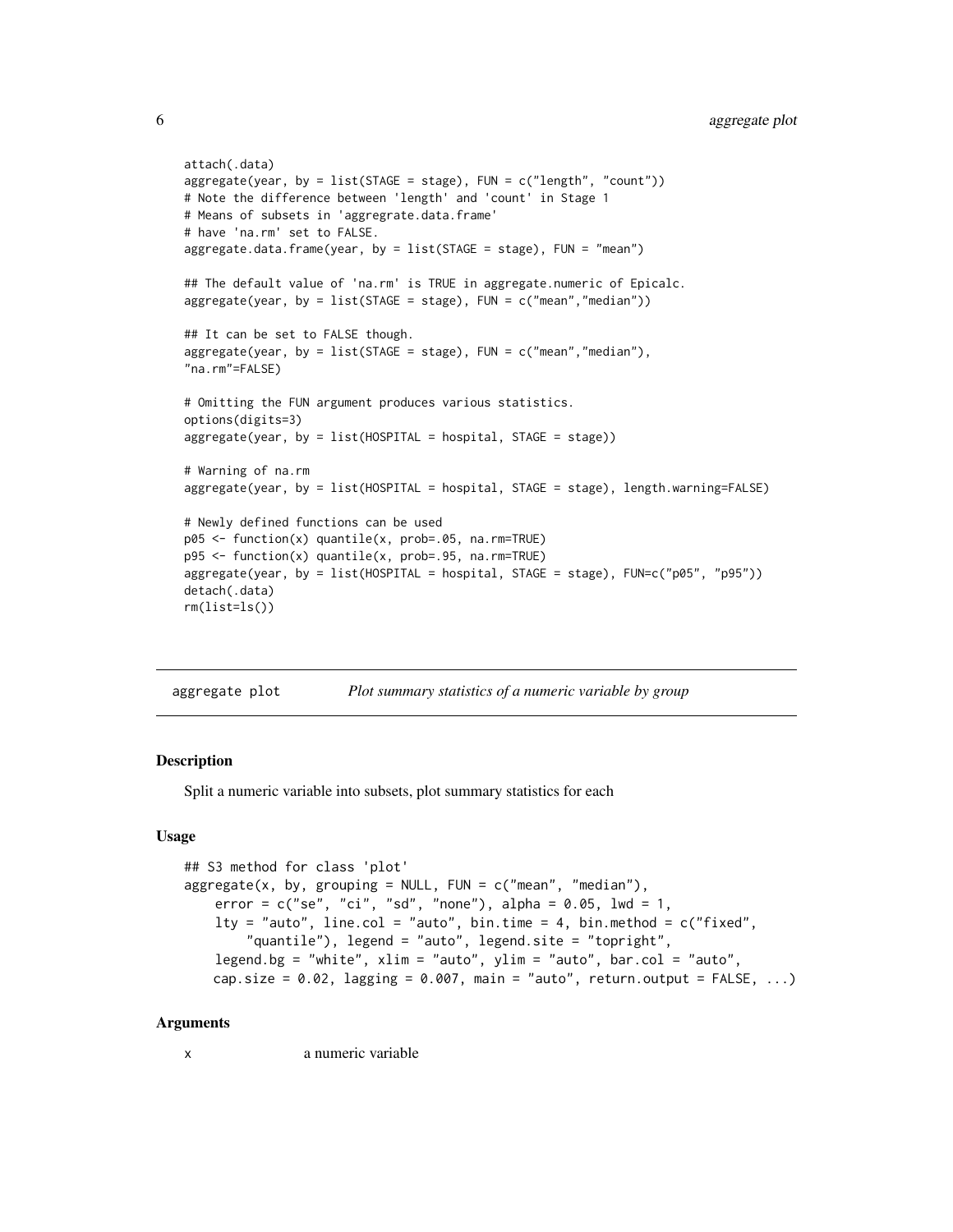```
attach(.data)
aggregate(year, by = list(STAGE = stage), FUN = c("length", "count"))
# Note the difference between 'length' and 'count' in Stage 1
# Means of subsets in 'aggregrate.data.frame'
# have 'na.rm' set to FALSE.
aggregate.data.frame(year, by = list(STAGE = stage), FUN = "mean")

## The default value of 'na.rm' is TRUE in aggregate.numeric of Epicalc.
aggregate(year, by = list(STAGE = stage), FUN = c("mean","median"))

## It can be set to FALSE though.
aggregate(year, by = list(STAGE = stage), FUN = c("mean","median"),
"na.rm"=FALSE)

# Omitting the FUN argument produces various statistics.
options(digits=3)
aggregate(year, by = list(HOSPITAL = hospital, STAGE = stage))

# Warning of na.rm
aggregate(year, by = list(HOSPITAL = hospital, STAGE = stage), length.warning=FALSE)

# Newly defined functions can be used
p05 <- function(x) quantile(x, prob=.05, na.rm=TRUE)
p95 <- function(x) quantile(x, prob=.95, na.rm=TRUE)
aggregate(year, by = list(HOSPITAL = hospital, STAGE = stage), FUN=c("p05", "p95"))
detach(.data)
rm(list=ls())
```

---

## aggregate plot — *Plot summary statistics of a numeric variable by group*

### Description

Split a numeric variable into subsets, plot summary statistics for each

### Usage

```
## S3 method for class 'plot'
aggregate(x, by, grouping = NULL, FUN = c("mean", "median"),
    error = c("se", "ci", "sd", "none"), alpha = 0.05, lwd = 1,
    lty = "auto", line.col = "auto", bin.time = 4, bin.method = c("fixed",
        "quantile"), legend = "auto", legend.site = "topright",
    legend.bg = "white", xlim = "auto", ylim = "auto", bar.col = "auto",
    cap.size = 0.02, lagging = 0.007, main = "auto", return.output = FALSE, ...)
```

### Arguments

x    a numeric variable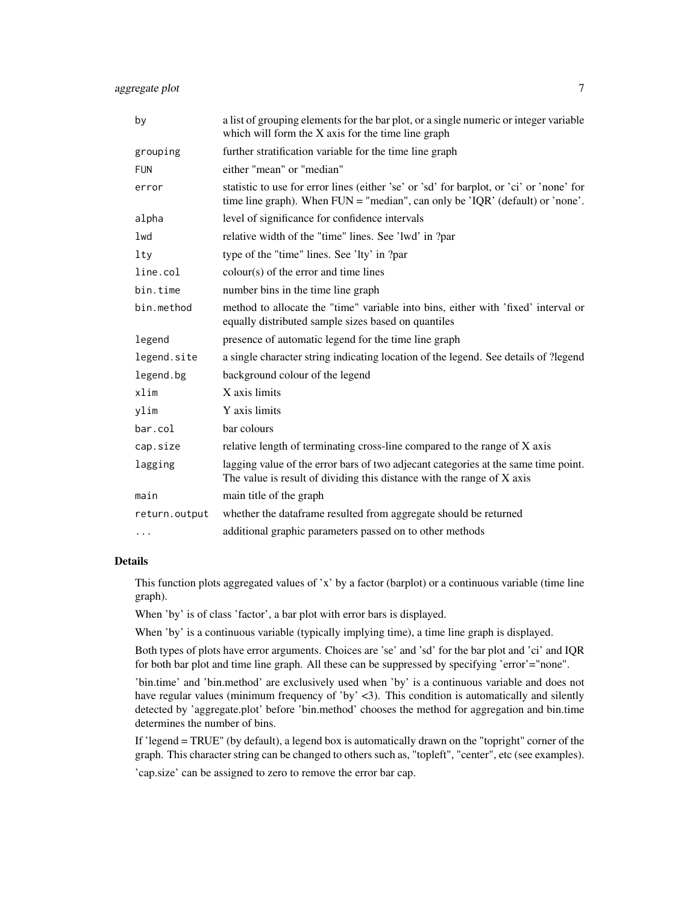| | |
|---|---|
| `by` | a list of grouping elements for the bar plot, or a single numeric or integer variable which will form the X axis for the time line graph |
| `grouping` | further stratification variable for the time line graph |
| `FUN` | either "mean" or "median" |
| `error` | statistic to use for error lines (either 'se' or 'sd' for barplot, or 'ci' or 'none' for time line graph). When FUN = "median", can only be 'IQR' (default) or 'none'. |
| `alpha` | level of significance for confidence intervals |
| `lwd` | relative width of the "time" lines. See 'lwd' in ?par |
| `lty` | type of the "time" lines. See 'lty' in ?par |
| `line.col` | colour(s) of the error and time lines |
| `bin.time` | number bins in the time line graph |
| `bin.method` | method to allocate the "time" variable into bins, either with 'fixed' interval or equally distributed sample sizes based on quantiles |
| `legend` | presence of automatic legend for the time line graph |
| `legend.site` | a single character string indicating location of the legend. See details of ?legend |
| `legend.bg` | background colour of the legend |
| `xlim` | X axis limits |
| `ylim` | Y axis limits |
| `bar.col` | bar colours |
| `cap.size` | relative length of terminating cross-line compared to the range of X axis |
| `lagging` | lagging value of the error bars of two adjecant categories at the same time point. The value is result of dividing this distance with the range of X axis |
| `main` | main title of the graph |
| `return.output` | whether the dataframe resulted from aggregate should be returned |
| `...` | additional graphic parameters passed on to other methods |

## Details

This function plots aggregated values of 'x' by a factor (barplot) or a continuous variable (time line graph).

When 'by' is of class 'factor', a bar plot with error bars is displayed.

When 'by' is a continuous variable (typically implying time), a time line graph is displayed.

Both types of plots have error arguments. Choices are 'se' and 'sd' for the bar plot and 'ci' and IQR for both bar plot and time line graph. All these can be suppressed by specifying 'error'="none".

'bin.time' and 'bin.method' are exclusively used when 'by' is a continuous variable and does not have regular values (minimum frequency of 'by' <3). This condition is automatically and silently detected by 'aggregate.plot' before 'bin.method' chooses the method for aggregation and bin.time determines the number of bins.

If 'legend = TRUE" (by default), a legend box is automatically drawn on the "topright" corner of the graph. This character string can be changed to others such as, "topleft", "center", etc (see examples).

'cap.size' can be assigned to zero to remove the error bar cap.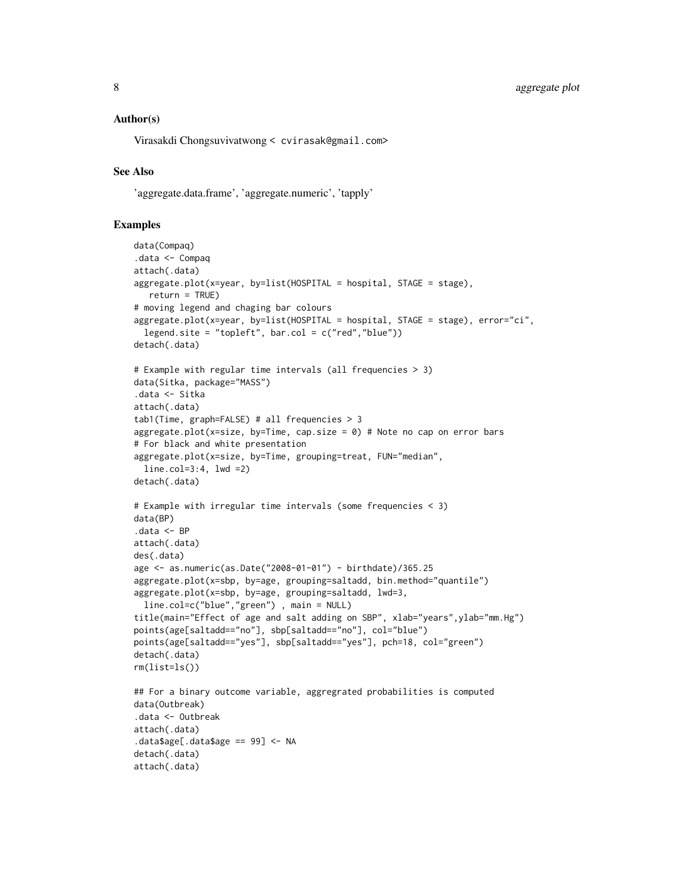## Author(s)

Virasakdi Chongsuvivatwong < cvirasak@gmail.com>

## See Also

'aggregate.data.frame', 'aggregate.numeric', 'tapply'

## Examples

```
data(Compaq)
.data <- Compaq
attach(.data)
aggregate.plot(x=year, by=list(HOSPITAL = hospital, STAGE = stage),
   return = TRUE)
# moving legend and chaging bar colours
aggregate.plot(x=year, by=list(HOSPITAL = hospital, STAGE = stage), error="ci",
  legend.site = "topleft", bar.col = c("red","blue"))
detach(.data)

# Example with regular time intervals (all frequencies > 3)
data(Sitka, package="MASS")
.data <- Sitka
attach(.data)
tab1(Time, graph=FALSE) # all frequencies > 3
aggregate.plot(x=size, by=Time, cap.size = 0) # Note no cap on error bars
# For black and white presentation
aggregate.plot(x=size, by=Time, grouping=treat, FUN="median",
  line.col=3:4, lwd =2)
detach(.data)

# Example with irregular time intervals (some frequencies < 3)
data(BP)
.data <- BP
attach(.data)
des(.data)
age <- as.numeric(as.Date("2008-01-01") - birthdate)/365.25
aggregate.plot(x=sbp, by=age, grouping=saltadd, bin.method="quantile")
aggregate.plot(x=sbp, by=age, grouping=saltadd, lwd=3,
  line.col=c("blue","green") , main = NULL)
title(main="Effect of age and salt adding on SBP", xlab="years",ylab="mm.Hg")
points(age[saltadd=="no"], sbp[saltadd=="no"], col="blue")
points(age[saltadd=="yes"], sbp[saltadd=="yes"], pch=18, col="green")
detach(.data)
rm(list=ls())

## For a binary outcome variable, aggregrated probabilities is computed
data(Outbreak)
.data <- Outbreak
attach(.data)
.data$age[.data$age == 99] <- NA
detach(.data)
attach(.data)
```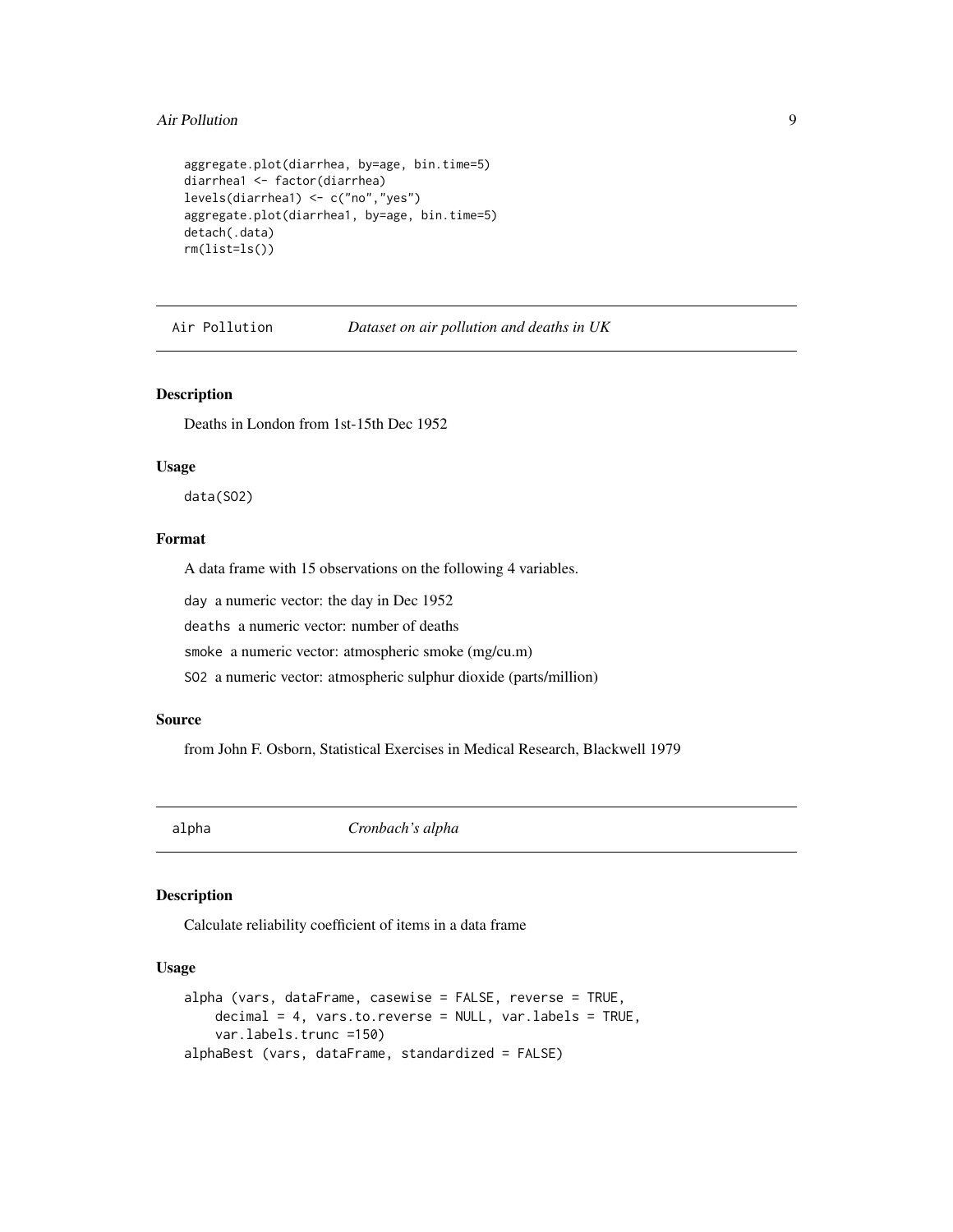```
aggregate.plot(diarrhea, by=age, bin.time=5)
diarrhea1 <- factor(diarrhea)
levels(diarrhea1) <- c("no","yes")
aggregate.plot(diarrhea1, by=age, bin.time=5)
detach(.data)
rm(list=ls())
```

## Air Pollution — *Dataset on air pollution and deaths in UK*

### Description

Deaths in London from 1st-15th Dec 1952

### Usage

```
data(SO2)
```

### Format

A data frame with 15 observations on the following 4 variables.

- `day` a numeric vector: the day in Dec 1952
- `deaths` a numeric vector: number of deaths
- `smoke` a numeric vector: atmospheric smoke (mg/cu.m)
- `SO2` a numeric vector: atmospheric sulphur dioxide (parts/million)

### Source

from John F. Osborn, Statistical Exercises in Medical Research, Blackwell 1979

## alpha — *Cronbach's alpha*

### Description

Calculate reliability coefficient of items in a data frame

### Usage

```
alpha (vars, dataFrame, casewise = FALSE, reverse = TRUE,
    decimal = 4, vars.to.reverse = NULL, var.labels = TRUE,
    var.labels.trunc =150)
alphaBest (vars, dataFrame, standardized = FALSE)
```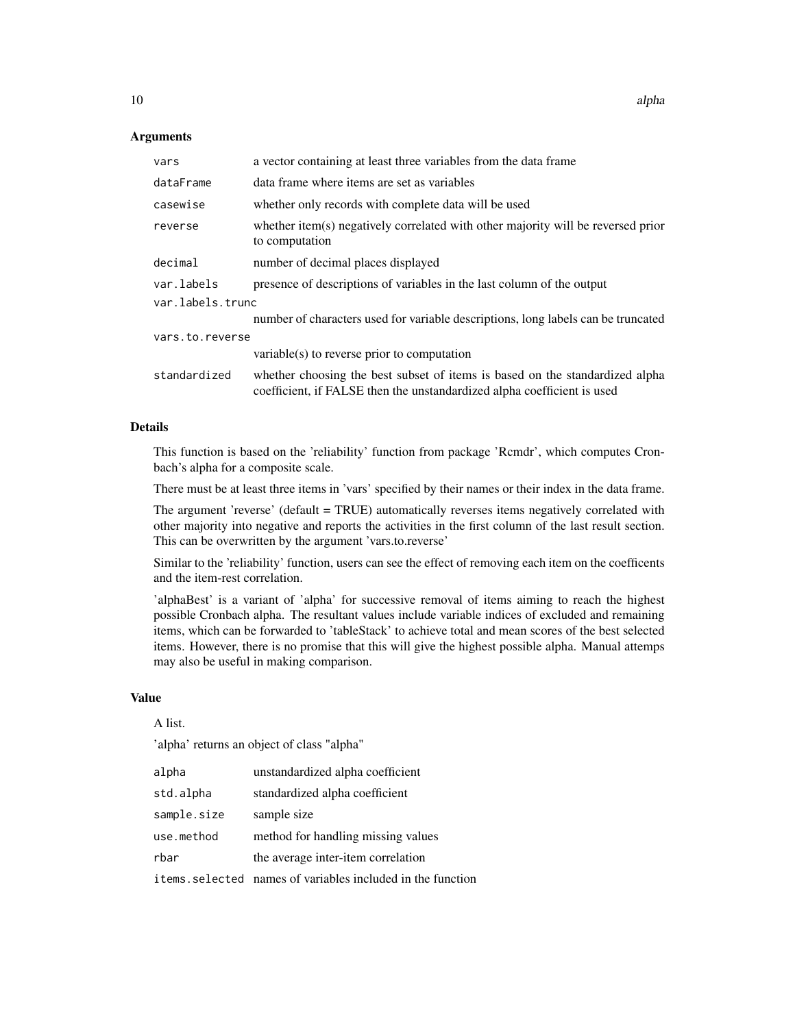## Arguments

| | |
|---|---|
| `vars` | a vector containing at least three variables from the data frame |
| `dataFrame` | data frame where items are set as variables |
| `casewise` | whether only records with complete data will be used |
| `reverse` | whether item(s) negatively correlated with other majority will be reversed prior to computation |
| `decimal` | number of decimal places displayed |
| `var.labels` | presence of descriptions of variables in the last column of the output |
| `var.labels.trunc` | number of characters used for variable descriptions, long labels can be truncated |
| `vars.to.reverse` | variable(s) to reverse prior to computation |
| `standardized` | whether choosing the best subset of items is based on the standardized alpha coefficient, if FALSE then the unstandardized alpha coefficient is used |

## Details

This function is based on the 'reliability' function from package 'Rcmdr', which computes Cronbach's alpha for a composite scale.

There must be at least three items in 'vars' specified by their names or their index in the data frame.

The argument 'reverse' (default = TRUE) automatically reverses items negatively correlated with other majority into negative and reports the activities in the first column of the last result section. This can be overwritten by the argument 'vars.to.reverse'

Similar to the 'reliability' function, users can see the effect of removing each item on the coefficents and the item-rest correlation.

'alphaBest' is a variant of 'alpha' for successive removal of items aiming to reach the highest possible Cronbach alpha. The resultant values include variable indices of excluded and remaining items, which can be forwarded to 'tableStack' to achieve total and mean scores of the best selected items. However, there is no promise that this will give the highest possible alpha. Manual attemps may also be useful in making comparison.

## Value

A list.

'alpha' returns an object of class "alpha"

| | |
|---|---|
| `alpha` | unstandardized alpha coefficient |
| `std.alpha` | standardized alpha coefficient |
| `sample.size` | sample size |
| `use.method` | method for handling missing values |
| `rbar` | the average inter-item correlation |
| `items.selected` | names of variables included in the function |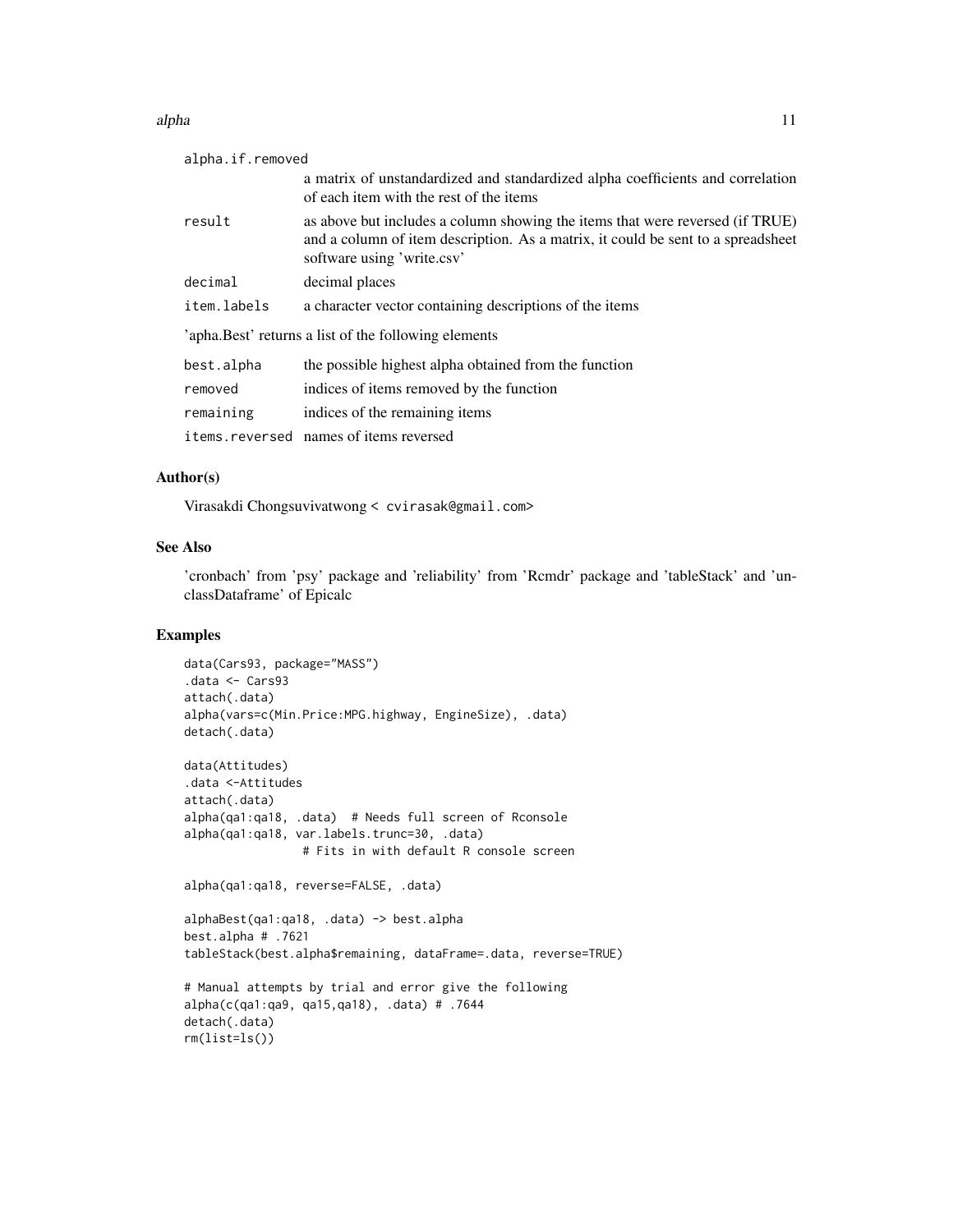alpha.if.removed
: a matrix of unstandardized and standardized alpha coefficients and correlation of each item with the rest of the items

result
: as above but includes a column showing the items that were reversed (if TRUE) and a column of item description. As a matrix, it could be sent to a spreadsheet software using 'write.csv'

decimal
: decimal places

item.labels
: a character vector containing descriptions of the items

'apha.Best' returns a list of the following elements

best.alpha
: the possible highest alpha obtained from the function

removed
: indices of items removed by the function

remaining
: indices of the remaining items

items.reversed
: names of items reversed

## Author(s)

Virasakdi Chongsuvivatwong < cvirasak@gmail.com>

## See Also

'cronbach' from 'psy' package and 'reliability' from 'Rcmdr' package and 'tableStack' and 'unclassDataframe' of Epicalc

## Examples

```
data(Cars93, package="MASS")
.data <- Cars93
attach(.data)
alpha(vars=c(Min.Price:MPG.highway, EngineSize), .data)
detach(.data)

data(Attitudes)
.data <-Attitudes
attach(.data)
alpha(qa1:qa18, .data)  # Needs full screen of Rconsole
alpha(qa1:qa18, var.labels.trunc=30, .data)
                 # Fits in with default R console screen

alpha(qa1:qa18, reverse=FALSE, .data)

alphaBest(qa1:qa18, .data) -> best.alpha
best.alpha # .7621
tableStack(best.alpha$remaining, dataFrame=.data, reverse=TRUE)

# Manual attempts by trial and error give the following
alpha(c(qa1:qa9, qa15,qa18), .data) # .7644
detach(.data)
rm(list=ls())
```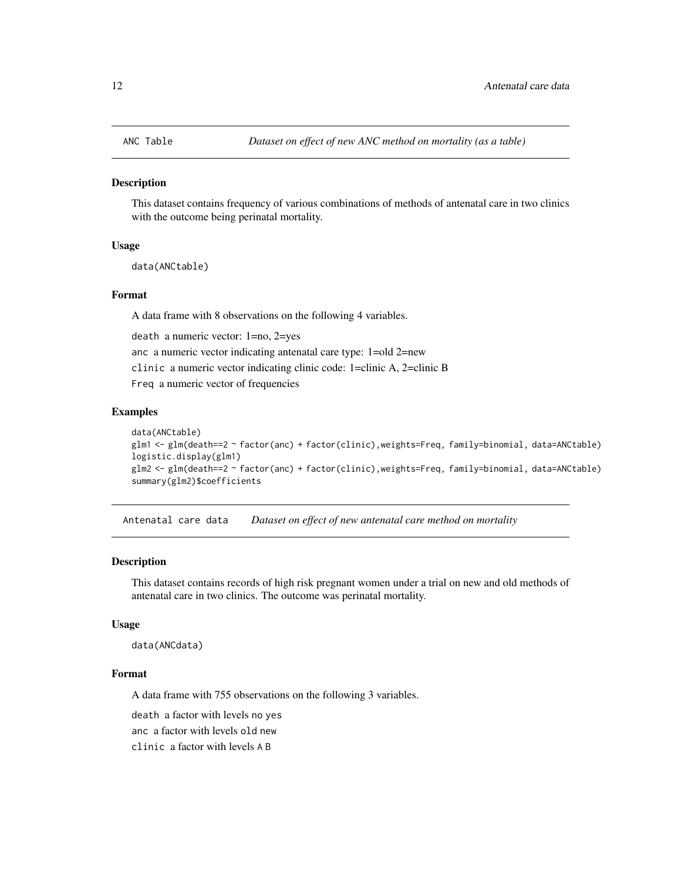## ANC Table — *Dataset on effect of new ANC method on mortality (as a table)*

### Description

This dataset contains frequency of various combinations of methods of antenatal care in two clinics with the outcome being perinatal mortality.

### Usage

```
data(ANCtable)
```

### Format

A data frame with 8 observations on the following 4 variables.

`death` a numeric vector: 1=no, 2=yes

`anc` a numeric vector indicating antenatal care type: 1=old 2=new

`clinic` a numeric vector indicating clinic code: 1=clinic A, 2=clinic B

`Freq` a numeric vector of frequencies

### Examples

```
data(ANCtable)
glm1 <- glm(death==2 ~ factor(anc) + factor(clinic),weights=Freq, family=binomial, data=ANCtable)
logistic.display(glm1)
glm2 <- glm(death==2 ~ factor(anc) + factor(clinic),weights=Freq, family=binomial, data=ANCtable)
summary(glm2)$coefficients
```

## Antenatal care data — *Dataset on effect of new antenatal care method on mortality*

### Description

This dataset contains records of high risk pregnant women under a trial on new and old methods of antenatal care in two clinics. The outcome was perinatal mortality.

### Usage

```
data(ANCdata)
```

### Format

A data frame with 755 observations on the following 3 variables.

`death` a factor with levels `no` `yes`

`anc` a factor with levels `old` `new`

`clinic` a factor with levels `A` `B`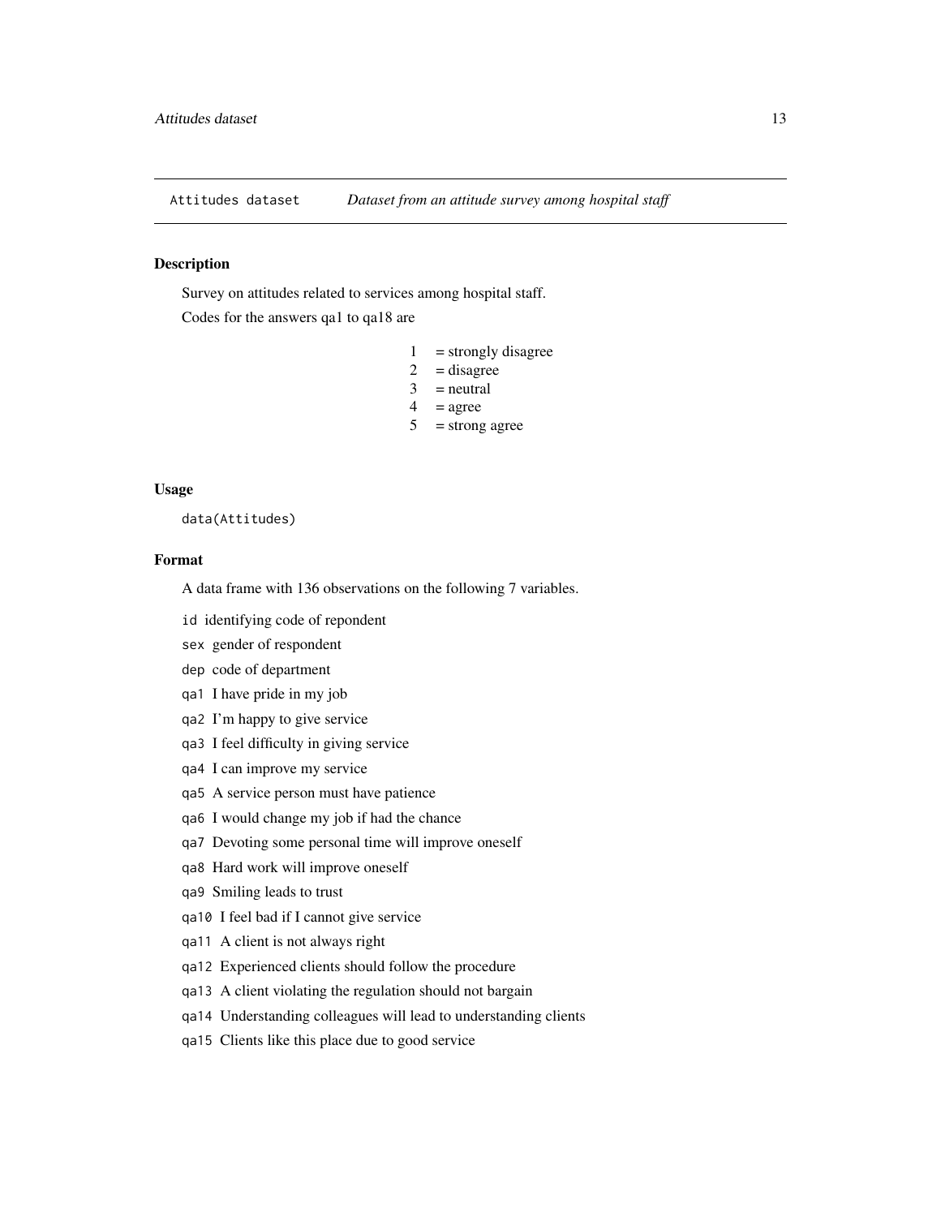Attitudes dataset *Dataset from an attitude survey among hospital staff*

## Description

Survey on attitudes related to services among hospital staff.

Codes for the answers qa1 to qa18 are

| | |
|---|---|
| 1 | = strongly disagree |
| 2 | = disagree |
| 3 | = neutral |
| 4 | = agree |
| 5 | = strong agree |

## Usage

```
data(Attitudes)
```

## Format

A data frame with 136 observations on the following 7 variables.

- `id` identifying code of repondent
- `sex` gender of respondent
- `dep` code of department
- `qa1` I have pride in my job
- `qa2` I'm happy to give service
- `qa3` I feel difficulty in giving service
- `qa4` I can improve my service
- `qa5` A service person must have patience
- `qa6` I would change my job if had the chance
- `qa7` Devoting some personal time will improve oneself
- `qa8` Hard work will improve oneself
- `qa9` Smiling leads to trust
- `qa10` I feel bad if I cannot give service
- `qa11` A client is not always right
- `qa12` Experienced clients should follow the procedure
- `qa13` A client violating the regulation should not bargain
- `qa14` Understanding colleagues will lead to understanding clients
- `qa15` Clients like this place due to good service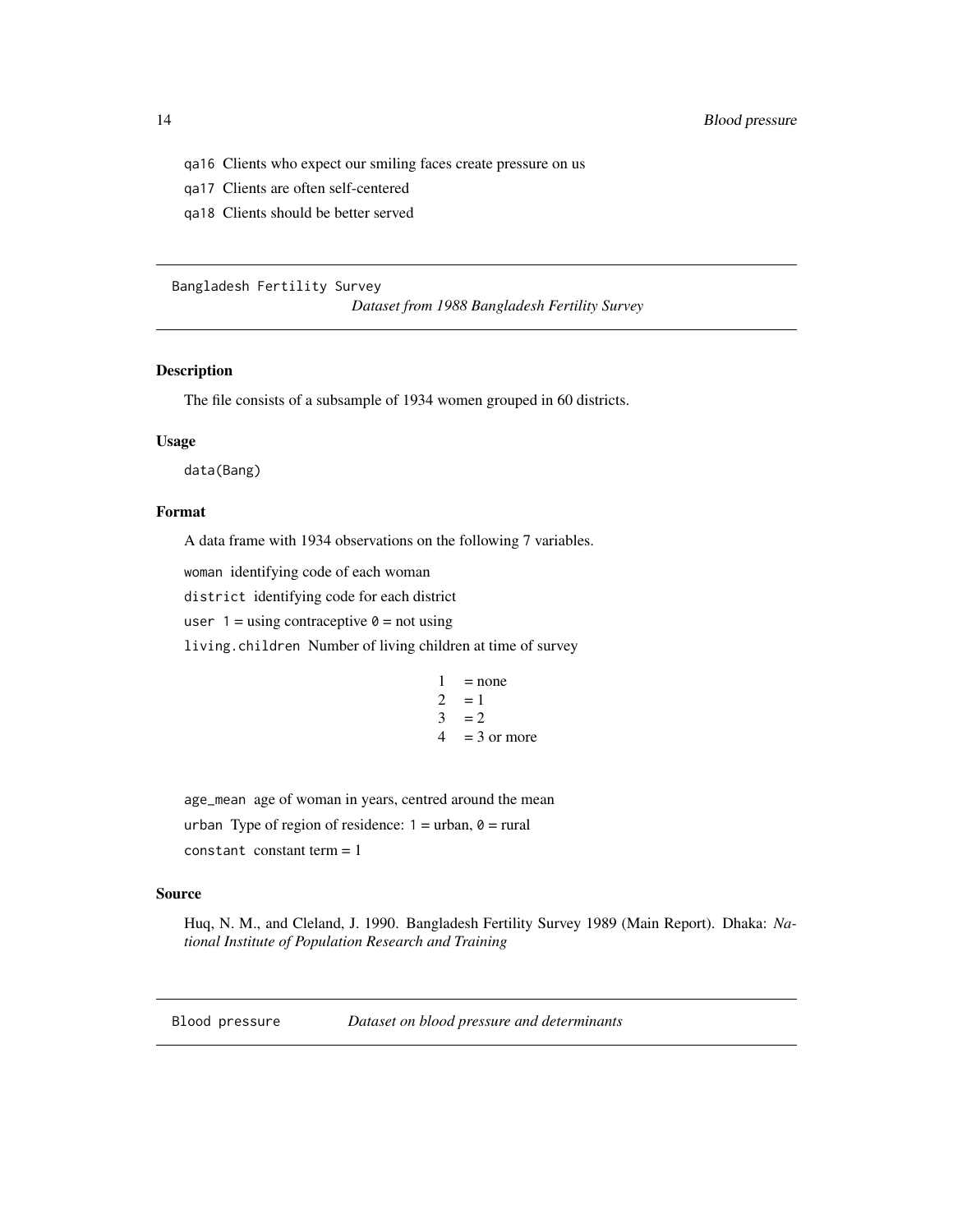qa16 Clients who expect our smiling faces create pressure on us

qa17 Clients are often self-centered

qa18 Clients should be better served

---

## Bangladesh Fertility Survey — *Dataset from 1988 Bangladesh Fertility Survey*

### Description

The file consists of a subsample of 1934 women grouped in 60 districts.

### Usage

```
data(Bang)
```

### Format

A data frame with 1934 observations on the following 7 variables.

woman identifying code of each woman

district identifying code for each district

user 1 = using contraceptive 0 = not using

living.children Number of living children at time of survey

| | |
|---|---|
| 1 | = none |
| 2 | = 1 |
| 3 | = 2 |
| 4 | = 3 or more |

age_mean age of woman in years, centred around the mean

urban Type of region of residence: 1 = urban, 0 = rural

constant constant term = 1

### Source

Huq, N. M., and Cleland, J. 1990. Bangladesh Fertility Survey 1989 (Main Report). Dhaka: *National Institute of Population Research and Training*

---

## Blood pressure — *Dataset on blood pressure and determinants*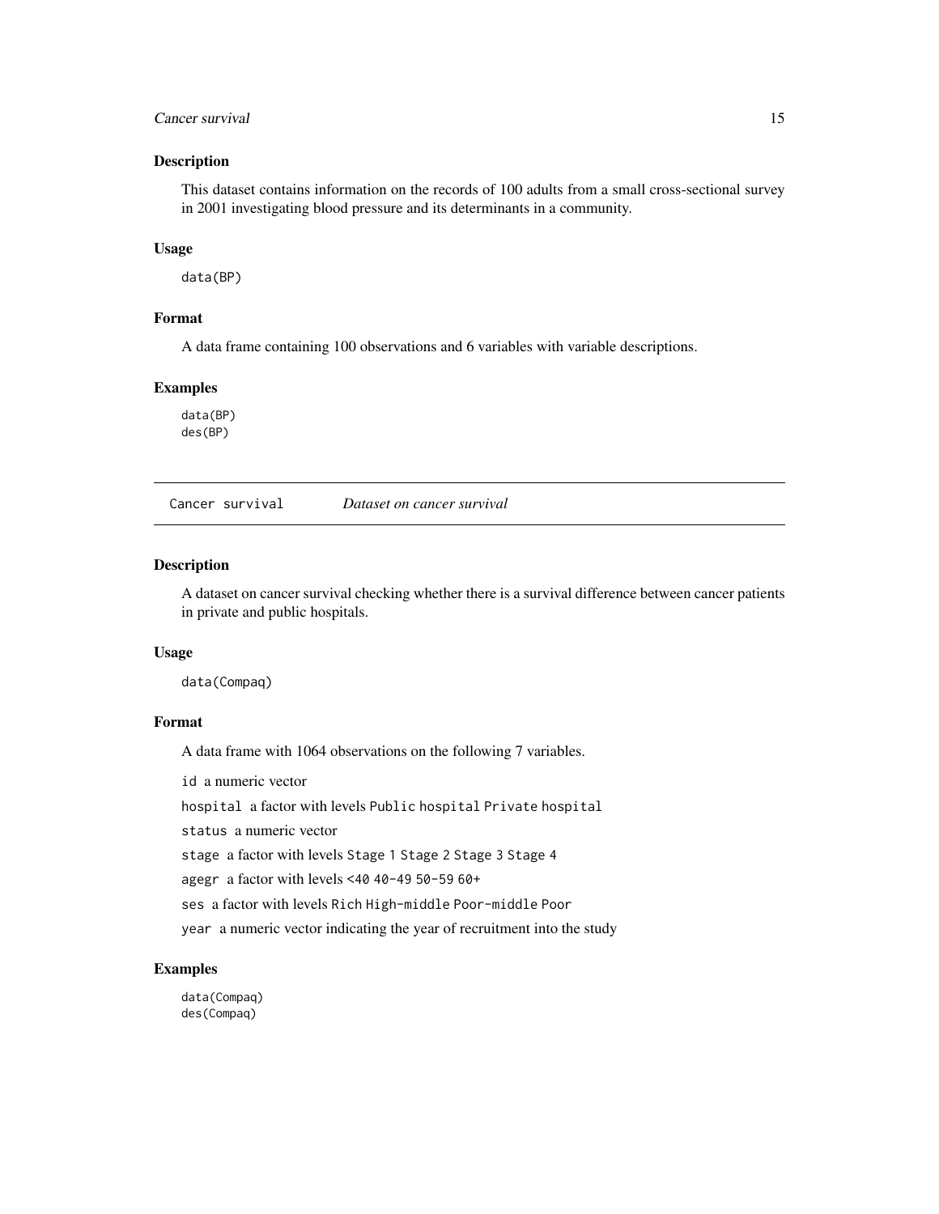## Description

This dataset contains information on the records of 100 adults from a small cross-sectional survey in 2001 investigating blood pressure and its determinants in a community.

## Usage

```
data(BP)
```

## Format

A data frame containing 100 observations and 6 variables with variable descriptions.

## Examples

```
data(BP)
des(BP)
```

---

# Cancer survival    *Dataset on cancer survival*

## Description

A dataset on cancer survival checking whether there is a survival difference between cancer patients in private and public hospitals.

## Usage

```
data(Compaq)
```

## Format

A data frame with 1064 observations on the following 7 variables.

`id` a numeric vector

`hospital` a factor with levels `Public hospital` `Private hospital`

`status` a numeric vector

`stage` a factor with levels `Stage 1` `Stage 2` `Stage 3` `Stage 4`

`agegr` a factor with levels `<40` `40-49` `50-59` `60+`

`ses` a factor with levels `Rich` `High-middle` `Poor-middle` `Poor`

`year` a numeric vector indicating the year of recruitment into the study

## Examples

```
data(Compaq)
des(Compaq)
```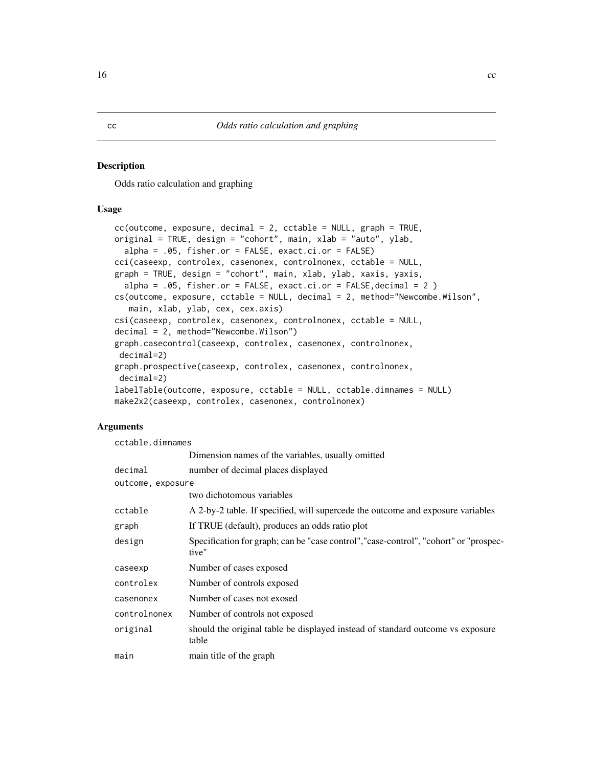# cc — Odds ratio calculation and graphing

## Description

Odds ratio calculation and graphing

## Usage

```
cc(outcome, exposure, decimal = 2, cctable = NULL, graph = TRUE,
original = TRUE, design = "cohort", main, xlab = "auto", ylab,
  alpha = .05, fisher.or = FALSE, exact.ci.or = FALSE)
cci(caseexp, controlex, casenonex, controlnonex, cctable = NULL,
graph = TRUE, design = "cohort", main, xlab, ylab, xaxis, yaxis,
  alpha = .05, fisher.or = FALSE, exact.ci.or = FALSE,decimal = 2 )
cs(outcome, exposure, cctable = NULL, decimal = 2, method="Newcombe.Wilson",
   main, xlab, ylab, cex, cex.axis)
csi(caseexp, controlex, casenonex, controlnonex, cctable = NULL,
decimal = 2, method="Newcombe.Wilson")
graph.casecontrol(caseexp, controlex, casenonex, controlnonex,
 decimal=2)
graph.prospective(caseexp, controlex, casenonex, controlnonex,
 decimal=2)
labelTable(outcome, exposure, cctable = NULL, cctable.dimnames = NULL)
make2x2(caseexp, controlex, casenonex, controlnonex)
```

## Arguments

| Argument | Description |
|---|---|
| `cctable.dimnames` | Dimension names of the variables, usually omitted |
| `decimal` | number of decimal places displayed |
| `outcome, exposure` | two dichotomous variables |
| `cctable` | A 2-by-2 table. If specified, will supercede the outcome and exposure variables |
| `graph` | If TRUE (default), produces an odds ratio plot |
| `design` | Specification for graph; can be "case control","case-control", "cohort" or "prospective" |
| `caseexp` | Number of cases exposed |
| `controlex` | Number of controls exposed |
| `casenonex` | Number of cases not exosed |
| `controlnonex` | Number of controls not exposed |
| `original` | should the original table be displayed instead of standard outcome vs exposure table |
| `main` | main title of the graph |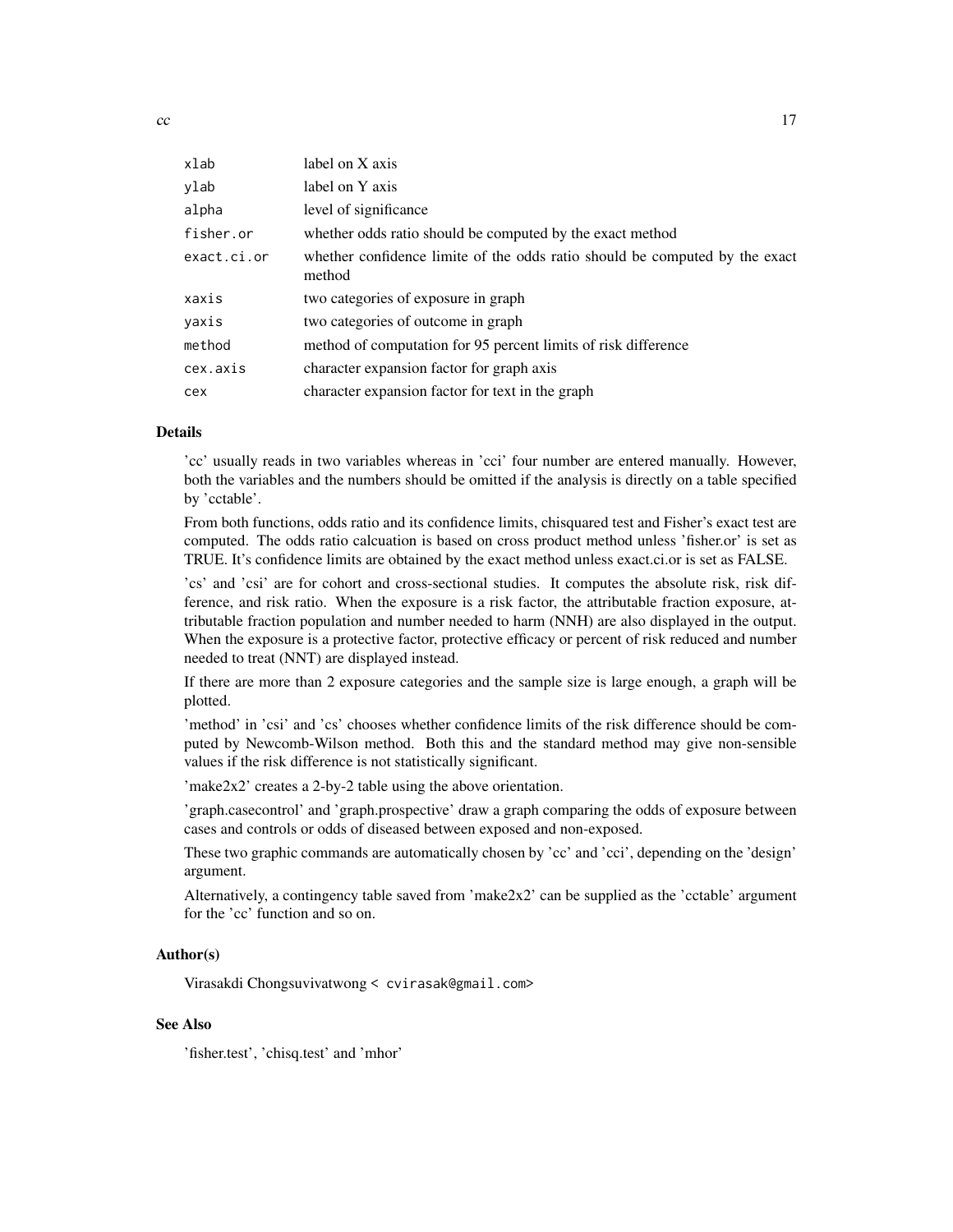| | |
|---|---|
| xlab | label on X axis |
| ylab | label on Y axis |
| alpha | level of significance |
| fisher.or | whether odds ratio should be computed by the exact method |
| exact.ci.or | whether confidence limite of the odds ratio should be computed by the exact method |
| xaxis | two categories of exposure in graph |
| yaxis | two categories of outcome in graph |
| method | method of computation for 95 percent limits of risk difference |
| cex.axis | character expansion factor for graph axis |
| cex | character expansion factor for text in the graph |

### Details

'cc' usually reads in two variables whereas in 'cci' four number are entered manually. However, both the variables and the numbers should be omitted if the analysis is directly on a table specified by 'cctable'.

From both functions, odds ratio and its confidence limits, chisquared test and Fisher's exact test are computed. The odds ratio calcuation is based on cross product method unless 'fisher.or' is set as TRUE. It's confidence limits are obtained by the exact method unless exact.ci.or is set as FALSE.

'cs' and 'csi' are for cohort and cross-sectional studies. It computes the absolute risk, risk difference, and risk ratio. When the exposure is a risk factor, the attributable fraction exposure, attributable fraction population and number needed to harm (NNH) are also displayed in the output. When the exposure is a protective factor, protective efficacy or percent of risk reduced and number needed to treat (NNT) are displayed instead.

If there are more than 2 exposure categories and the sample size is large enough, a graph will be plotted.

'method' in 'csi' and 'cs' chooses whether confidence limits of the risk difference should be computed by Newcomb-Wilson method. Both this and the standard method may give non-sensible values if the risk difference is not statistically significant.

'make2x2' creates a 2-by-2 table using the above orientation.

'graph.casecontrol' and 'graph.prospective' draw a graph comparing the odds of exposure between cases and controls or odds of diseased between exposed and non-exposed.

These two graphic commands are automatically chosen by 'cc' and 'cci', depending on the 'design' argument.

Alternatively, a contingency table saved from 'make2x2' can be supplied as the 'cctable' argument for the 'cc' function and so on.

### Author(s)

Virasakdi Chongsuvivatwong < cvirasak@gmail.com>

### See Also

'fisher.test', 'chisq.test' and 'mhor'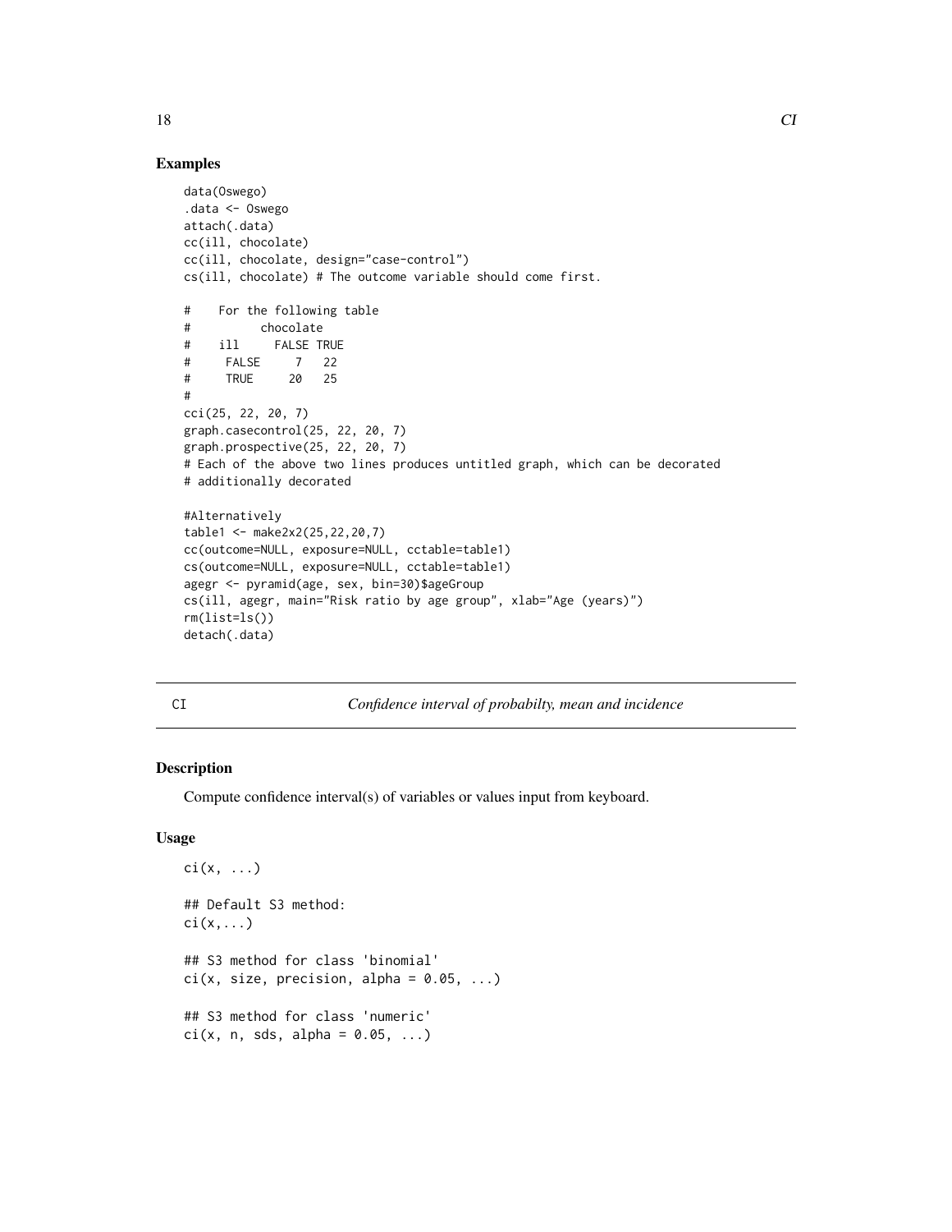## Examples

```
data(Oswego)
.data <- Oswego
attach(.data)
cc(ill, chocolate)
cc(ill, chocolate, design="case-control")
cs(ill, chocolate) # The outcome variable should come first.

#    For the following table
#          chocolate
#    ill     FALSE TRUE
#     FALSE     7   22
#     TRUE     20   25
#
cci(25, 22, 20, 7)
graph.casecontrol(25, 22, 20, 7)
graph.prospective(25, 22, 20, 7)
# Each of the above two lines produces untitled graph, which can be decorated
# additionally decorated

#Alternatively
table1 <- make2x2(25,22,20,7)
cc(outcome=NULL, exposure=NULL, cctable=table1)
cs(outcome=NULL, exposure=NULL, cctable=table1)
agegr <- pyramid(age, sex, bin=30)$ageGroup
cs(ill, agegr, main="Risk ratio by age group", xlab="Age (years)")
rm(list=ls())
detach(.data)
```

---

# CI *Confidence interval of probabilty, mean and incidence*

## Description

Compute confidence interval(s) of variables or values input from keyboard.

## Usage

```
ci(x, ...)

## Default S3 method:
ci(x,...)

## S3 method for class 'binomial'
ci(x, size, precision, alpha = 0.05, ...)

## S3 method for class 'numeric'
ci(x, n, sds, alpha = 0.05, ...)
```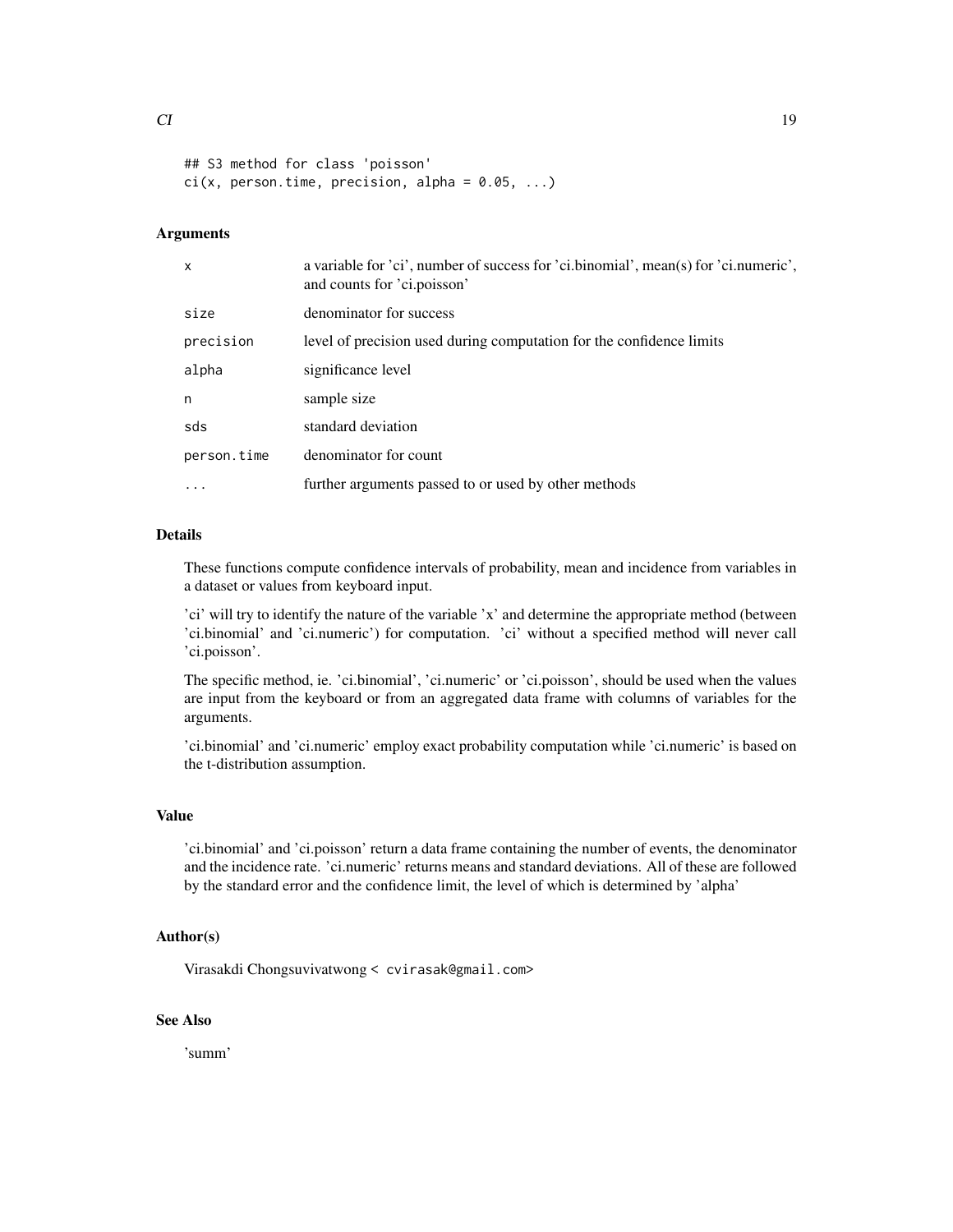```
## S3 method for class 'poisson'
ci(x, person.time, precision, alpha = 0.05, ...)
```

### Arguments

| | |
|---|---|
| x | a variable for 'ci', number of success for 'ci.binomial', mean(s) for 'ci.numeric', and counts for 'ci.poisson' |
| size | denominator for success |
| precision | level of precision used during computation for the confidence limits |
| alpha | significance level |
| n | sample size |
| sds | standard deviation |
| person.time | denominator for count |
| ... | further arguments passed to or used by other methods |

### Details

These functions compute confidence intervals of probability, mean and incidence from variables in a dataset or values from keyboard input.

'ci' will try to identify the nature of the variable 'x' and determine the appropriate method (between 'ci.binomial' and 'ci.numeric') for computation. 'ci' without a specified method will never call 'ci.poisson'.

The specific method, ie. 'ci.binomial', 'ci.numeric' or 'ci.poisson', should be used when the values are input from the keyboard or from an aggregated data frame with columns of variables for the arguments.

'ci.binomial' and 'ci.numeric' employ exact probability computation while 'ci.numeric' is based on the t-distribution assumption.

### Value

'ci.binomial' and 'ci.poisson' return a data frame containing the number of events, the denominator and the incidence rate. 'ci.numeric' returns means and standard deviations. All of these are followed by the standard error and the confidence limit, the level of which is determined by 'alpha'

### Author(s)

Virasakdi Chongsuvivatwong < cvirasak@gmail.com>

### See Also

'summ'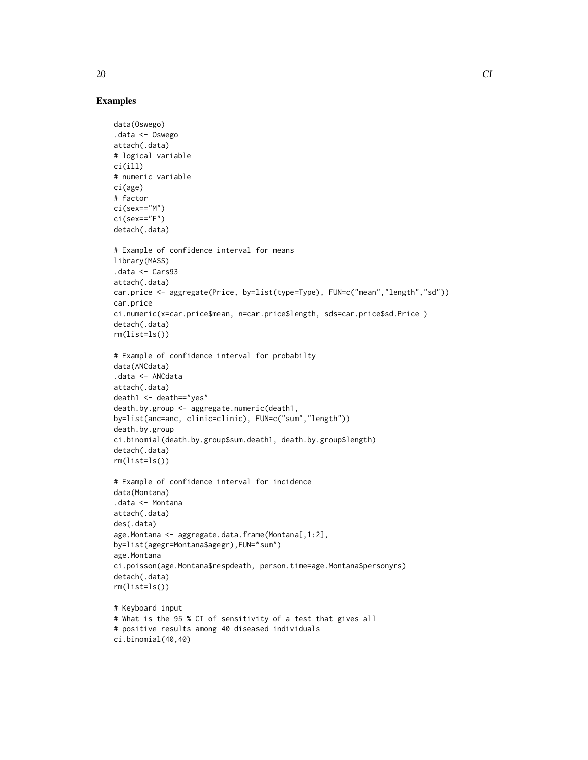## Examples

```
data(Oswego)
.data <- Oswego
attach(.data)
# logical variable
ci(ill)
# numeric variable
ci(age)
# factor
ci(sex=="M")
ci(sex=="F")
detach(.data)

# Example of confidence interval for means
library(MASS)
.data <- Cars93
attach(.data)
car.price <- aggregate(Price, by=list(type=Type), FUN=c("mean","length","sd"))
car.price
ci.numeric(x=car.price$mean, n=car.price$length, sds=car.price$sd.Price )
detach(.data)
rm(list=ls())

# Example of confidence interval for probabilty
data(ANCdata)
.data <- ANCdata
attach(.data)
death1 <- death=="yes"
death.by.group <- aggregate.numeric(death1,
by=list(anc=anc, clinic=clinic), FUN=c("sum","length"))
death.by.group
ci.binomial(death.by.group$sum.death1, death.by.group$length)
detach(.data)
rm(list=ls())

# Example of confidence interval for incidence
data(Montana)
.data <- Montana
attach(.data)
des(.data)
age.Montana <- aggregate.data.frame(Montana[,1:2],
by=list(agegr=Montana$agegr),FUN="sum")
age.Montana
ci.poisson(age.Montana$respdeath, person.time=age.Montana$personyrs)
detach(.data)
rm(list=ls())

# Keyboard input
# What is the 95 % CI of sensitivity of a test that gives all
# positive results among 40 diseased individuals
ci.binomial(40,40)
```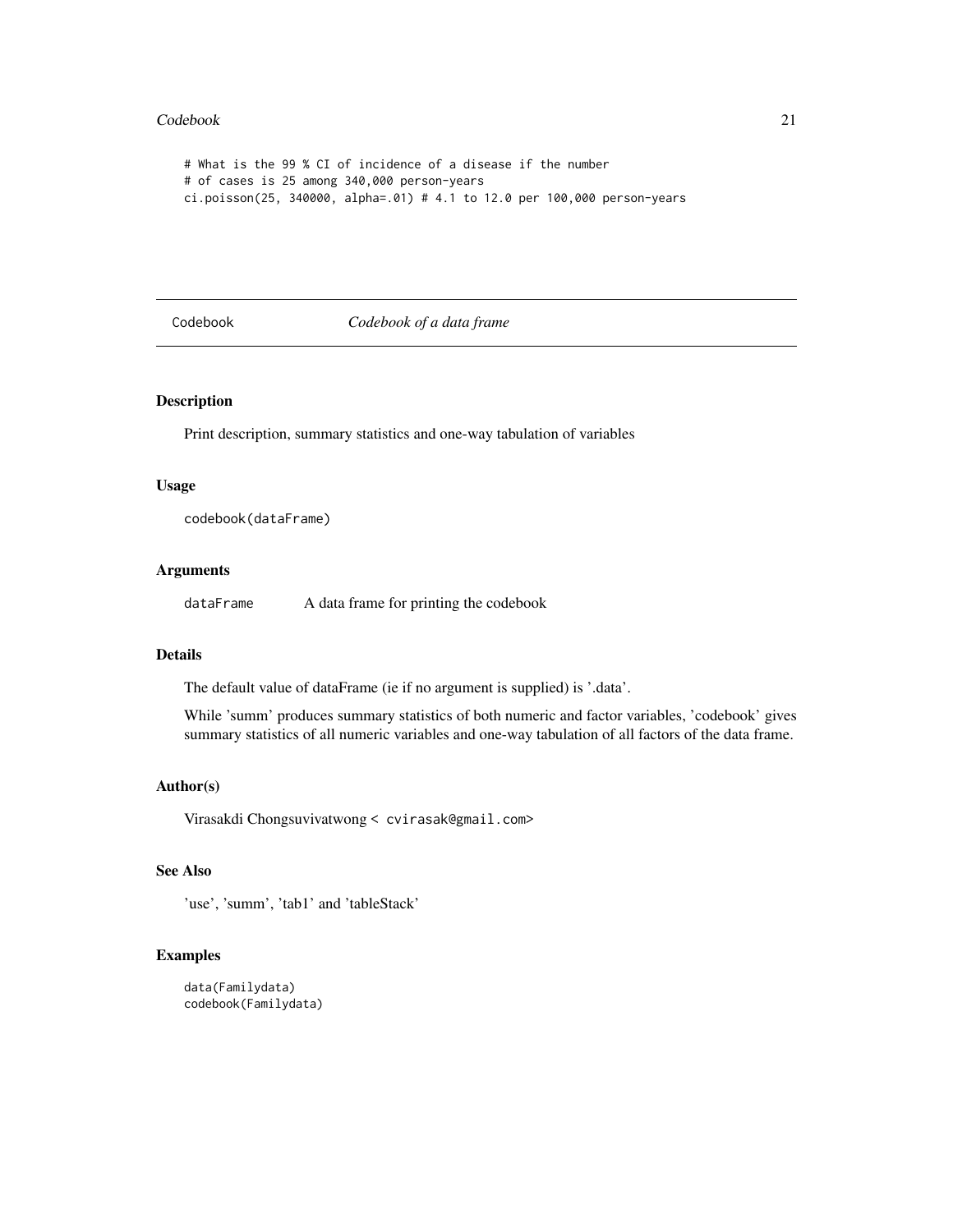```
# What is the 99 % CI of incidence of a disease if the number
# of cases is 25 among 340,000 person-years
ci.poisson(25, 340000, alpha=.01) # 4.1 to 12.0 per 100,000 person-years
```

---

## Codebook — *Codebook of a data frame*

### Description

Print description, summary statistics and one-way tabulation of variables

### Usage

```
codebook(dataFrame)
```

### Arguments

| | |
|---|---|
| `dataFrame` | A data frame for printing the codebook |

### Details

The default value of dataFrame (ie if no argument is supplied) is '.data'.

While 'summ' produces summary statistics of both numeric and factor variables, 'codebook' gives summary statistics of all numeric variables and one-way tabulation of all factors of the data frame.

### Author(s)

Virasakdi Chongsuvivatwong < `cvirasak@gmail.com`>

### See Also

'use', 'summ', 'tab1' and 'tableStack'

### Examples

```
data(Familydata)
codebook(Familydata)
```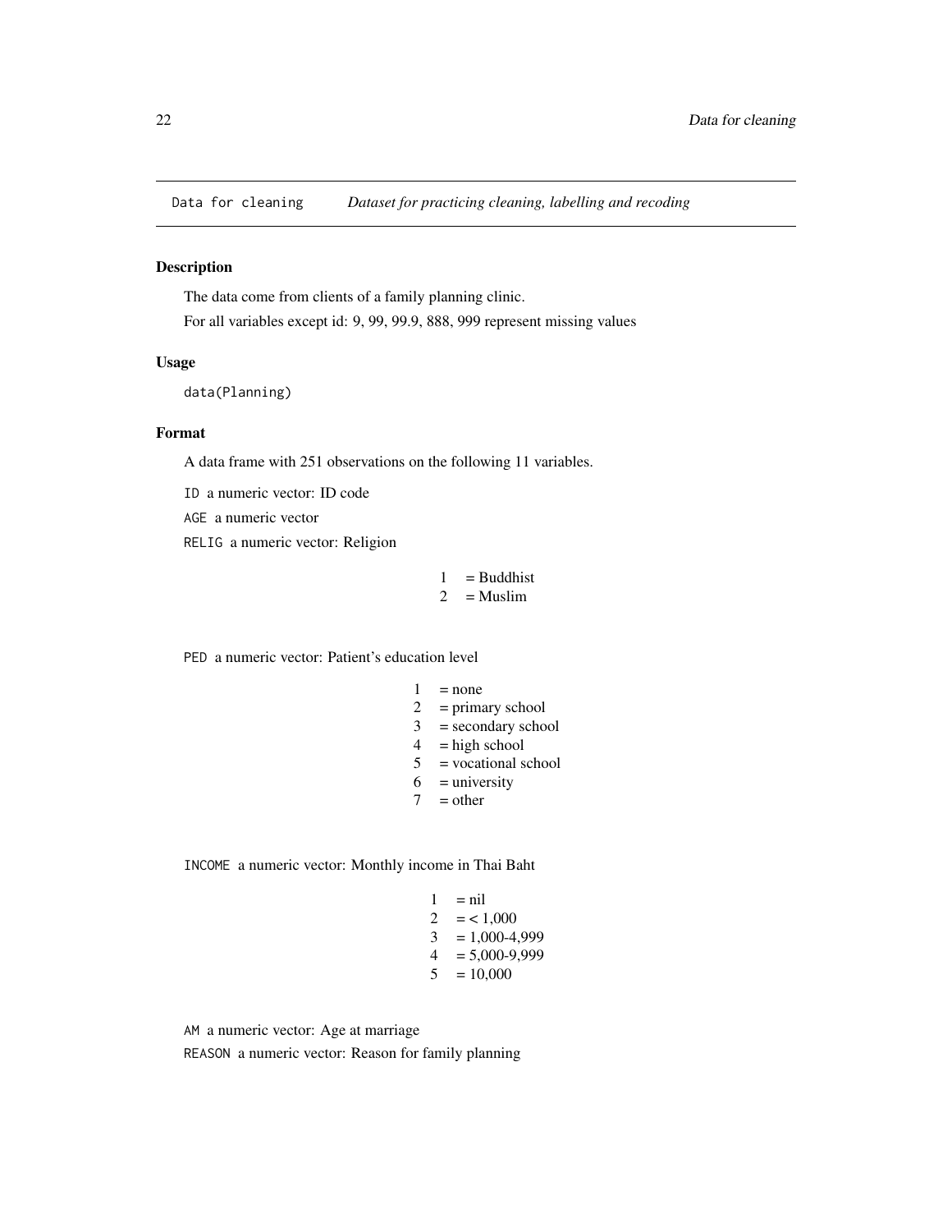Data for cleaning *Dataset for practicing cleaning, labelling and recoding*

### Description

The data come from clients of a family planning clinic.

For all variables except id: 9, 99, 99.9, 888, 999 represent missing values

### Usage

```
data(Planning)
```

### Format

A data frame with 251 observations on the following 11 variables.

ID a numeric vector: ID code

AGE a numeric vector

RELIG a numeric vector: Religion

| | |
|---|---|
| 1 | = Buddhist |
| 2 | = Muslim |

PED a numeric vector: Patient's education level

| | |
|---|---|
| 1 | = none |
| 2 | = primary school |
| 3 | = secondary school |
| 4 | = high school |
| 5 | = vocational school |
| 6 | = university |
| 7 | = other |

INCOME a numeric vector: Monthly income in Thai Baht

| | |
|---|---|
| 1 | = nil |
| 2 | = < 1,000 |
| 3 | = 1,000-4,999 |
| 4 | = 5,000-9,999 |
| 5 | = 10,000 |

AM a numeric vector: Age at marriage

REASON a numeric vector: Reason for family planning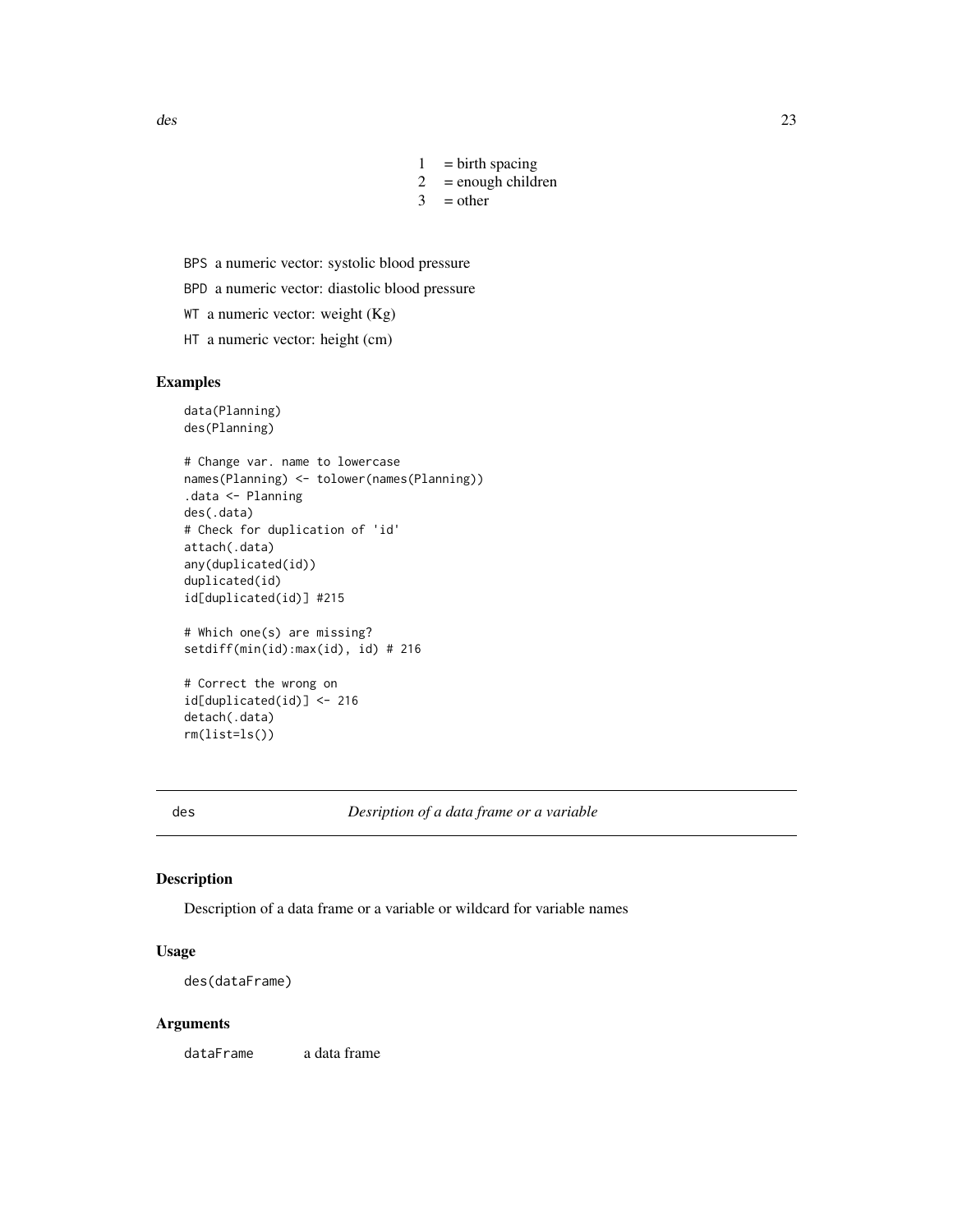1 = birth spacing
2 = enough children
3 = other

BPS a numeric vector: systolic blood pressure

BPD a numeric vector: diastolic blood pressure

WT a numeric vector: weight (Kg)

HT a numeric vector: height (cm)

## Examples

```
data(Planning)
des(Planning)

# Change var. name to lowercase
names(Planning) <- tolower(names(Planning))
.data <- Planning
des(.data)
# Check for duplication of 'id'
attach(.data)
any(duplicated(id))
duplicated(id)
id[duplicated(id)] #215

# Which one(s) are missing?
setdiff(min(id):max(id), id) # 216

# Correct the wrong on
id[duplicated(id)] <- 216
detach(.data)
rm(list=ls())
```

---

# des — *Desription of a data frame or a variable*

---

## Description

Description of a data frame or a variable or wildcard for variable names

## Usage

```
des(dataFrame)
```

## Arguments

dataFrame a data frame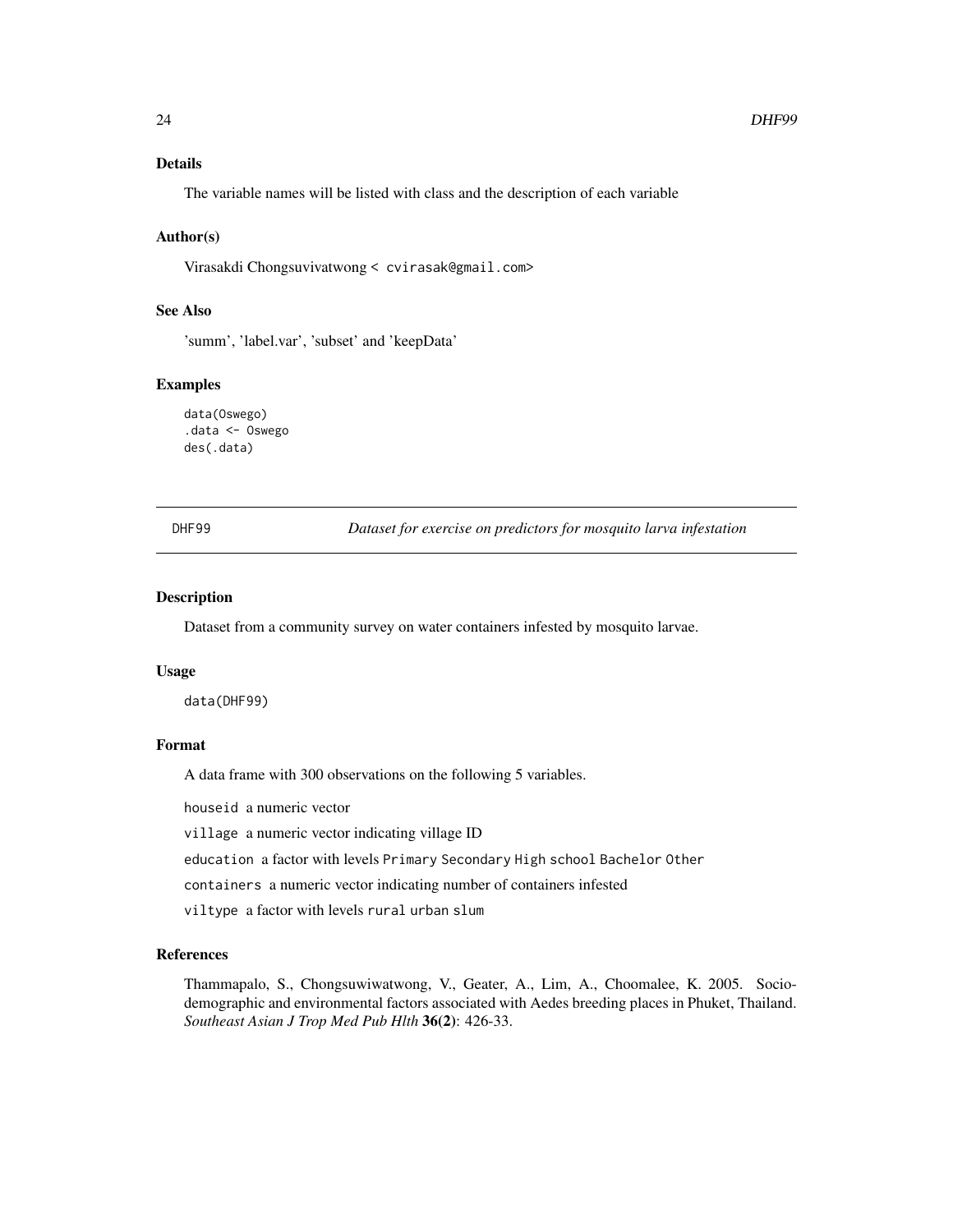### Details

The variable names will be listed with class and the description of each variable

### Author(s)

Virasakdi Chongsuvivatwong < cvirasak@gmail.com>

### See Also

'summ', 'label.var', 'subset' and 'keepData'

### Examples

```
data(Oswego)
.data <- Oswego
des(.data)
```

---

## DHF99 — *Dataset for exercise on predictors for mosquito larva infestation*

---

### Description

Dataset from a community survey on water containers infested by mosquito larvae.

### Usage

```
data(DHF99)
```

### Format

A data frame with 300 observations on the following 5 variables.

- `houseid` a numeric vector
- `village` a numeric vector indicating village ID
- `education` a factor with levels `Primary` `Secondary` `High school` `Bachelor` `Other`
- `containers` a numeric vector indicating number of containers infested
- `viltype` a factor with levels `rural` `urban` `slum`

### References

Thammapalo, S., Chongsuwiwatwong, V., Geater, A., Lim, A., Choomalee, K. 2005. Socio-demographic and environmental factors associated with Aedes breeding places in Phuket, Thailand. *Southeast Asian J Trop Med Pub Hlth* **36(2)**: 426-33.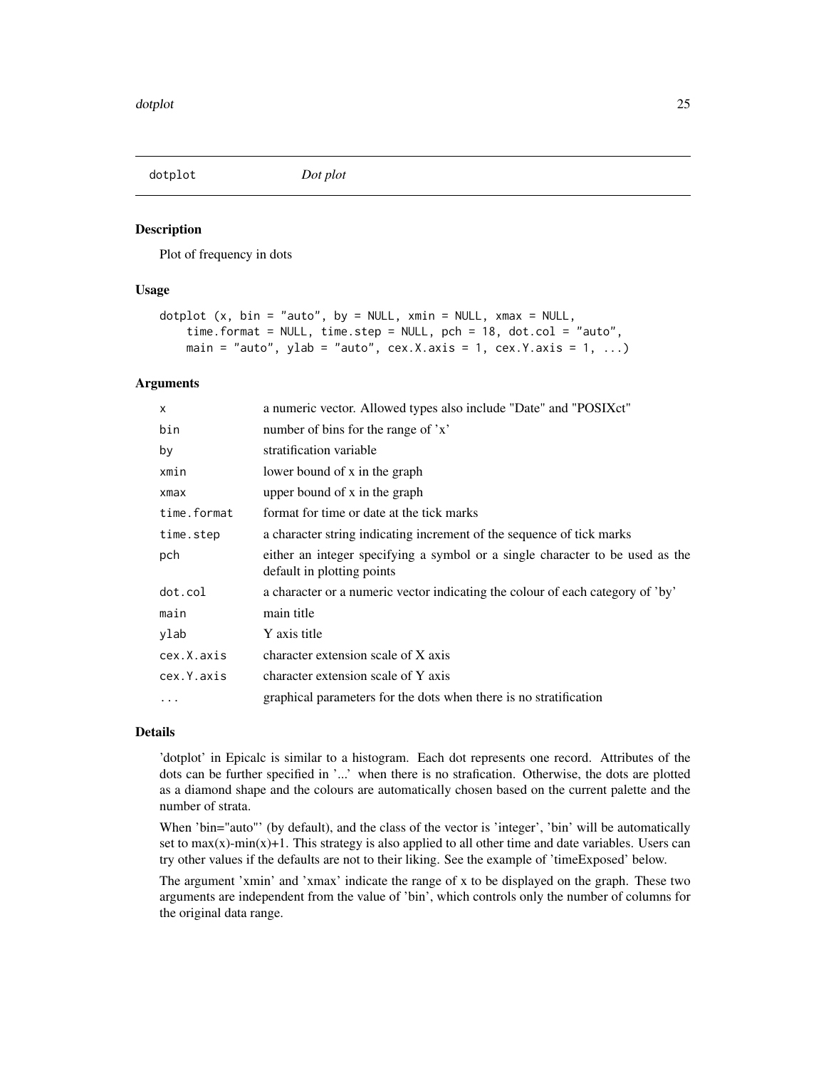# dotplot *Dot plot*

## Description

Plot of frequency in dots

## Usage

```
dotplot (x, bin = "auto", by = NULL, xmin = NULL, xmax = NULL,
    time.format = NULL, time.step = NULL, pch = 18, dot.col = "auto",
    main = "auto", ylab = "auto", cex.X.axis = 1, cex.Y.axis = 1, ...)
```

## Arguments

| | |
|---|---|
| x | a numeric vector. Allowed types also include "Date" and "POSIXct" |
| bin | number of bins for the range of 'x' |
| by | stratification variable |
| xmin | lower bound of x in the graph |
| xmax | upper bound of x in the graph |
| time.format | format for time or date at the tick marks |
| time.step | a character string indicating increment of the sequence of tick marks |
| pch | either an integer specifying a symbol or a single character to be used as the default in plotting points |
| dot.col | a character or a numeric vector indicating the colour of each category of 'by' |
| main | main title |
| ylab | Y axis title |
| cex.X.axis | character extension scale of X axis |
| cex.Y.axis | character extension scale of Y axis |
| ... | graphical parameters for the dots when there is no stratification |

## Details

'dotplot' in Epicalc is similar to a histogram. Each dot represents one record. Attributes of the dots can be further specified in '...' when there is no strafication. Otherwise, the dots are plotted as a diamond shape and the colours are automatically chosen based on the current palette and the number of strata.

When 'bin="auto"' (by default), and the class of the vector is 'integer', 'bin' will be automatically set to max(x)-min(x)+1. This strategy is also applied to all other time and date variables. Users can try other values if the defaults are not to their liking. See the example of 'timeExposed' below.

The argument 'xmin' and 'xmax' indicate the range of x to be displayed on the graph. These two arguments are independent from the value of 'bin', which controls only the number of columns for the original data range.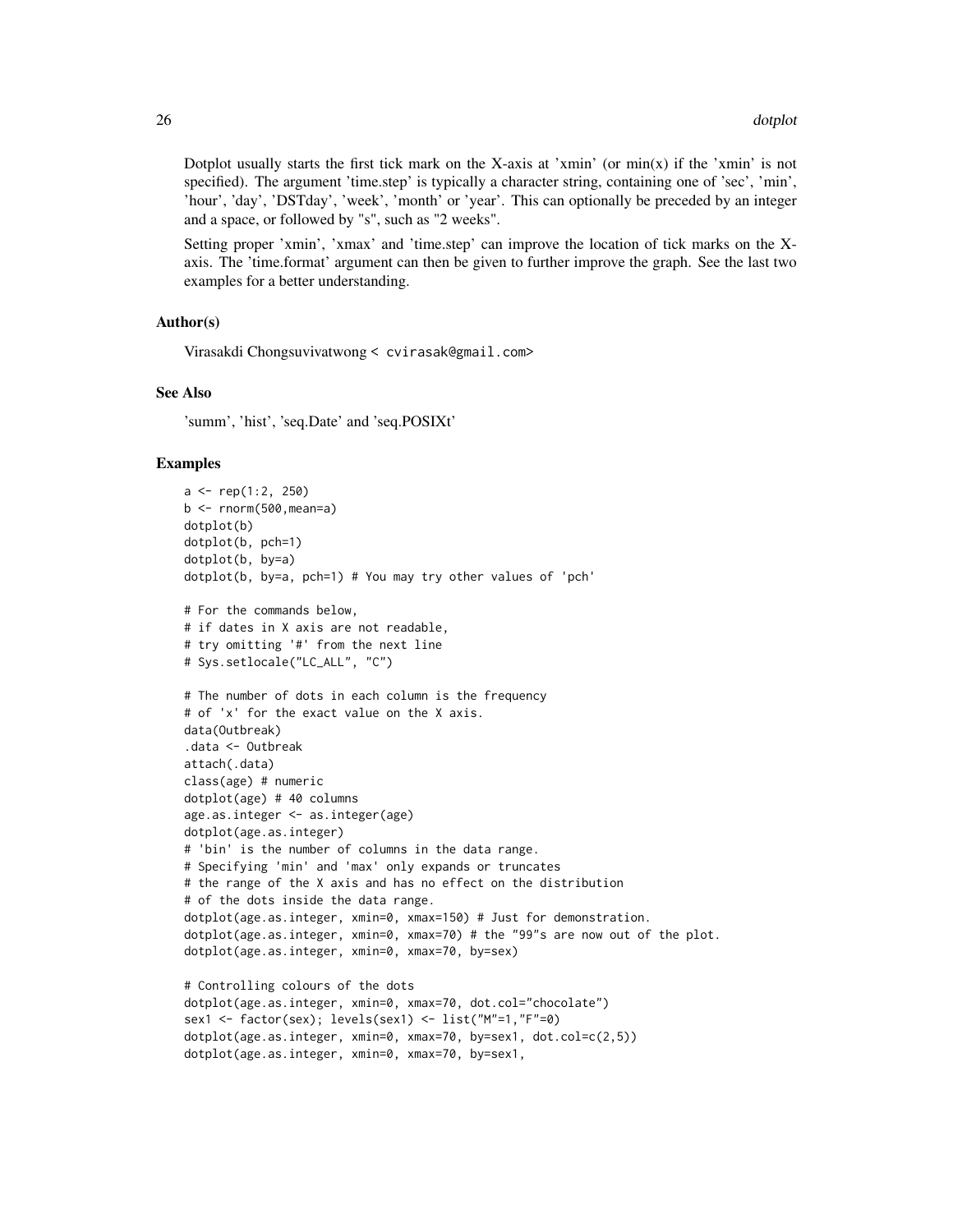Dotplot usually starts the first tick mark on the X-axis at 'xmin' (or min(x) if the 'xmin' is not specified). The argument 'time.step' is typically a character string, containing one of 'sec', 'min', 'hour', 'day', 'DSTday', 'week', 'month' or 'year'. This can optionally be preceded by an integer and a space, or followed by "s", such as "2 weeks".

Setting proper 'xmin', 'xmax' and 'time.step' can improve the location of tick marks on the X-axis. The 'time.format' argument can then be given to further improve the graph. See the last two examples for a better understanding.

### Author(s)

Virasakdi Chongsuvivatwong < cvirasak@gmail.com>

### See Also

'summ', 'hist', 'seq.Date' and 'seq.POSIXt'

### Examples

```
a <- rep(1:2, 250)
b <- rnorm(500,mean=a)
dotplot(b)
dotplot(b, pch=1)
dotplot(b, by=a)
dotplot(b, by=a, pch=1) # You may try other values of 'pch'

# For the commands below,
# if dates in X axis are not readable,
# try omitting '#' from the next line
# Sys.setlocale("LC_ALL", "C")

# The number of dots in each column is the frequency
# of 'x' for the exact value on the X axis.
data(Outbreak)
.data <- Outbreak
attach(.data)
class(age) # numeric
dotplot(age) # 40 columns
age.as.integer <- as.integer(age)
dotplot(age.as.integer)
# 'bin' is the number of columns in the data range.
# Specifying 'min' and 'max' only expands or truncates
# the range of the X axis and has no effect on the distribution
# of the dots inside the data range.
dotplot(age.as.integer, xmin=0, xmax=150) # Just for demonstration.
dotplot(age.as.integer, xmin=0, xmax=70) # the "99"s are now out of the plot.
dotplot(age.as.integer, xmin=0, xmax=70, by=sex)

# Controlling colours of the dots
dotplot(age.as.integer, xmin=0, xmax=70, dot.col="chocolate")
sex1 <- factor(sex); levels(sex1) <- list("M"=1,"F"=0)
dotplot(age.as.integer, xmin=0, xmax=70, by=sex1, dot.col=c(2,5))
dotplot(age.as.integer, xmin=0, xmax=70, by=sex1,
```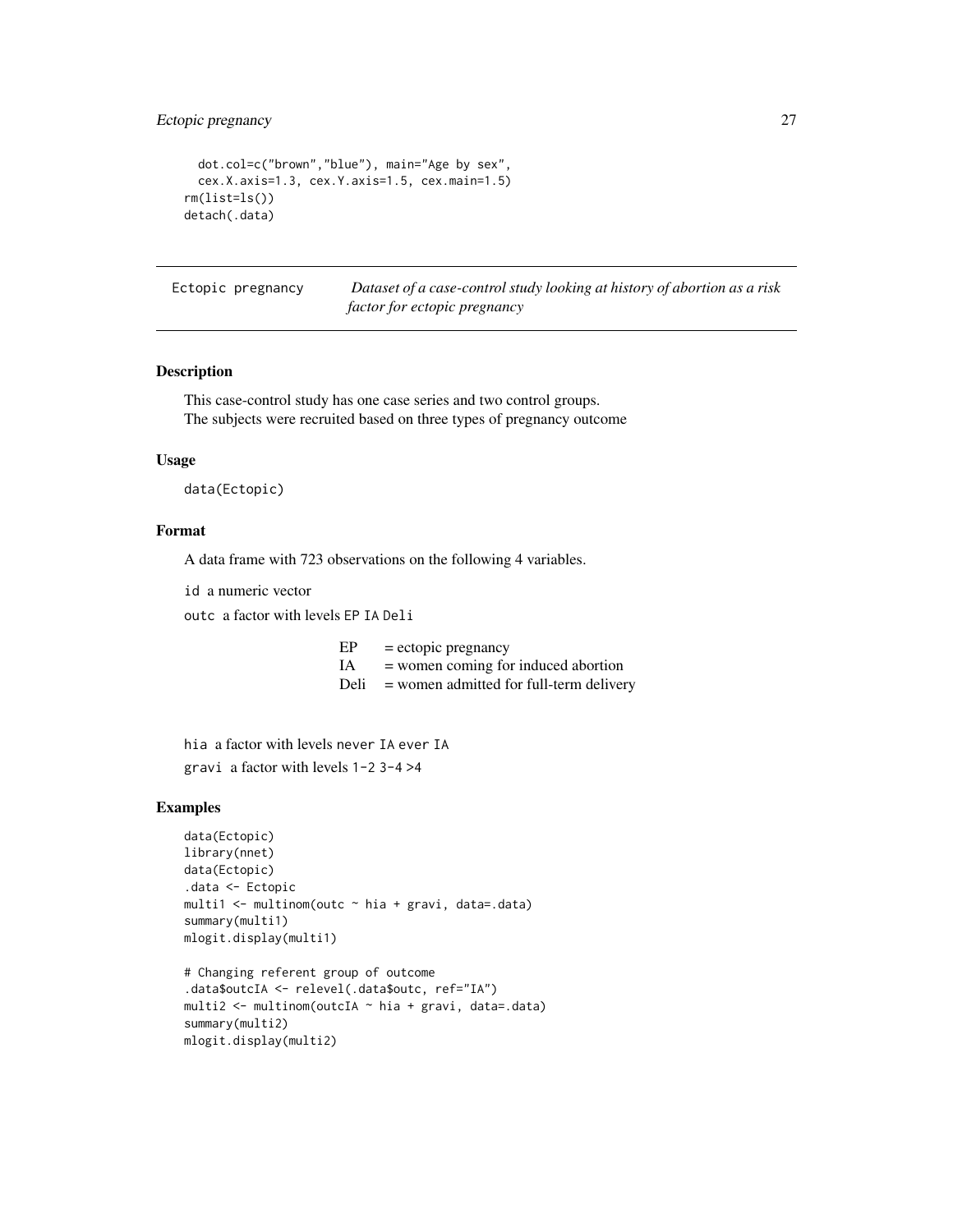```
  dot.col=c("brown","blue"), main="Age by sex",
  cex.X.axis=1.3, cex.Y.axis=1.5, cex.main=1.5)
rm(list=ls())
detach(.data)
```

---

`Ectopic pregnancy` *Dataset of a case-control study looking at history of abortion as a risk factor for ectopic pregnancy*

---

## Description

This case-control study has one case series and two control groups.
The subjects were recruited based on three types of pregnancy outcome

## Usage

```
data(Ectopic)
```

## Format

A data frame with 723 observations on the following 4 variables.

`id` a numeric vector

`outc` a factor with levels `EP` `IA` `Deli`

| | |
|---|---|
| EP | = ectopic pregnancy |
| IA | = women coming for induced abortion |
| Deli | = women admitted for full-term delivery |

`hia` a factor with levels `never IA` `ever IA`

`gravi` a factor with levels `1-2` `3-4` `>4`

## Examples

```
data(Ectopic)
library(nnet)
data(Ectopic)
.data <- Ectopic
multi1 <- multinom(outc ~ hia + gravi, data=.data)
summary(multi1)
mlogit.display(multi1)

# Changing referent group of outcome
.data$outcIA <- relevel(.data$outc, ref="IA")
multi2 <- multinom(outcIA ~ hia + gravi, data=.data)
summary(multi2)
mlogit.display(multi2)
```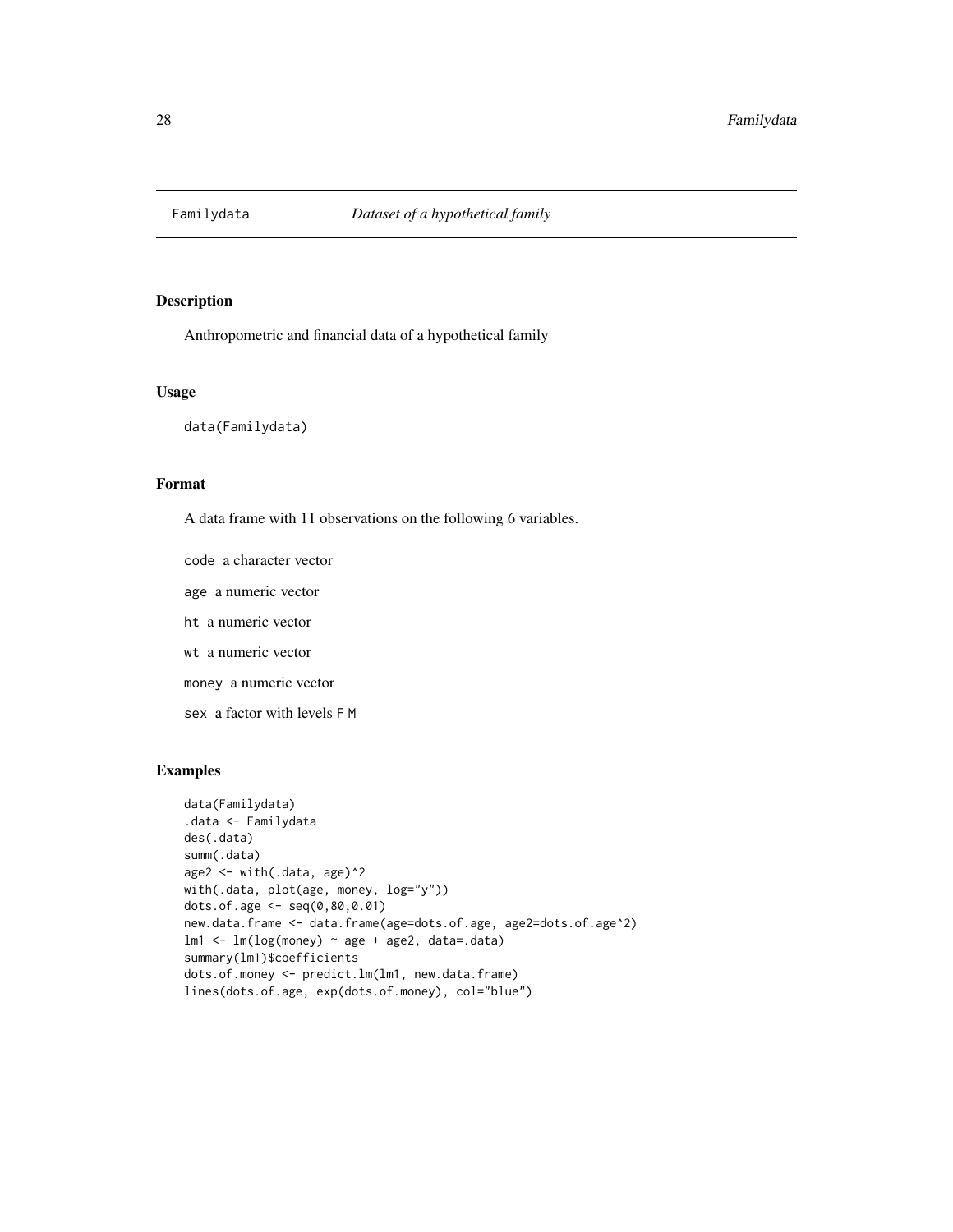Familydata *Dataset of a hypothetical family*

## Description

Anthropometric and financial data of a hypothetical family

## Usage

```
data(Familydata)
```

## Format

A data frame with 11 observations on the following 6 variables.

`code` a character vector

`age` a numeric vector

`ht` a numeric vector

`wt` a numeric vector

`money` a numeric vector

`sex` a factor with levels `F` `M`

## Examples

```
data(Familydata)
.data <- Familydata
des(.data)
summ(.data)
age2 <- with(.data, age)^2
with(.data, plot(age, money, log="y"))
dots.of.age <- seq(0,80,0.01)
new.data.frame <- data.frame(age=dots.of.age, age2=dots.of.age^2)
lm1 <- lm(log(money) ~ age + age2, data=.data)
summary(lm1)$coefficients
dots.of.money <- predict.lm(lm1, new.data.frame)
lines(dots.of.age, exp(dots.of.money), col="blue")
```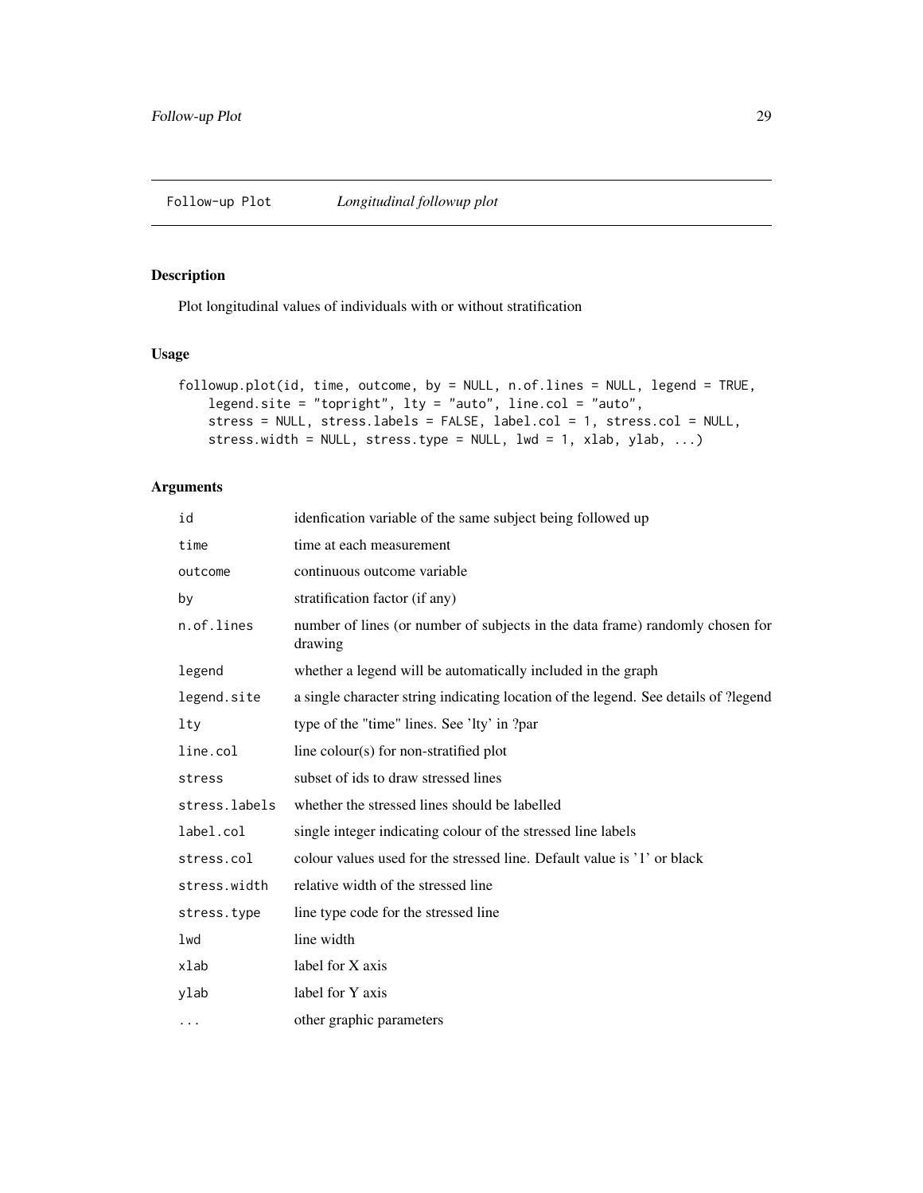## Follow-up Plot *Longitudinal followup plot*

### Description

Plot longitudinal values of individuals with or without stratification

### Usage

```
followup.plot(id, time, outcome, by = NULL, n.of.lines = NULL, legend = TRUE,
    legend.site = "topright", lty = "auto", line.col = "auto",
    stress = NULL, stress.labels = FALSE, label.col = 1, stress.col = NULL,
    stress.width = NULL, stress.type = NULL, lwd = 1, xlab, ylab, ...)
```

### Arguments

| | |
|---|---|
| `id` | idenfication variable of the same subject being followed up |
| `time` | time at each measurement |
| `outcome` | continuous outcome variable |
| `by` | stratification factor (if any) |
| `n.of.lines` | number of lines (or number of subjects in the data frame) randomly chosen for drawing |
| `legend` | whether a legend will be automatically included in the graph |
| `legend.site` | a single character string indicating location of the legend. See details of ?legend |
| `lty` | type of the "time" lines. See 'lty' in ?par |
| `line.col` | line colour(s) for non-stratified plot |
| `stress` | subset of ids to draw stressed lines |
| `stress.labels` | whether the stressed lines should be labelled |
| `label.col` | single integer indicating colour of the stressed line labels |
| `stress.col` | colour values used for the stressed line. Default value is '1' or black |
| `stress.width` | relative width of the stressed line |
| `stress.type` | line type code for the stressed line |
| `lwd` | line width |
| `xlab` | label for X axis |
| `ylab` | label for Y axis |
| `...` | other graphic parameters |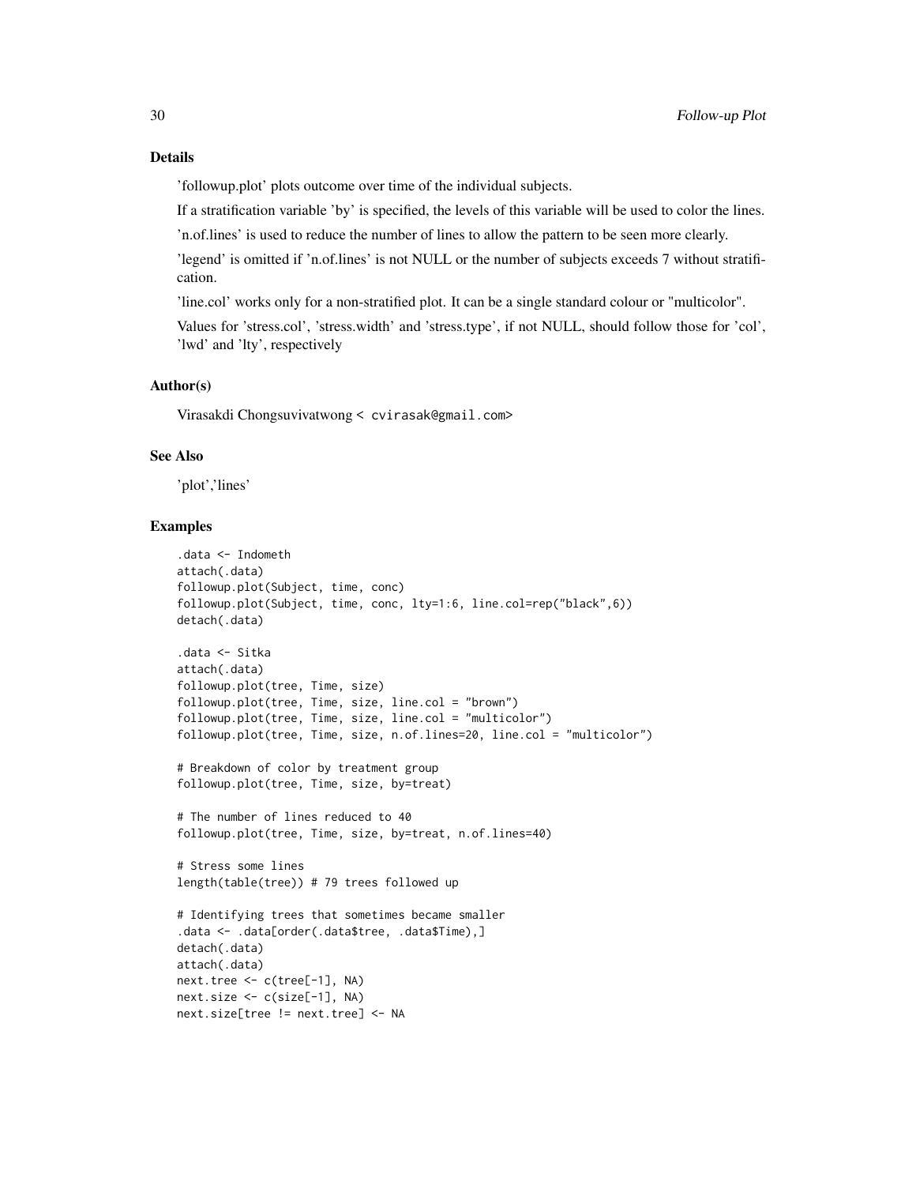## Details

'followup.plot' plots outcome over time of the individual subjects.

If a stratification variable 'by' is specified, the levels of this variable will be used to color the lines.

'n.of.lines' is used to reduce the number of lines to allow the pattern to be seen more clearly.

'legend' is omitted if 'n.of.lines' is not NULL or the number of subjects exceeds 7 without stratification.

'line.col' works only for a non-stratified plot. It can be a single standard colour or "multicolor".

Values for 'stress.col', 'stress.width' and 'stress.type', if not NULL, should follow those for 'col', 'lwd' and 'lty', respectively

## Author(s)

Virasakdi Chongsuvivatwong < cvirasak@gmail.com>

## See Also

'plot','lines'

## Examples

```
.data <- Indometh
attach(.data)
followup.plot(Subject, time, conc)
followup.plot(Subject, time, conc, lty=1:6, line.col=rep("black",6))
detach(.data)

.data <- Sitka
attach(.data)
followup.plot(tree, Time, size)
followup.plot(tree, Time, size, line.col = "brown")
followup.plot(tree, Time, size, line.col = "multicolor")
followup.plot(tree, Time, size, n.of.lines=20, line.col = "multicolor")

# Breakdown of color by treatment group
followup.plot(tree, Time, size, by=treat)

# The number of lines reduced to 40
followup.plot(tree, Time, size, by=treat, n.of.lines=40)

# Stress some lines
length(table(tree)) # 79 trees followed up

# Identifying trees that sometimes became smaller
.data <- .data[order(.data$tree, .data$Time),]
detach(.data)
attach(.data)
next.tree <- c(tree[-1], NA)
next.size <- c(size[-1], NA)
next.size[tree != next.tree] <- NA
```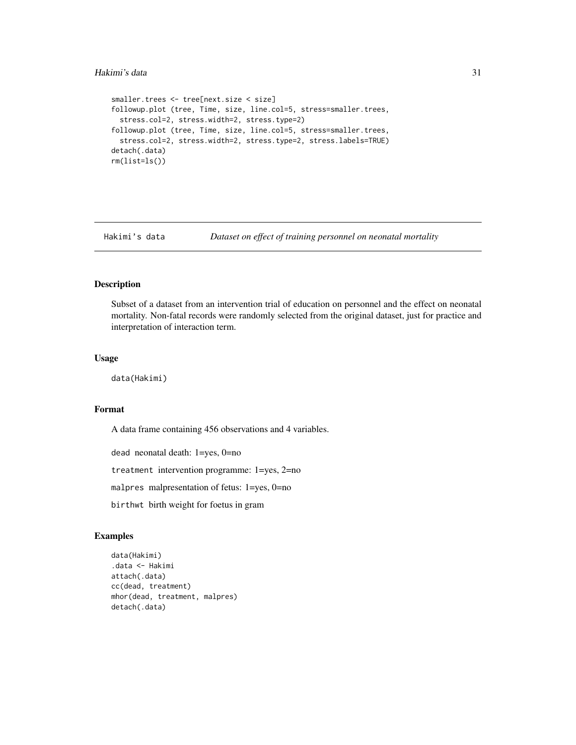```
smaller.trees <- tree[next.size < size]
followup.plot (tree, Time, size, line.col=5, stress=smaller.trees,
  stress.col=2, stress.width=2, stress.type=2)
followup.plot (tree, Time, size, line.col=5, stress=smaller.trees,
  stress.col=2, stress.width=2, stress.type=2, stress.labels=TRUE)
detach(.data)
rm(list=ls())
```

---

## Hakimi's data — *Dataset on effect of training personnel on neonatal mortality*

---

### Description

Subset of a dataset from an intervention trial of education on personnel and the effect on neonatal mortality. Non-fatal records were randomly selected from the original dataset, just for practice and interpretation of interaction term.

### Usage

```
data(Hakimi)
```

### Format

A data frame containing 456 observations and 4 variables.

`dead` neonatal death: 1=yes, 0=no

`treatment` intervention programme: 1=yes, 2=no

`malpres` malpresentation of fetus: 1=yes, 0=no

`birthwt` birth weight for foetus in gram

### Examples

```
data(Hakimi)
.data <- Hakimi
attach(.data)
cc(dead, treatment)
mhor(dead, treatment, malpres)
detach(.data)
```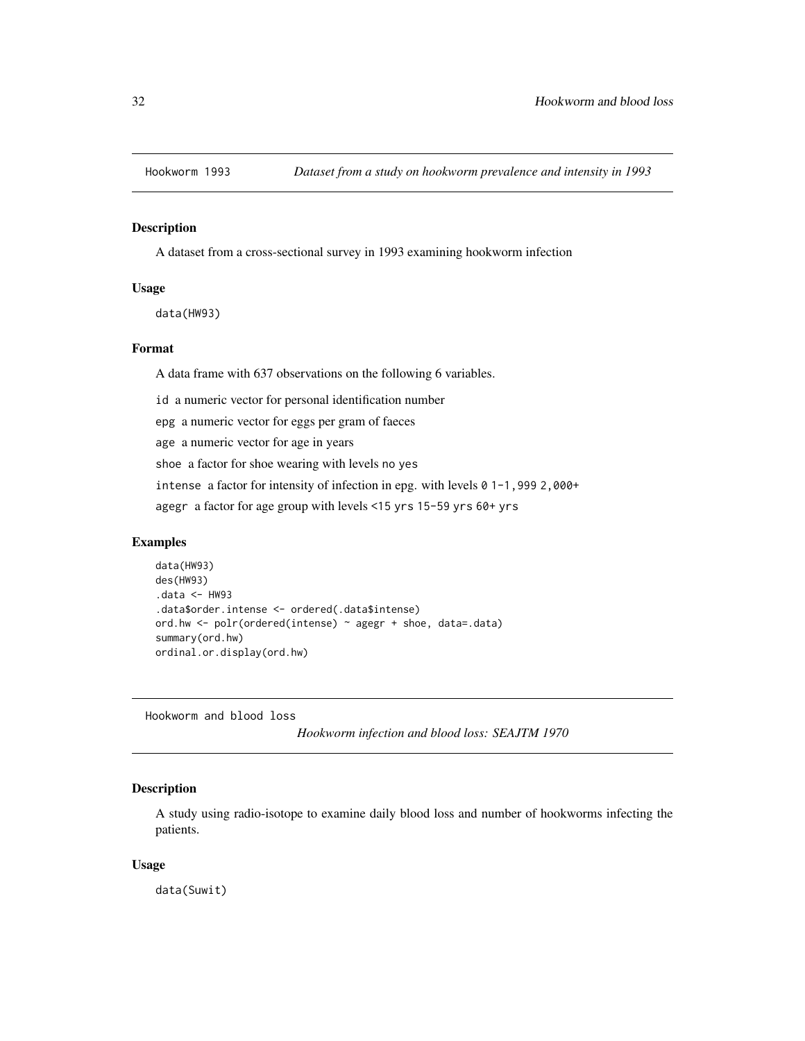## Hookworm 1993 — *Dataset from a study on hookworm prevalence and intensity in 1993*

### Description

A dataset from a cross-sectional survey in 1993 examining hookworm infection

### Usage

```
data(HW93)
```

### Format

A data frame with 637 observations on the following 6 variables.

- `id` a numeric vector for personal identification number
- `epg` a numeric vector for eggs per gram of faeces
- `age` a numeric vector for age in years
- `shoe` a factor for shoe wearing with levels `no` `yes`
- `intense` a factor for intensity of infection in epg. with levels `0` `1-1,999` `2,000+`
- `agegr` a factor for age group with levels `<15 yrs` `15-59 yrs` `60+ yrs`

### Examples

```
data(HW93)
des(HW93)
.data <- HW93
.data$order.intense <- ordered(.data$intense)
ord.hw <- polr(ordered(intense) ~ agegr + shoe, data=.data)
summary(ord.hw)
ordinal.or.display(ord.hw)
```

## Hookworm and blood loss — *Hookworm infection and blood loss: SEAJTM 1970*

### Description

A study using radio-isotope to examine daily blood loss and number of hookworms infecting the patients.

### Usage

```
data(Suwit)
```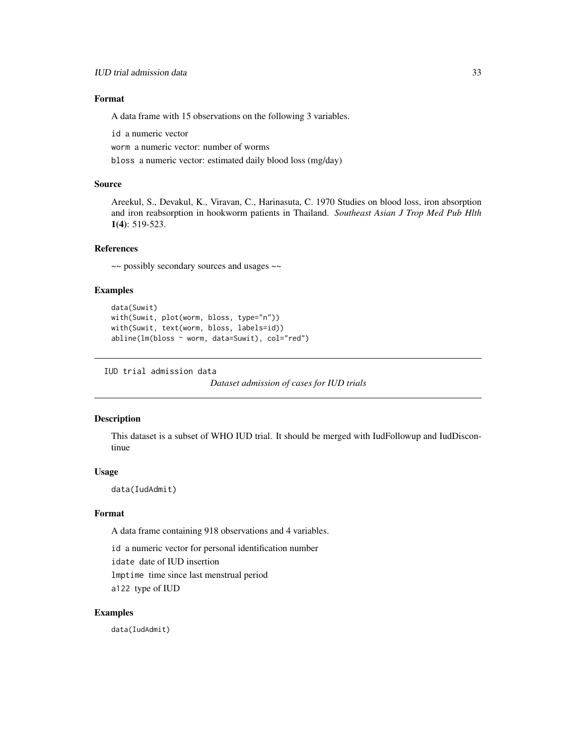### Format

A data frame with 15 observations on the following 3 variables.

`id` a numeric vector

`worm` a numeric vector: number of worms

`bloss` a numeric vector: estimated daily blood loss (mg/day)

### Source

Areekul, S., Devakul, K., Viravan, C., Harinasuta, C. 1970 Studies on blood loss, iron absorption and iron reabsorption in hookworm patients in Thailand. *Southeast Asian J Trop Med Pub Hlth* **1(4)**: 519-523.

### References

~~ possibly secondary sources and usages ~~

### Examples

```
data(Suwit)
with(Suwit, plot(worm, bloss, type="n"))
with(Suwit, text(worm, bloss, labels=id))
abline(lm(bloss ~ worm, data=Suwit), col="red")
```

---

## IUD trial admission data — *Dataset admission of cases for IUD trials*

### Description

This dataset is a subset of WHO IUD trial. It should be merged with IudFollowup and IudDiscontinue

### Usage

```
data(IudAdmit)
```

### Format

A data frame containing 918 observations and 4 variables.

`id` a numeric vector for personal identification number

`idate` date of IUD insertion

`lmptime` time since last menstrual period

`a122` type of IUD

### Examples

```
data(IudAdmit)
```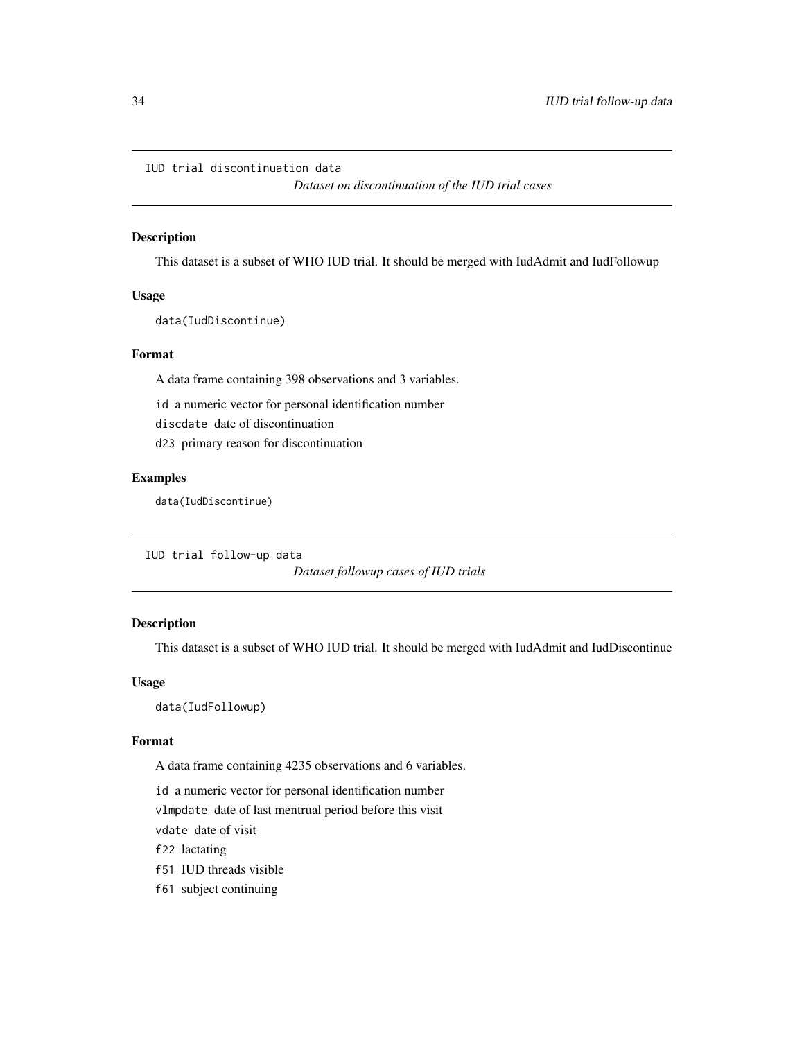`IUD trial discontinuation data`

*Dataset on discontinuation of the IUD trial cases*

### Description

This dataset is a subset of WHO IUD trial. It should be merged with IudAdmit and IudFollowup

### Usage

```
data(IudDiscontinue)
```

### Format

A data frame containing 398 observations and 3 variables.

- `id` a numeric vector for personal identification number
- `discdate` date of discontinuation
- `d23` primary reason for discontinuation

### Examples

```
data(IudDiscontinue)
```

---

`IUD trial follow-up data`

*Dataset followup cases of IUD trials*

### Description

This dataset is a subset of WHO IUD trial. It should be merged with IudAdmit and IudDiscontinue

### Usage

```
data(IudFollowup)
```

### Format

A data frame containing 4235 observations and 6 variables.

- `id` a numeric vector for personal identification number
- `vlmpdate` date of last mentrual period before this visit
- `vdate` date of visit
- `f22` lactating
- `f51` IUD threads visible
- `f61` subject continuing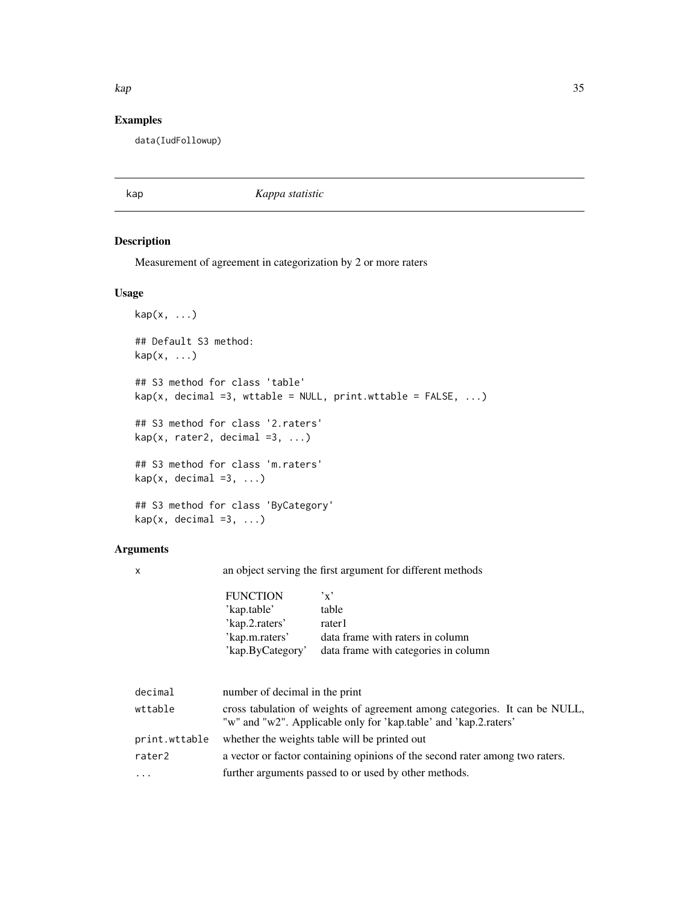## Examples

```
data(IudFollowup)
```

---

# kap — *Kappa statistic*

---

## Description

Measurement of agreement in categorization by 2 or more raters

## Usage

```
kap(x, ...)

## Default S3 method:
kap(x, ...)

## S3 method for class 'table'
kap(x, decimal =3, wttable = NULL, print.wttable = FALSE, ...)

## S3 method for class '2.raters'
kap(x, rater2, decimal =3, ...)

## S3 method for class 'm.raters'
kap(x, decimal =3, ...)

## S3 method for class 'ByCategory'
kap(x, decimal =3, ...)
```

## Arguments

x — an object serving the first argument for different methods

| FUNCTION | 'x' |
|---|---|
| 'kap.table' | table |
| 'kap.2.raters' | rater1 |
| 'kap.m.raters' | data frame with raters in column |
| 'kap.ByCategory' | data frame with categories in column |

| | |
|---|---|
| decimal | number of decimal in the print |
| wttable | cross tabulation of weights of agreement among categories. It can be NULL, "w" and "w2". Applicable only for 'kap.table' and 'kap.2.raters' |
| print.wttable | whether the weights table will be printed out |
| rater2 | a vector or factor containing opinions of the second rater among two raters. |
| ... | further arguments passed to or used by other methods. |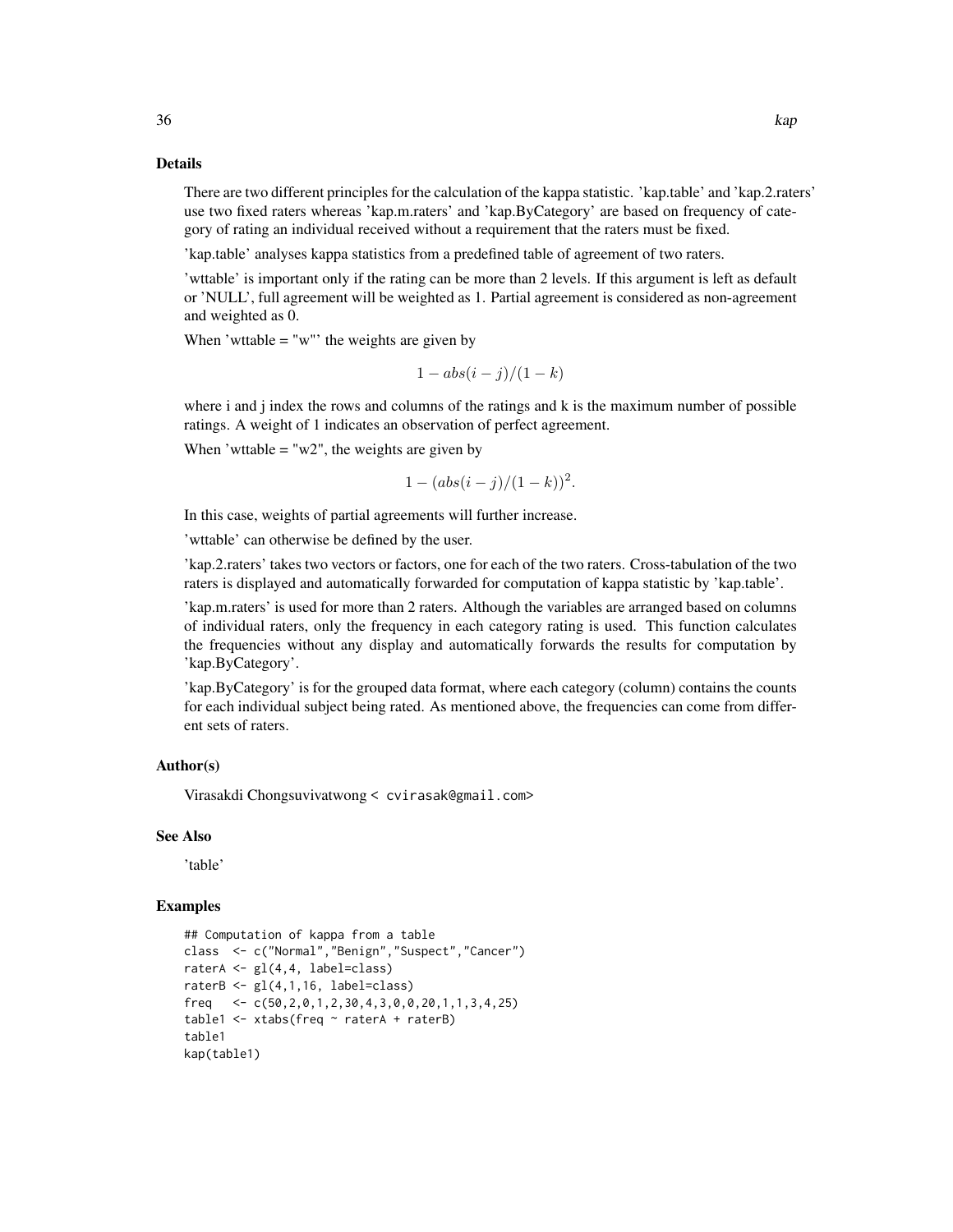## Details

There are two different principles for the calculation of the kappa statistic. 'kap.table' and 'kap.2.raters' use two fixed raters whereas 'kap.m.raters' and 'kap.ByCategory' are based on frequency of category of rating an individual received without a requirement that the raters must be fixed.

'kap.table' analyses kappa statistics from a predefined table of agreement of two raters.

'wttable' is important only if the rating can be more than 2 levels. If this argument is left as default or 'NULL', full agreement will be weighted as 1. Partial agreement is considered as non-agreement and weighted as 0.

When 'wttable = "w"' the weights are given by

$$1 - abs(i - j)/(1 - k)$$

where i and j index the rows and columns of the ratings and k is the maximum number of possible ratings. A weight of 1 indicates an observation of perfect agreement.

When 'wttable = "w2", the weights are given by

$$1 - (abs(i - j)/(1 - k))^2.$$

In this case, weights of partial agreements will further increase.

'wttable' can otherwise be defined by the user.

'kap.2.raters' takes two vectors or factors, one for each of the two raters. Cross-tabulation of the two raters is displayed and automatically forwarded for computation of kappa statistic by 'kap.table'.

'kap.m.raters' is used for more than 2 raters. Although the variables are arranged based on columns of individual raters, only the frequency in each category rating is used. This function calculates the frequencies without any display and automatically forwards the results for computation by 'kap.ByCategory'.

'kap.ByCategory' is for the grouped data format, where each category (column) contains the counts for each individual subject being rated. As mentioned above, the frequencies can come from different sets of raters.

## Author(s)

Virasakdi Chongsuvivatwong < cvirasak@gmail.com>

## See Also

'table'

## Examples

```
## Computation of kappa from a table
class  <- c("Normal","Benign","Suspect","Cancer")
raterA <- gl(4,4, label=class)
raterB <- gl(4,1,16, label=class)
freq   <- c(50,2,0,1,2,30,4,3,0,0,20,1,1,3,4,25)
table1 <- xtabs(freq ~ raterA + raterB)
table1
kap(table1)
```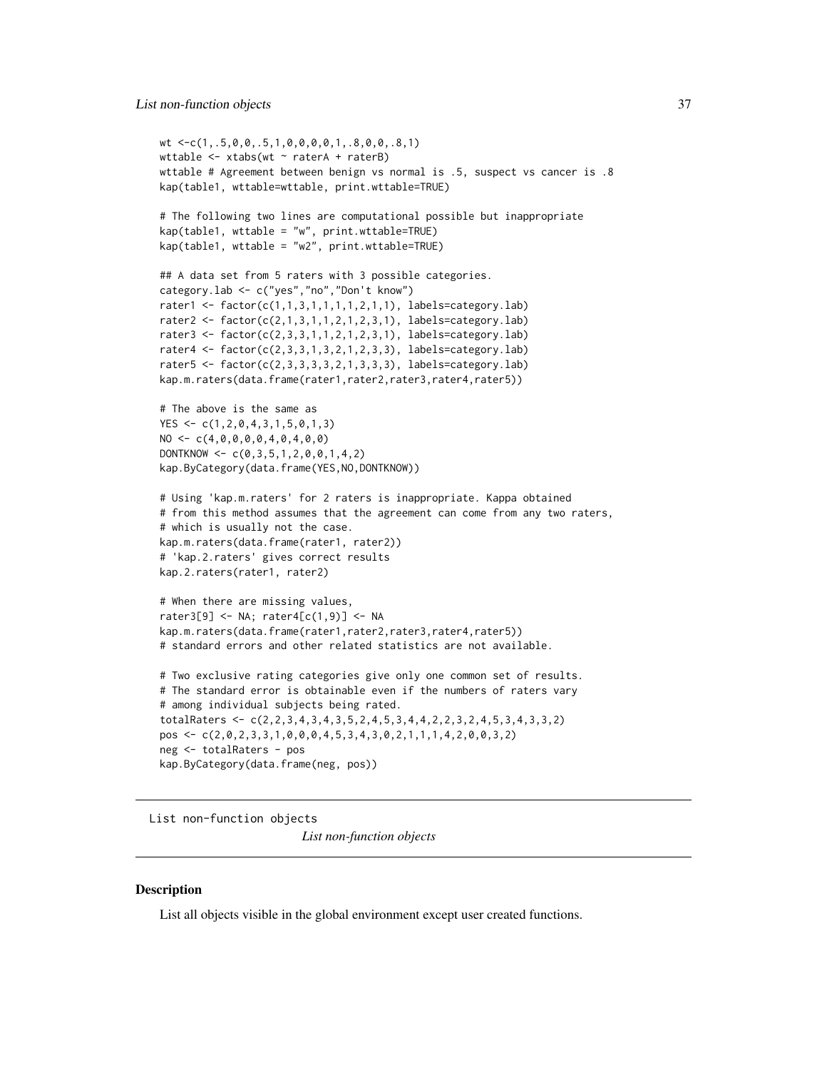```
wt <-c(1,.5,0,0,.5,1,0,0,0,0,1,.8,0,0,.8,1)
wttable <- xtabs(wt ~ raterA + raterB)
wttable # Agreement between benign vs normal is .5, suspect vs cancer is .8
kap(table1, wttable=wttable, print.wttable=TRUE)

# The following two lines are computational possible but inappropriate
kap(table1, wttable = "w", print.wttable=TRUE)
kap(table1, wttable = "w2", print.wttable=TRUE)

## A data set from 5 raters with 3 possible categories.
category.lab <- c("yes","no","Don't know")
rater1 <- factor(c(1,1,3,1,1,1,1,2,1,1), labels=category.lab)
rater2 <- factor(c(2,1,3,1,1,2,1,2,3,1), labels=category.lab)
rater3 <- factor(c(2,3,3,1,1,2,1,2,3,1), labels=category.lab)
rater4 <- factor(c(2,3,3,1,3,2,1,2,3,3), labels=category.lab)
rater5 <- factor(c(2,3,3,3,3,2,1,3,3,3), labels=category.lab)
kap.m.raters(data.frame(rater1,rater2,rater3,rater4,rater5))

# The above is the same as
YES <- c(1,2,0,4,3,1,5,0,1,3)
NO <- c(4,0,0,0,0,4,0,4,0,0)
DONTKNOW <- c(0,3,5,1,2,0,0,1,4,2)
kap.ByCategory(data.frame(YES,NO,DONTKNOW))

# Using 'kap.m.raters' for 2 raters is inappropriate. Kappa obtained
# from this method assumes that the agreement can come from any two raters,
# which is usually not the case.
kap.m.raters(data.frame(rater1, rater2))
# 'kap.2.raters' gives correct results
kap.2.raters(rater1, rater2)

# When there are missing values,
rater3[9] <- NA; rater4[c(1,9)] <- NA
kap.m.raters(data.frame(rater1,rater2,rater3,rater4,rater5))
# standard errors and other related statistics are not available.

# Two exclusive rating categories give only one common set of results.
# The standard error is obtainable even if the numbers of raters vary
# among individual subjects being rated.
totalRaters <- c(2,2,3,4,3,4,3,5,2,4,5,3,4,4,2,2,3,2,4,5,3,4,3,3,2)
pos <- c(2,0,2,3,3,1,0,0,0,4,5,3,4,3,0,2,1,1,1,4,2,0,0,3,2)
neg <- totalRaters - pos
kap.ByCategory(data.frame(neg, pos))
```

---

## List non-function objects *List non-function objects*

### Description

List all objects visible in the global environment except user created functions.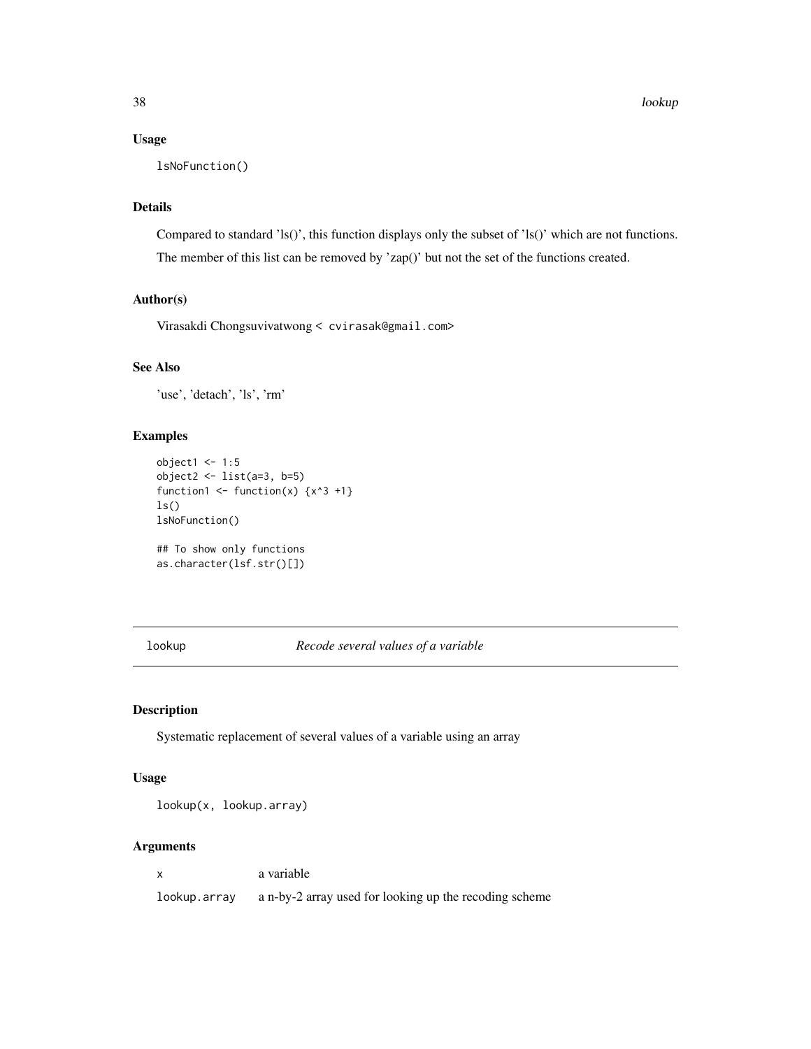### Usage

```
lsNoFunction()
```

### Details

Compared to standard 'ls()', this function displays only the subset of 'ls()' which are not functions.

The member of this list can be removed by 'zap()' but not the set of the functions created.

### Author(s)

Virasakdi Chongsuvivatwong < cvirasak@gmail.com>

### See Also

'use', 'detach', 'ls', 'rm'

### Examples

```
object1 <- 1:5
object2 <- list(a=3, b=5)
function1 <- function(x) {x^3 +1}
ls()
lsNoFunction()

## To show only functions
as.character(lsf.str()[])
```

---

## lookup *Recode several values of a variable*

---

### Description

Systematic replacement of several values of a variable using an array

### Usage

```
lookup(x, lookup.array)
```

### Arguments

| | |
|---|---|
| x | a variable |
| lookup.array | a n-by-2 array used for looking up the recoding scheme |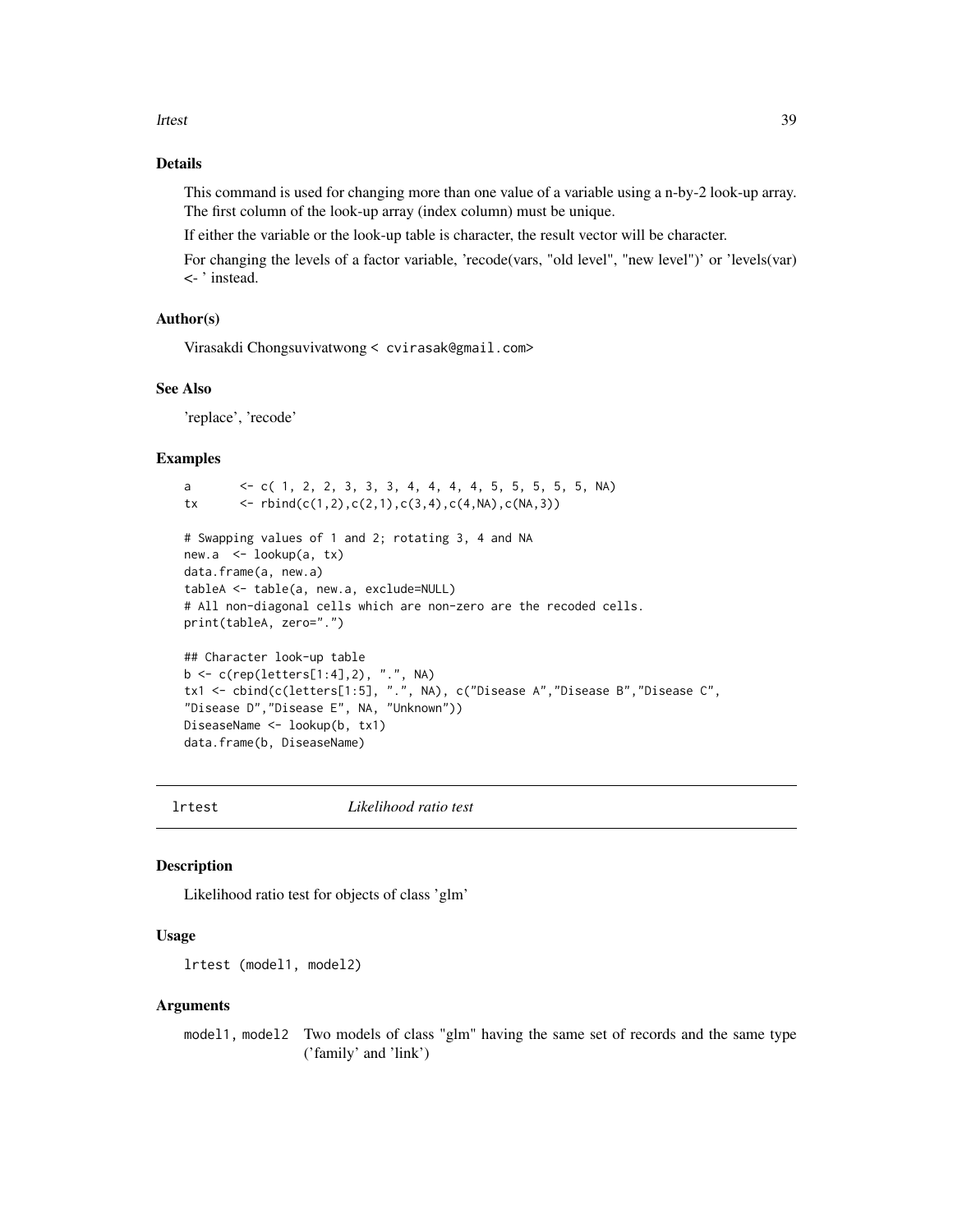### Details

This command is used for changing more than one value of a variable using a n-by-2 look-up array. The first column of the look-up array (index column) must be unique.

If either the variable or the look-up table is character, the result vector will be character.

For changing the levels of a factor variable, 'recode(vars, "old level", "new level")' or 'levels(var) <- ' instead.

### Author(s)

Virasakdi Chongsuvivatwong < cvirasak@gmail.com>

### See Also

'replace', 'recode'

### Examples

```
a       <- c( 1, 2, 2, 3, 3, 3, 4, 4, 4, 4, 5, 5, 5, 5, 5, NA)
tx      <- rbind(c(1,2),c(2,1),c(3,4),c(4,NA),c(NA,3))

# Swapping values of 1 and 2; rotating 3, 4 and NA
new.a  <- lookup(a, tx)
data.frame(a, new.a)
tableA <- table(a, new.a, exclude=NULL)
# All non-diagonal cells which are non-zero are the recoded cells.
print(tableA, zero=".")

## Character look-up table
b <- c(rep(letters[1:4],2), ".", NA)
tx1 <- cbind(c(letters[1:5], ".", NA), c("Disease A","Disease B","Disease C",
"Disease D","Disease E", NA, "Unknown"))
DiseaseName <- lookup(b, tx1)
data.frame(b, DiseaseName)
```

---

## lrtest    *Likelihood ratio test*

### Description

Likelihood ratio test for objects of class 'glm'

### Usage

```
lrtest (model1, model2)
```

### Arguments

| | |
|---|---|
| model1, model2 | Two models of class "glm" having the same set of records and the same type ('family' and 'link') |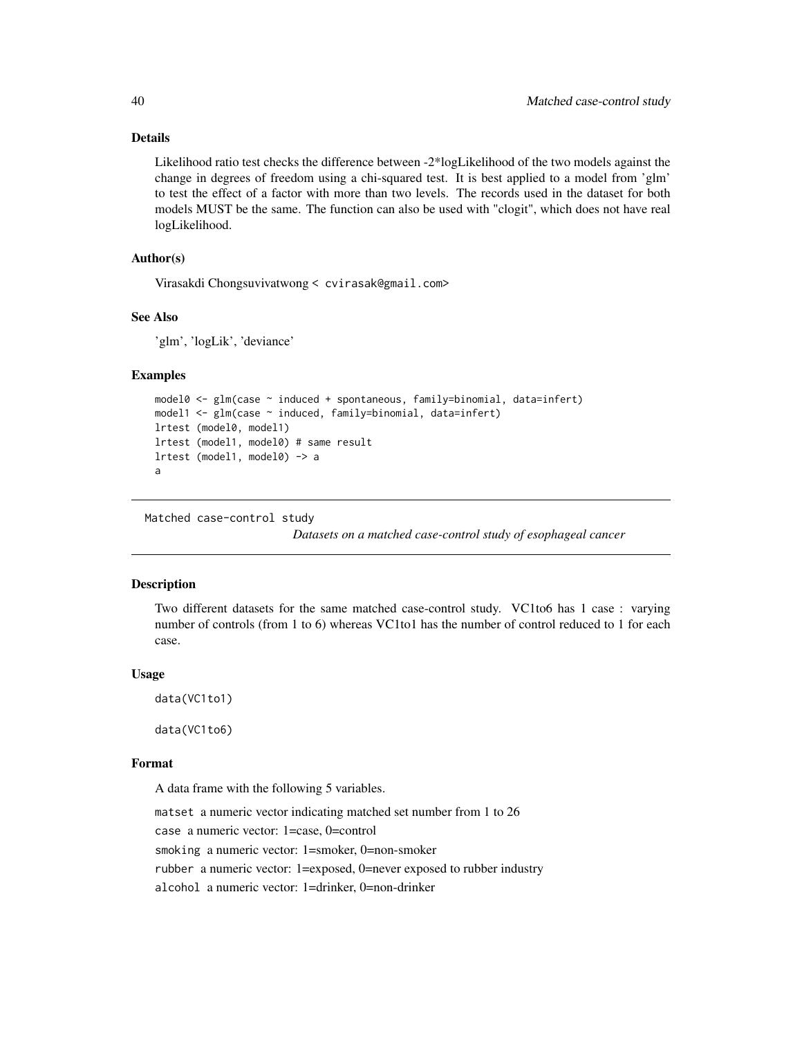### Details

Likelihood ratio test checks the difference between -2*logLikelihood of the two models against the change in degrees of freedom using a chi-squared test. It is best applied to a model from 'glm' to test the effect of a factor with more than two levels. The records used in the dataset for both models MUST be the same. The function can also be used with "clogit", which does not have real logLikelihood.

### Author(s)

Virasakdi Chongsuvivatwong < cvirasak@gmail.com>

### See Also

'glm', 'logLik', 'deviance'

### Examples

```
model0 <- glm(case ~ induced + spontaneous, family=binomial, data=infert)
model1 <- glm(case ~ induced, family=binomial, data=infert)
lrtest (model0, model1)
lrtest (model1, model0) # same result
lrtest (model1, model0) -> a
a
```

---

## Matched case-control study

*Datasets on a matched case-control study of esophageal cancer*

---

### Description

Two different datasets for the same matched case-control study. VC1to6 has 1 case : varying number of controls (from 1 to 6) whereas VC1to1 has the number of control reduced to 1 for each case.

### Usage

```
data(VC1to1)

data(VC1to6)
```

### Format

A data frame with the following 5 variables.

`matset` a numeric vector indicating matched set number from 1 to 26

`case` a numeric vector: 1=case, 0=control

`smoking` a numeric vector: 1=smoker, 0=non-smoker

`rubber` a numeric vector: 1=exposed, 0=never exposed to rubber industry

`alcohol` a numeric vector: 1=drinker, 0=non-drinker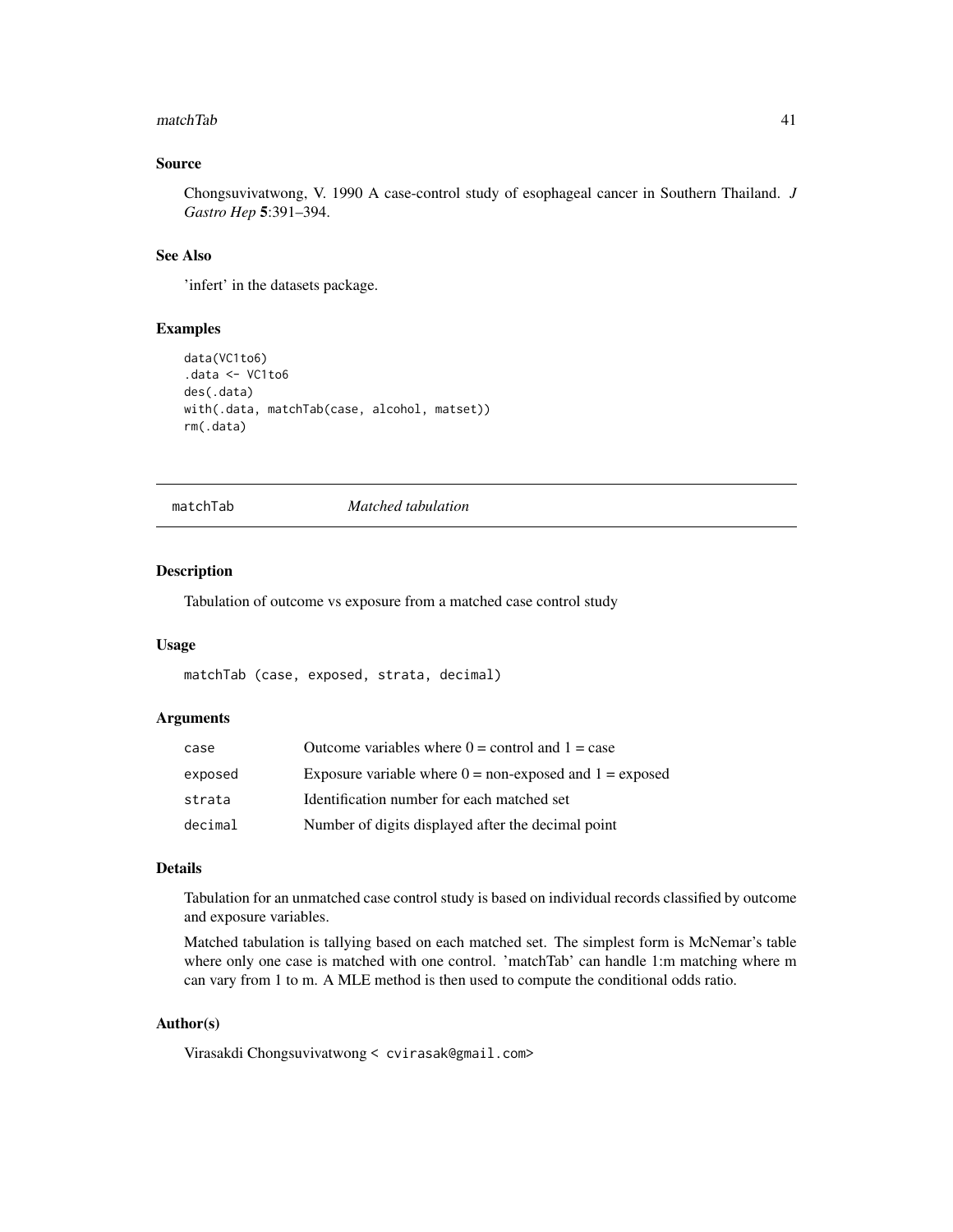## Source

Chongsuvivatwong, V. 1990 A case-control study of esophageal cancer in Southern Thailand. *J Gastro Hep* **5**:391–394.

## See Also

'infert' in the datasets package.

## Examples

```
data(VC1to6)
.data <- VC1to6
des(.data)
with(.data, matchTab(case, alcohol, matset))
rm(.data)
```

---

# matchTab    *Matched tabulation*

---

## Description

Tabulation of outcome vs exposure from a matched case control study

## Usage

```
matchTab (case, exposed, strata, decimal)
```

## Arguments

| | |
|---|---|
| case | Outcome variables where 0 = control and 1 = case |
| exposed | Exposure variable where 0 = non-exposed and 1 = exposed |
| strata | Identification number for each matched set |
| decimal | Number of digits displayed after the decimal point |

## Details

Tabulation for an unmatched case control study is based on individual records classified by outcome and exposure variables.

Matched tabulation is tallying based on each matched set. The simplest form is McNemar's table where only one case is matched with one control. 'matchTab' can handle 1:m matching where m can vary from 1 to m. A MLE method is then used to compute the conditional odds ratio.

## Author(s)

Virasakdi Chongsuvivatwong < cvirasak@gmail.com>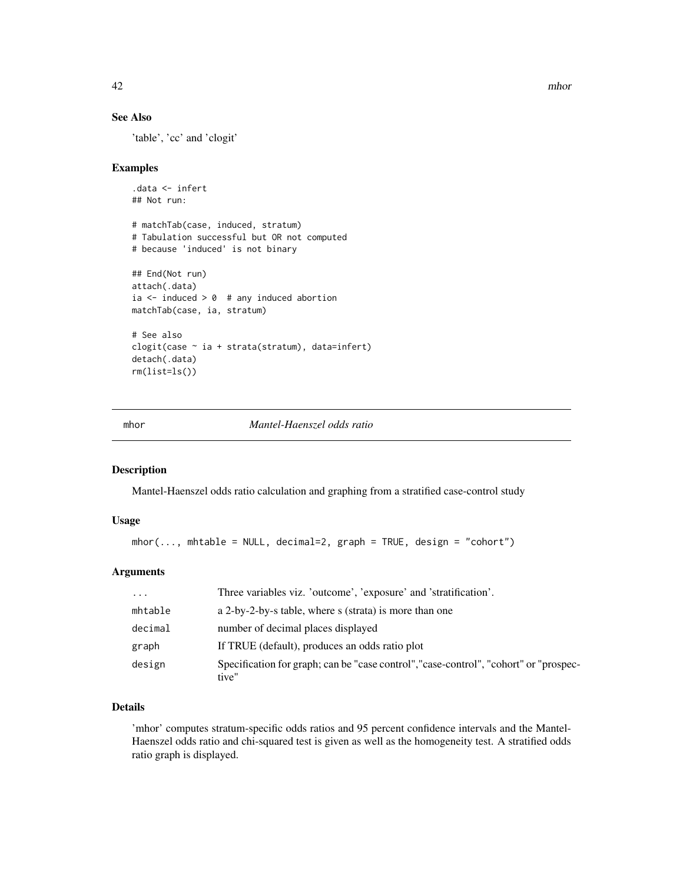### See Also

'table', 'cc' and 'clogit'

### Examples

```
.data <- infert
## Not run:

# matchTab(case, induced, stratum)
# Tabulation successful but OR not computed
# because 'induced' is not binary

## End(Not run)
attach(.data)
ia <- induced > 0  # any induced abortion
matchTab(case, ia, stratum)

# See also
clogit(case ~ ia + strata(stratum), data=infert)
detach(.data)
rm(list=ls())
```

---

## mhor — *Mantel-Haenszel odds ratio*

### Description

Mantel-Haenszel odds ratio calculation and graphing from a stratified case-control study

### Usage

```
mhor(..., mhtable = NULL, decimal=2, graph = TRUE, design = "cohort")
```

### Arguments

| | |
|---|---|
| ... | Three variables viz. 'outcome', 'exposure' and 'stratification'. |
| mhtable | a 2-by-2-by-s table, where s (strata) is more than one |
| decimal | number of decimal places displayed |
| graph | If TRUE (default), produces an odds ratio plot |
| design | Specification for graph; can be "case control","case-control", "cohort" or "prospective" |

### Details

'mhor' computes stratum-specific odds ratios and 95 percent confidence intervals and the Mantel-Haenszel odds ratio and chi-squared test is given as well as the homogeneity test. A stratified odds ratio graph is displayed.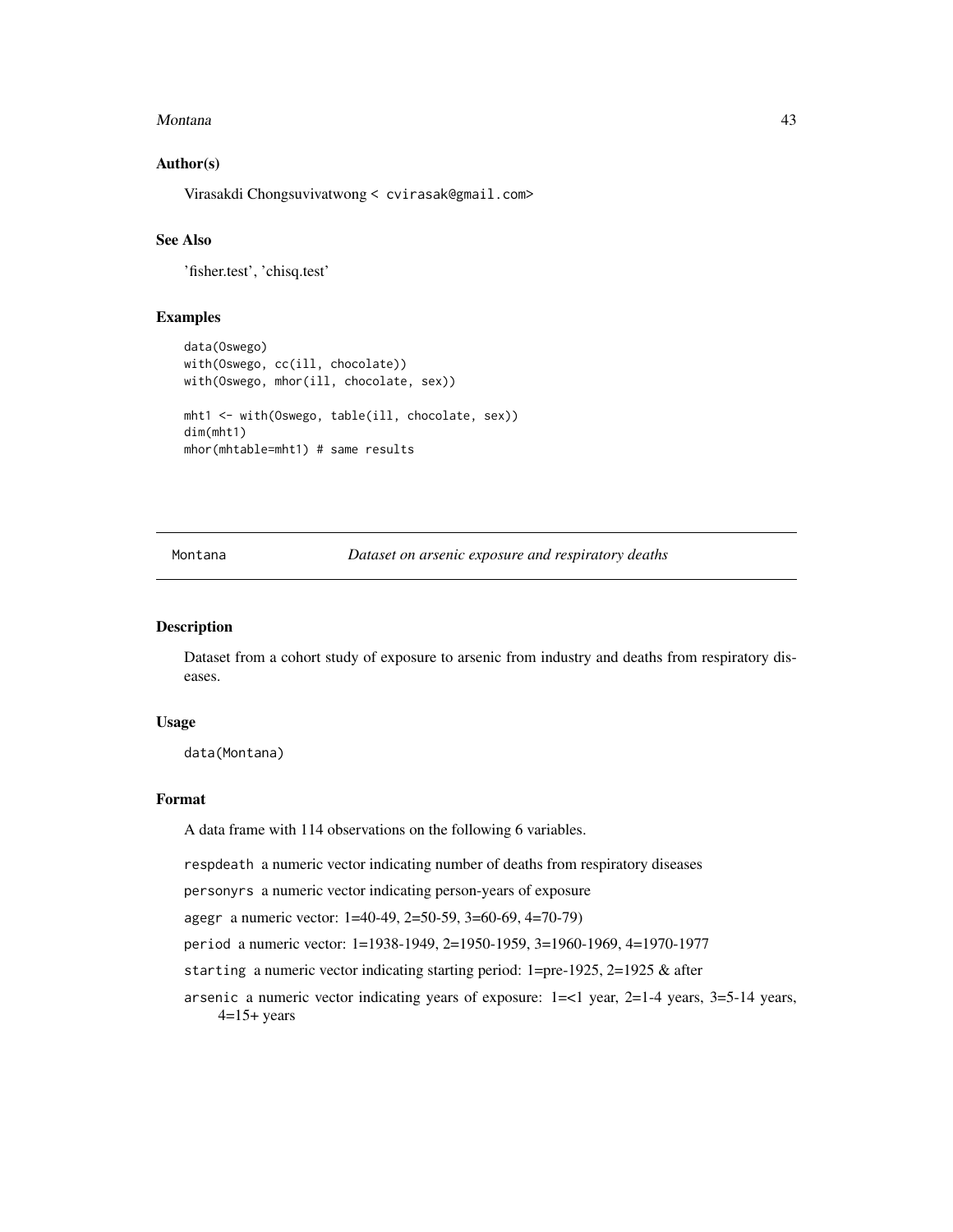### Author(s)

Virasakdi Chongsuvivatwong < cvirasak@gmail.com>

### See Also

'fisher.test', 'chisq.test'

### Examples

```
data(Oswego)
with(Oswego, cc(ill, chocolate))
with(Oswego, mhor(ill, chocolate, sex))

mht1 <- with(Oswego, table(ill, chocolate, sex))
dim(mht1)
mhor(mhtable=mht1) # same results
```

---

## Montana    *Dataset on arsenic exposure and respiratory deaths*

---

### Description

Dataset from a cohort study of exposure to arsenic from industry and deaths from respiratory diseases.

### Usage

```
data(Montana)
```

### Format

A data frame with 114 observations on the following 6 variables.

- `respdeath` a numeric vector indicating number of deaths from respiratory diseases
- `personyrs` a numeric vector indicating person-years of exposure
- `agegr` a numeric vector: 1=40-49, 2=50-59, 3=60-69, 4=70-79)
- `period` a numeric vector: 1=1938-1949, 2=1950-1959, 3=1960-1969, 4=1970-1977
- `starting` a numeric vector indicating starting period: 1=pre-1925, 2=1925 & after
- `arsenic` a numeric vector indicating years of exposure: 1=<1 year, 2=1-4 years, 3=5-14 years, 4=15+ years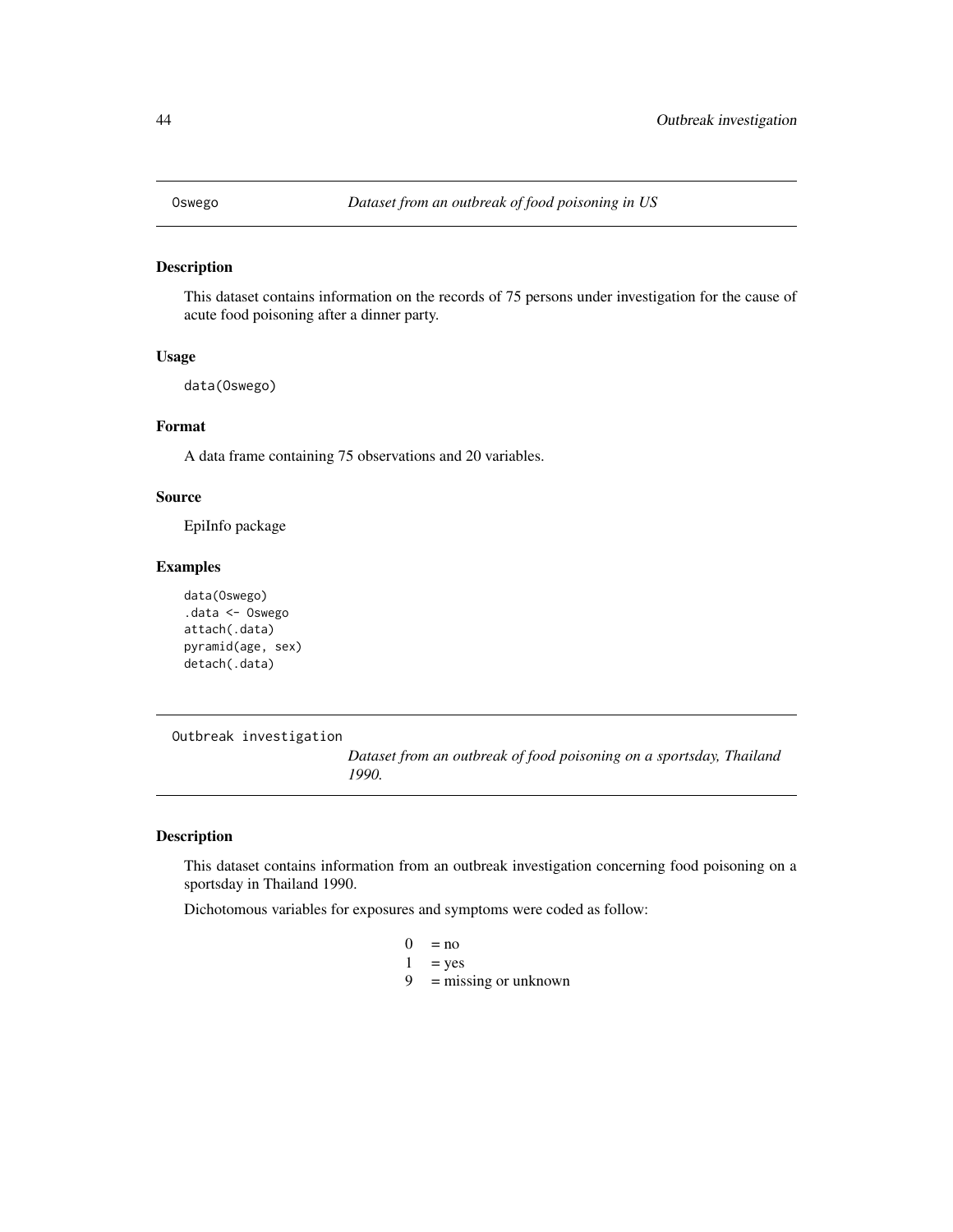## Oswego — *Dataset from an outbreak of food poisoning in US*

### Description

This dataset contains information on the records of 75 persons under investigation for the cause of acute food poisoning after a dinner party.

### Usage

```
data(Oswego)
```

### Format

A data frame containing 75 observations and 20 variables.

### Source

EpiInfo package

### Examples

```
data(Oswego)
.data <- Oswego
attach(.data)
pyramid(age, sex)
detach(.data)
```

## Outbreak investigation — *Dataset from an outbreak of food poisoning on a sportsday, Thailand 1990.*

### Description

This dataset contains information from an outbreak investigation concerning food poisoning on a sportsday in Thailand 1990.

Dichotomous variables for exposures and symptoms were coded as follow:

0 = no
1 = yes
9 = missing or unknown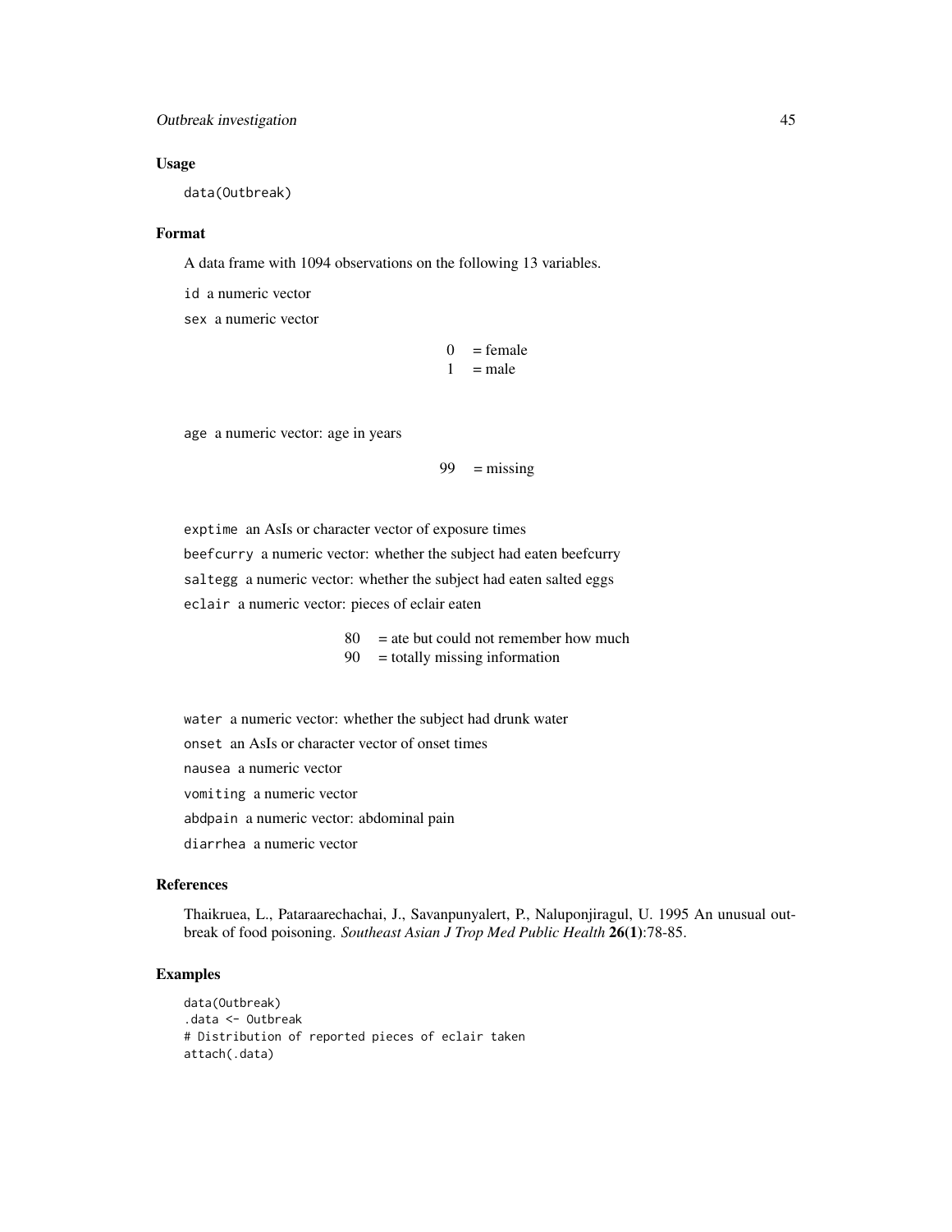## Usage

```
data(Outbreak)
```

## Format

A data frame with 1094 observations on the following 13 variables.

`id` a numeric vector

`sex` a numeric vector

| | |
|---|---|
| 0 | = female |
| 1 | = male |

`age` a numeric vector: age in years

| | |
|---|---|
| 99 | = missing |

`exptime` an AsIs or character vector of exposure times

`beefcurry` a numeric vector: whether the subject had eaten beefcurry

`saltegg` a numeric vector: whether the subject had eaten salted eggs

`eclair` a numeric vector: pieces of eclair eaten

| | |
|---|---|
| 80 | = ate but could not remember how much |
| 90 | = totally missing information |

`water` a numeric vector: whether the subject had drunk water

`onset` an AsIs or character vector of onset times

`nausea` a numeric vector

`vomiting` a numeric vector

`abdpain` a numeric vector: abdominal pain

`diarrhea` a numeric vector

## References

Thaikruea, L., Pataraarechachai, J., Savanpunyalert, P., Naluponjiragul, U. 1995 An unusual outbreak of food poisoning. *Southeast Asian J Trop Med Public Health* **26(1)**:78-85.

## Examples

```
data(Outbreak)
.data <- Outbreak
# Distribution of reported pieces of eclair taken
attach(.data)
```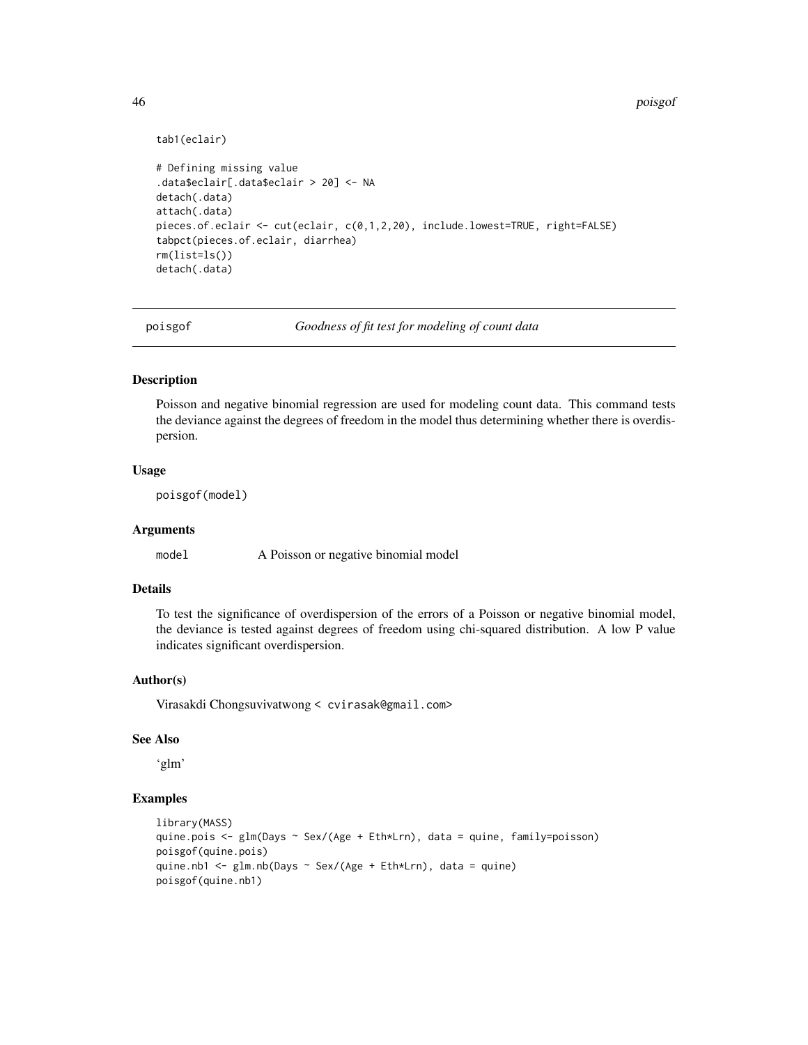```
tab1(eclair)

# Defining missing value
.data$eclair[.data$eclair > 20] <- NA
detach(.data)
attach(.data)
pieces.of.eclair <- cut(eclair, c(0,1,2,20), include.lowest=TRUE, right=FALSE)
tabpct(pieces.of.eclair, diarrhea)
rm(list=ls())
detach(.data)
```

## poisgof — *Goodness of fit test for modeling of count data*

### Description

Poisson and negative binomial regression are used for modeling count data. This command tests the deviance against the degrees of freedom in the model thus determining whether there is overdispersion.

### Usage

```
poisgof(model)
```

### Arguments

| | |
|---|---|
| `model` | A Poisson or negative binomial model |

### Details

To test the significance of overdispersion of the errors of a Poisson or negative binomial model, the deviance is tested against degrees of freedom using chi-squared distribution. A low P value indicates significant overdispersion.

### Author(s)

Virasakdi Chongsuvivatwong < cvirasak@gmail.com>

### See Also

'glm'

### Examples

```
library(MASS)
quine.pois <- glm(Days ~ Sex/(Age + Eth*Lrn), data = quine, family=poisson)
poisgof(quine.pois)
quine.nb1 <- glm.nb(Days ~ Sex/(Age + Eth*Lrn), data = quine)
poisgof(quine.nb1)
```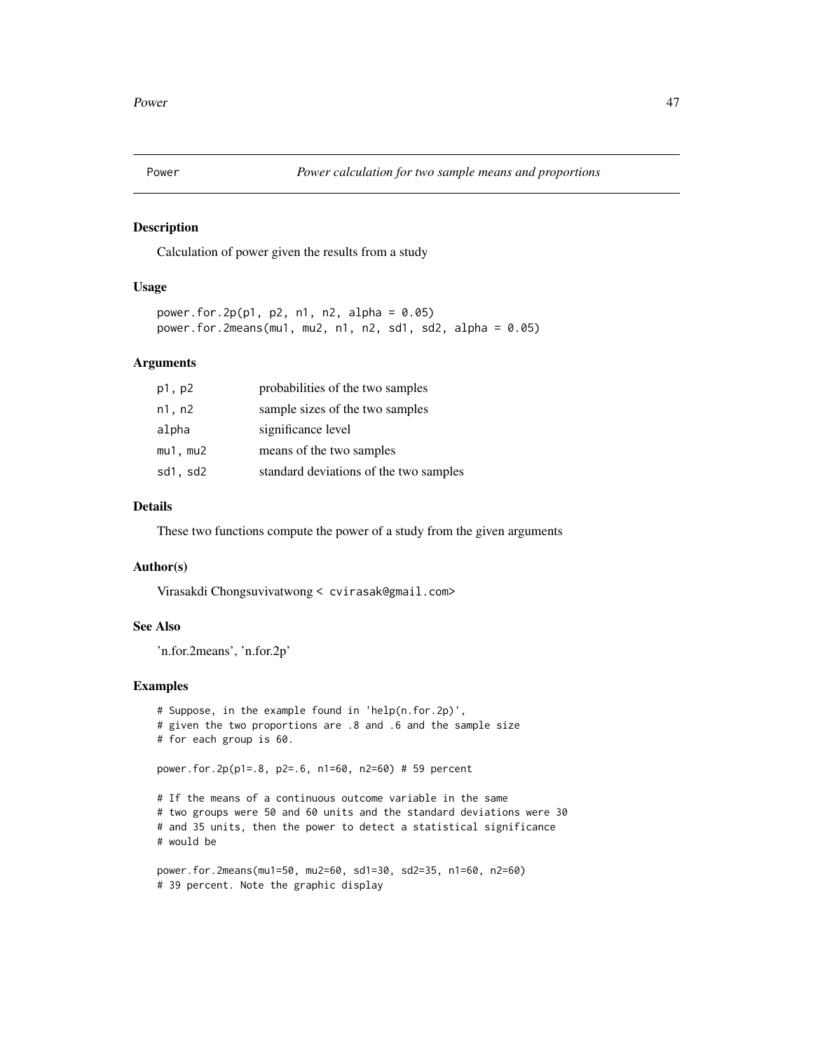Power    *Power calculation for two sample means and proportions*

## Description

Calculation of power given the results from a study

## Usage

```
power.for.2p(p1, p2, n1, n2, alpha = 0.05)
power.for.2means(mu1, mu2, n1, n2, sd1, sd2, alpha = 0.05)
```

## Arguments

| | |
|---|---|
| p1, p2 | probabilities of the two samples |
| n1, n2 | sample sizes of the two samples |
| alpha | significance level |
| mu1, mu2 | means of the two samples |
| sd1, sd2 | standard deviations of the two samples |

## Details

These two functions compute the power of a study from the given arguments

## Author(s)

Virasakdi Chongsuvivatwong < cvirasak@gmail.com>

## See Also

'n.for.2means', 'n.for.2p'

## Examples

```
# Suppose, in the example found in 'help(n.for.2p)',
# given the two proportions are .8 and .6 and the sample size
# for each group is 60.

power.for.2p(p1=.8, p2=.6, n1=60, n2=60) # 59 percent

# If the means of a continuous outcome variable in the same
# two groups were 50 and 60 units and the standard deviations were 30
# and 35 units, then the power to detect a statistical significance
# would be

power.for.2means(mu1=50, mu2=60, sd1=30, sd2=35, n1=60, n2=60)
# 39 percent. Note the graphic display
```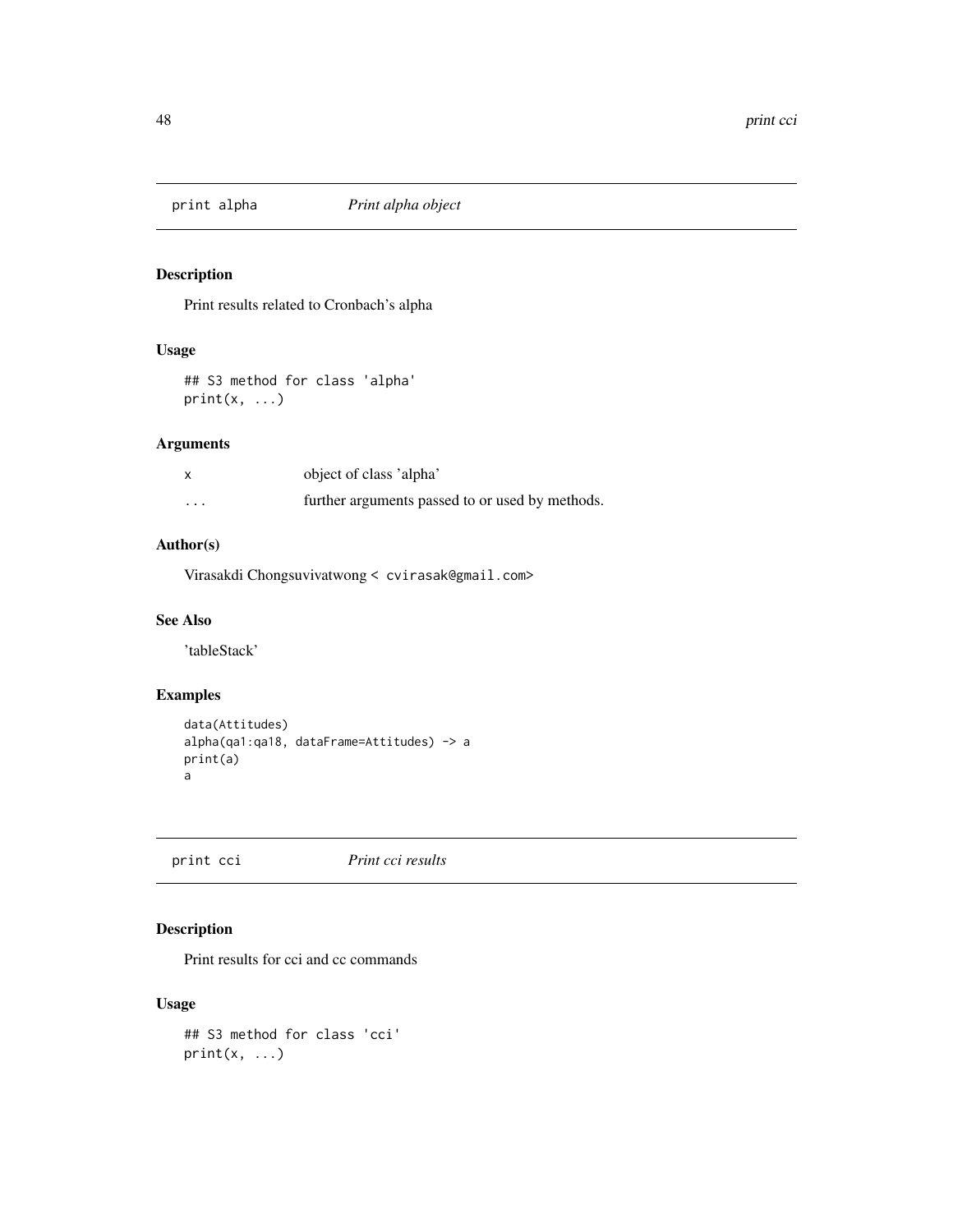## print alpha — *Print alpha object*

### Description

Print results related to Cronbach's alpha

### Usage

```
## S3 method for class 'alpha'
print(x, ...)
```

### Arguments

| | |
|---|---|
| x | object of class 'alpha' |
| ... | further arguments passed to or used by methods. |

### Author(s)

Virasakdi Chongsuvivatwong < cvirasak@gmail.com>

### See Also

'tableStack'

### Examples

```
data(Attitudes)
alpha(qa1:qa18, dataFrame=Attitudes) -> a
print(a)
a
```

## print cci — *Print cci results*

### Description

Print results for cci and cc commands

### Usage

```
## S3 method for class 'cci'
print(x, ...)
```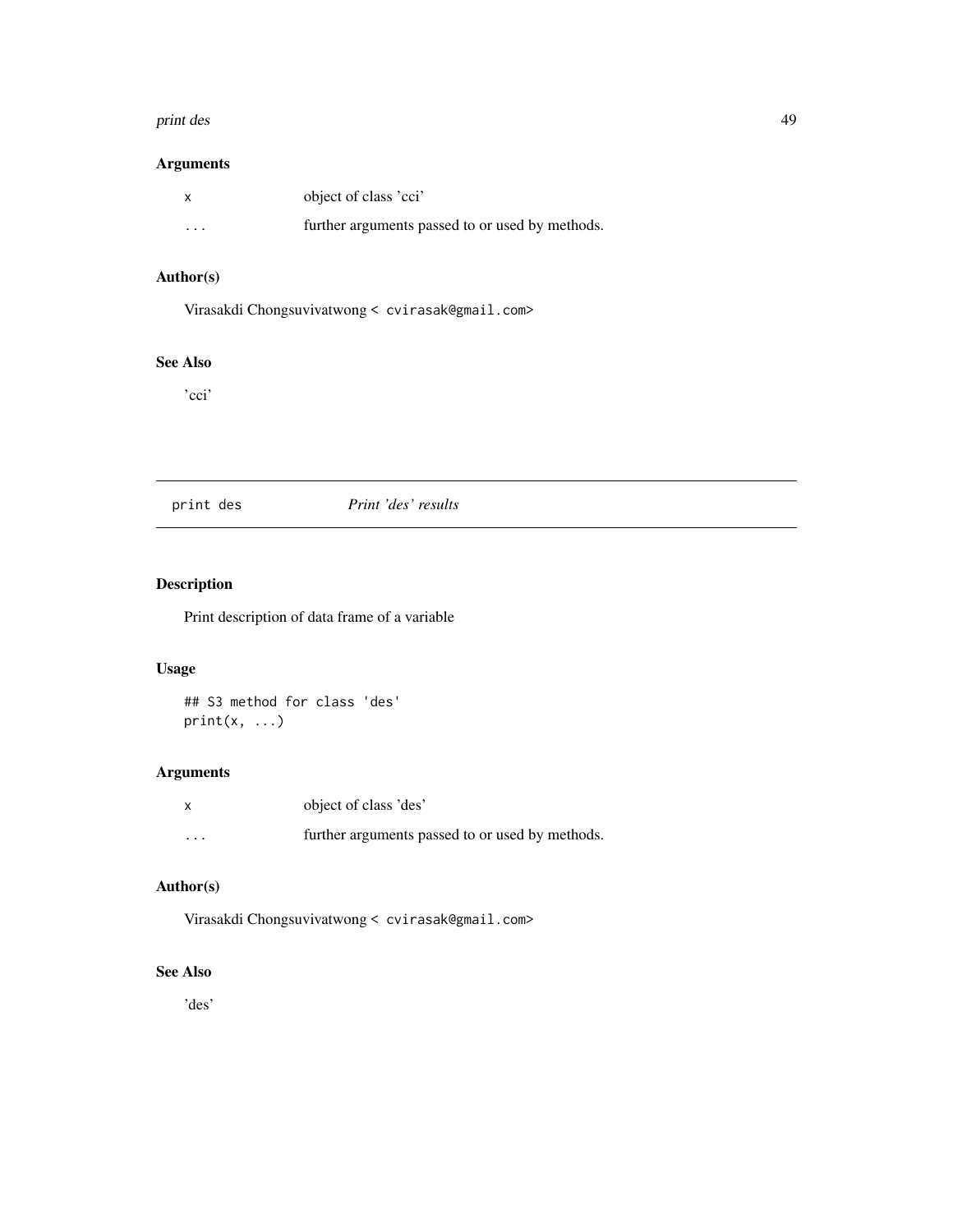## Arguments

| | |
|---|---|
| x | object of class 'cci' |
| ... | further arguments passed to or used by methods. |

## Author(s)

Virasakdi Chongsuvivatwong < cvirasak@gmail.com>

## See Also

'cci'

---

# print des — *Print 'des' results*

---

## Description

Print description of data frame of a variable

## Usage

```
## S3 method for class 'des'
print(x, ...)
```

## Arguments

| | |
|---|---|
| x | object of class 'des' |
| ... | further arguments passed to or used by methods. |

## Author(s)

Virasakdi Chongsuvivatwong < cvirasak@gmail.com>

## See Also

'des'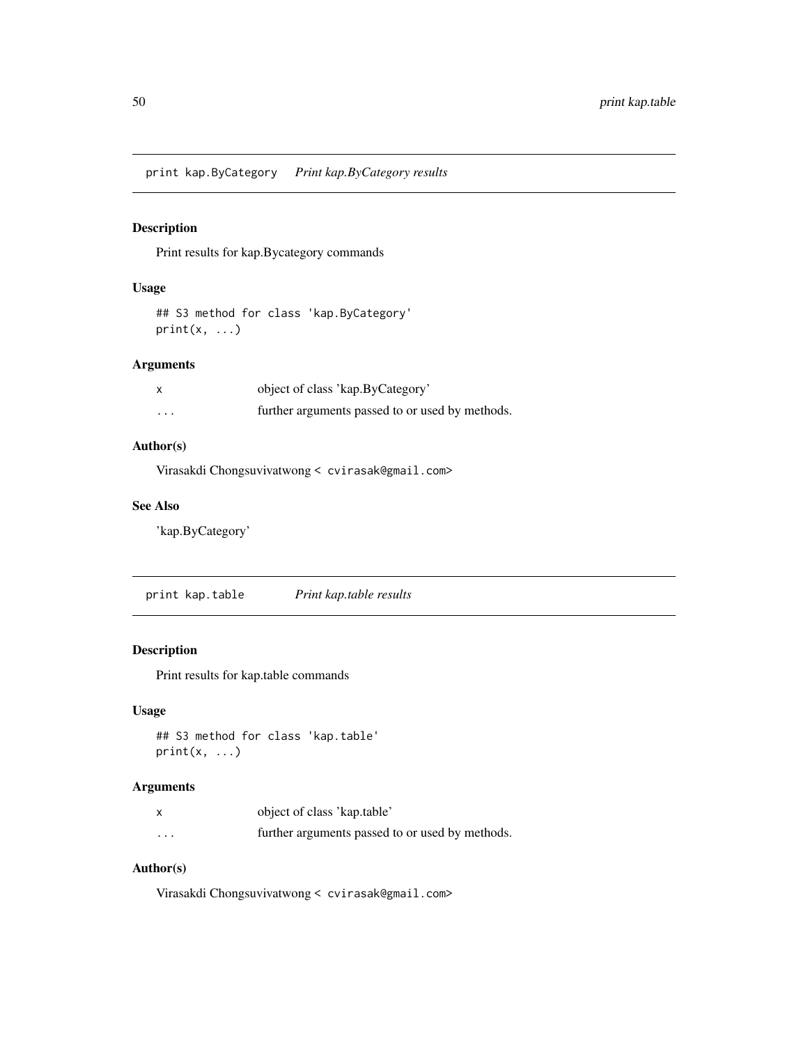## print kap.ByCategory *Print kap.ByCategory results*

### Description

Print results for kap.Bycategory commands

### Usage

```
## S3 method for class 'kap.ByCategory'
print(x, ...)
```

### Arguments

| | |
|---|---|
| x | object of class 'kap.ByCategory' |
| ... | further arguments passed to or used by methods. |

### Author(s)

Virasakdi Chongsuvivatwong < cvirasak@gmail.com>

### See Also

'kap.ByCategory'

## print kap.table *Print kap.table results*

### Description

Print results for kap.table commands

### Usage

```
## S3 method for class 'kap.table'
print(x, ...)
```

### Arguments

| | |
|---|---|
| x | object of class 'kap.table' |
| ... | further arguments passed to or used by methods. |

### Author(s)

Virasakdi Chongsuvivatwong < cvirasak@gmail.com>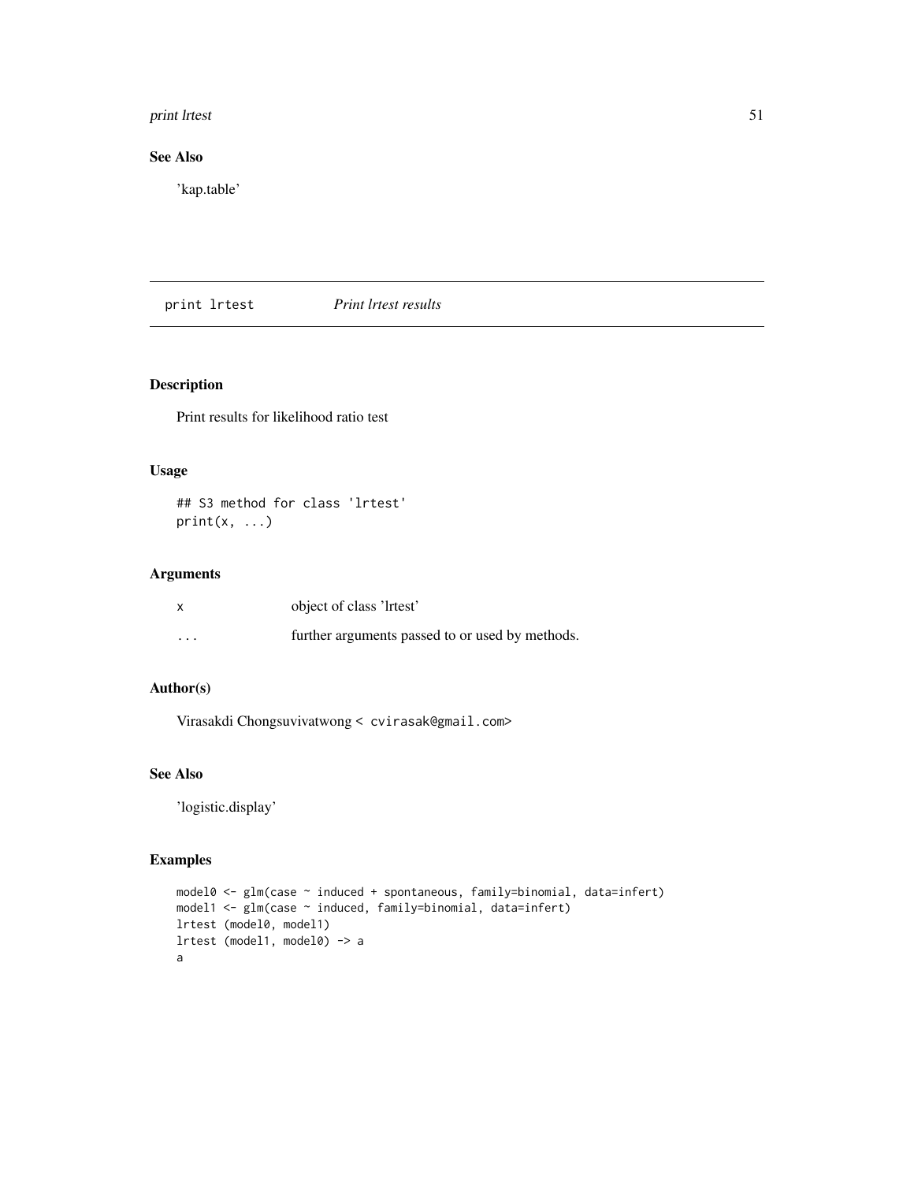## See Also

'kap.table'

---

# print lrtest    *Print lrtest results*

## Description

Print results for likelihood ratio test

## Usage

```
## S3 method for class 'lrtest'
print(x, ...)
```

## Arguments

| | |
|---|---|
| x | object of class 'lrtest' |
| ... | further arguments passed to or used by methods. |

## Author(s)

Virasakdi Chongsuvivatwong < cvirasak@gmail.com>

## See Also

'logistic.display'

## Examples

```
model0 <- glm(case ~ induced + spontaneous, family=binomial, data=infert)
model1 <- glm(case ~ induced, family=binomial, data=infert)
lrtest (model0, model1)
lrtest (model1, model0) -> a
a
```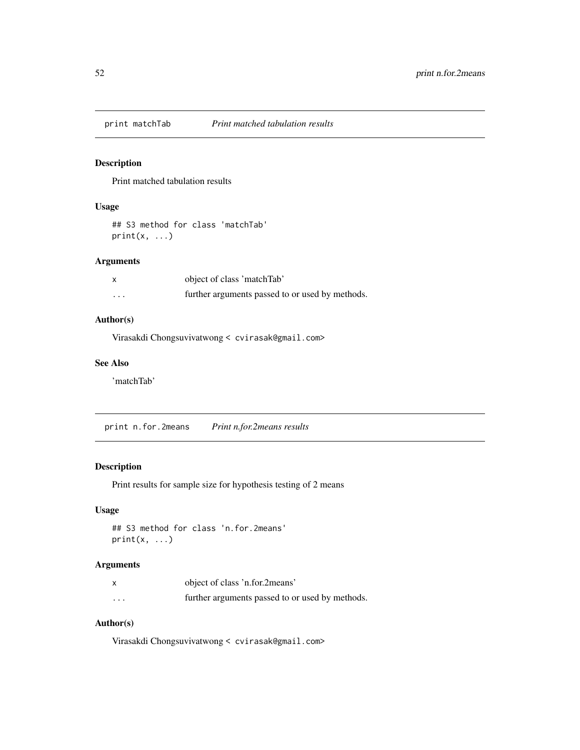## print matchTab — *Print matched tabulation results*

### Description

Print matched tabulation results

### Usage

```
## S3 method for class 'matchTab'
print(x, ...)
```

### Arguments

| | |
|---|---|
| x | object of class 'matchTab' |
| ... | further arguments passed to or used by methods. |

### Author(s)

Virasakdi Chongsuvivatwong < cvirasak@gmail.com>

### See Also

'matchTab'

## print n.for.2means — *Print n.for.2means results*

### Description

Print results for sample size for hypothesis testing of 2 means

### Usage

```
## S3 method for class 'n.for.2means'
print(x, ...)
```

### Arguments

| | |
|---|---|
| x | object of class 'n.for.2means' |
| ... | further arguments passed to or used by methods. |

### Author(s)

Virasakdi Chongsuvivatwong < cvirasak@gmail.com>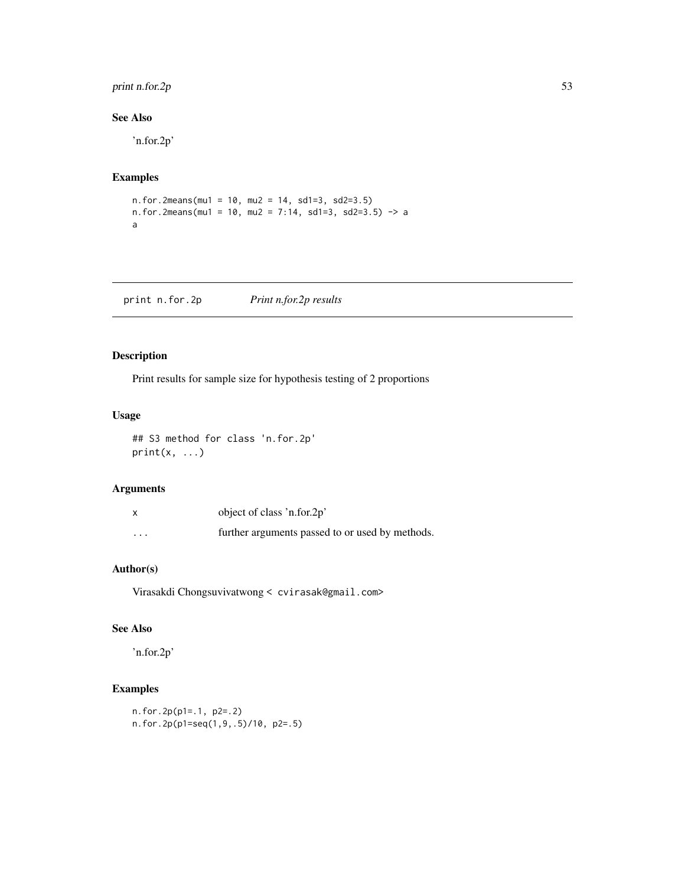## See Also

'n.for.2p'

## Examples

```
n.for.2means(mu1 = 10, mu2 = 14, sd1=3, sd2=3.5)
n.for.2means(mu1 = 10, mu2 = 7:14, sd1=3, sd2=3.5) -> a
a
```

---

# print n.for.2p — *Print n.for.2p results*

## Description

Print results for sample size for hypothesis testing of 2 proportions

## Usage

```
## S3 method for class 'n.for.2p'
print(x, ...)
```

## Arguments

| | |
|---|---|
| x | object of class 'n.for.2p' |
| ... | further arguments passed to or used by methods. |

## Author(s)

Virasakdi Chongsuvivatwong < cvirasak@gmail.com>

## See Also

'n.for.2p'

## Examples

```
n.for.2p(p1=.1, p2=.2)
n.for.2p(p1=seq(1,9,.5)/10, p2=.5)
```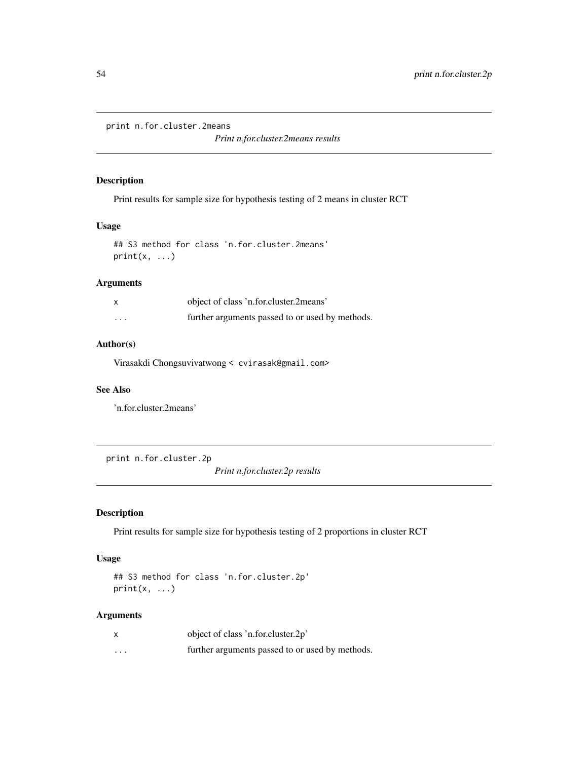## print n.for.cluster.2means

*Print n.for.cluster.2means results*

### Description

Print results for sample size for hypothesis testing of 2 means in cluster RCT

### Usage

```
## S3 method for class 'n.for.cluster.2means'
print(x, ...)
```

### Arguments

| | |
|---|---|
| x | object of class 'n.for.cluster.2means' |
| ... | further arguments passed to or used by methods. |

### Author(s)

Virasakdi Chongsuvivatwong < cvirasak@gmail.com>

### See Also

'n.for.cluster.2means'

## print n.for.cluster.2p

*Print n.for.cluster.2p results*

### Description

Print results for sample size for hypothesis testing of 2 proportions in cluster RCT

### Usage

```
## S3 method for class 'n.for.cluster.2p'
print(x, ...)
```

### Arguments

| | |
|---|---|
| x | object of class 'n.for.cluster.2p' |
| ... | further arguments passed to or used by methods. |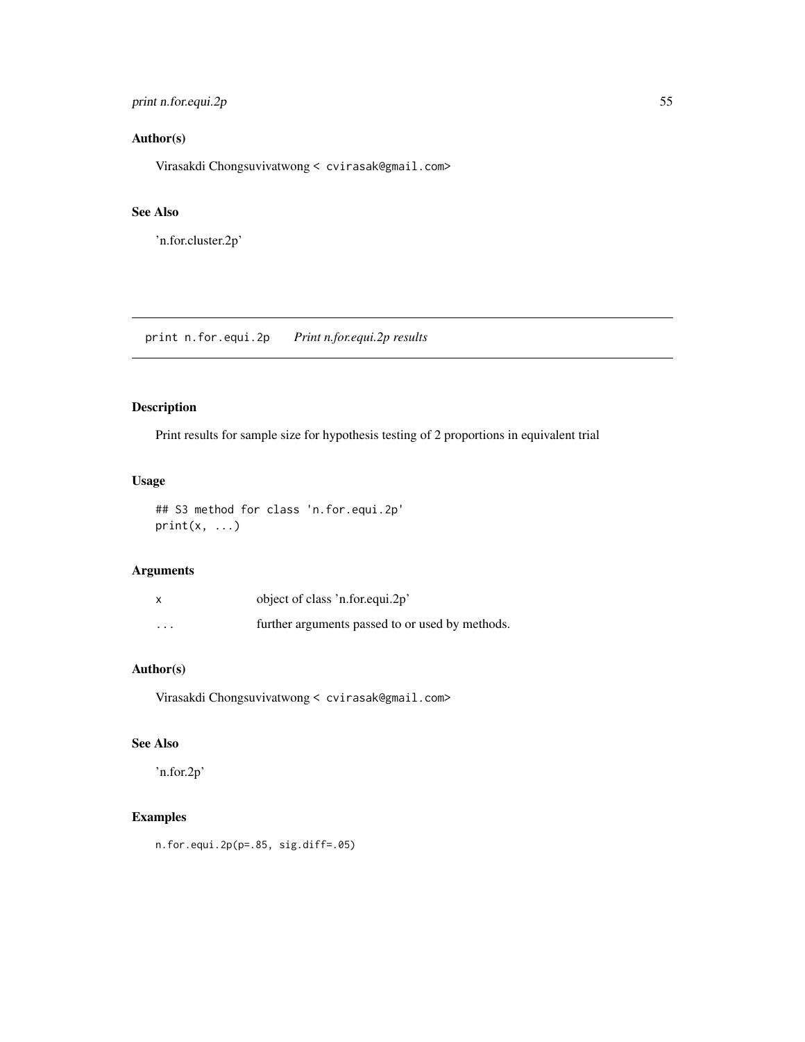## Author(s)

Virasakdi Chongsuvivatwong < cvirasak@gmail.com>

## See Also

'n.for.cluster.2p'

---

# print n.for.equi.2p *Print n.for.equi.2p results*

## Description

Print results for sample size for hypothesis testing of 2 proportions in equivalent trial

## Usage

```
## S3 method for class 'n.for.equi.2p'
print(x, ...)
```

## Arguments

| | |
|---|---|
| x | object of class 'n.for.equi.2p' |
| ... | further arguments passed to or used by methods. |

## Author(s)

Virasakdi Chongsuvivatwong < cvirasak@gmail.com>

## See Also

'n.for.2p'

## Examples

```
n.for.equi.2p(p=.85, sig.diff=.05)
```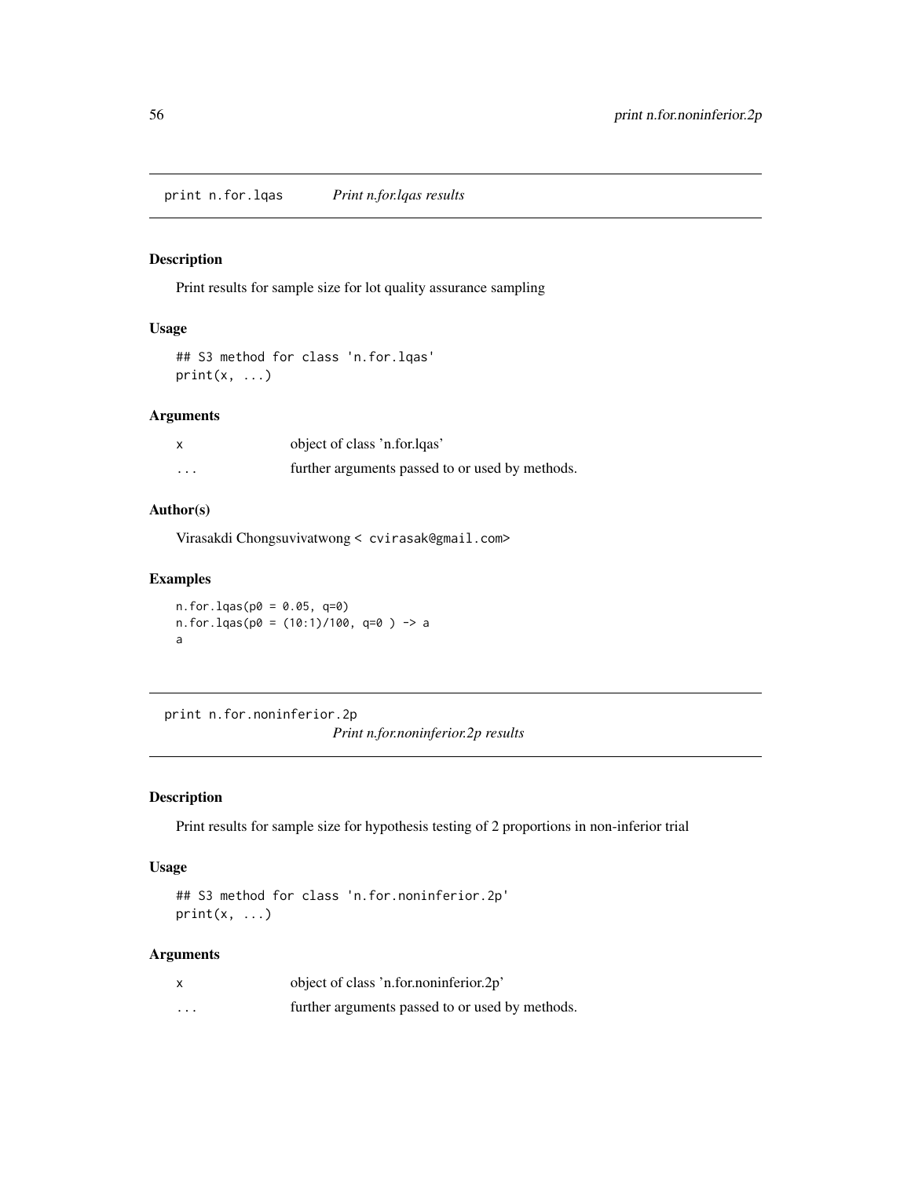## print n.for.lqas — *Print n.for.lqas results*

### Description

Print results for sample size for lot quality assurance sampling

### Usage

```
## S3 method for class 'n.for.lqas'
print(x, ...)
```

### Arguments

| | |
|---|---|
| x | object of class 'n.for.lqas' |
| ... | further arguments passed to or used by methods. |

### Author(s)

Virasakdi Chongsuvivatwong < cvirasak@gmail.com>

### Examples

```
n.for.lqas(p0 = 0.05, q=0)
n.for.lqas(p0 = (10:1)/100, q=0 ) -> a
a
```

## print n.for.noninferior.2p — *Print n.for.noninferior.2p results*

### Description

Print results for sample size for hypothesis testing of 2 proportions in non-inferior trial

### Usage

```
## S3 method for class 'n.for.noninferior.2p'
print(x, ...)
```

### Arguments

| | |
|---|---|
| x | object of class 'n.for.noninferior.2p' |
| ... | further arguments passed to or used by methods. |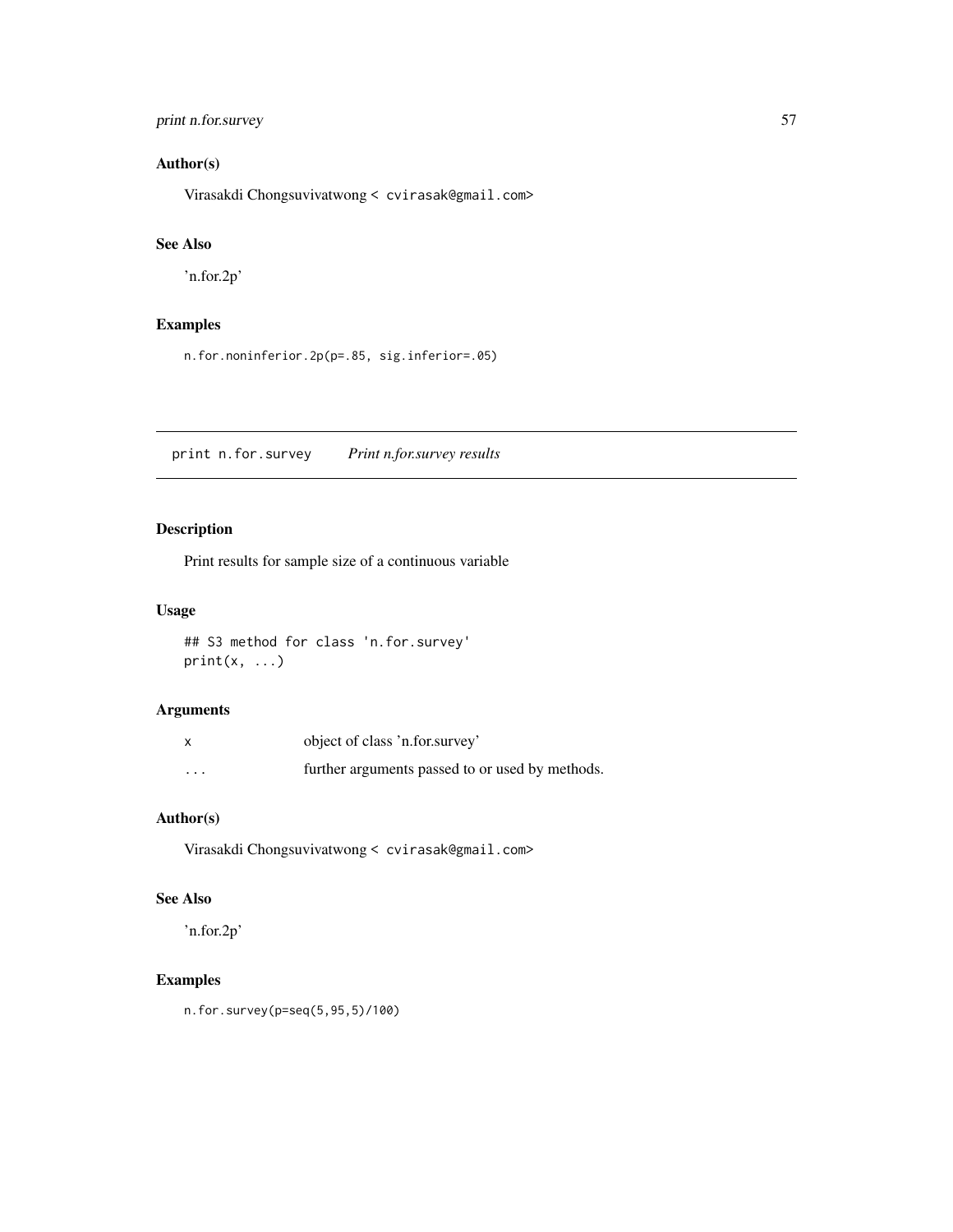## Author(s)

Virasakdi Chongsuvivatwong < cvirasak@gmail.com>

## See Also

'n.for.2p'

## Examples

```
n.for.noninferior.2p(p=.85, sig.inferior=.05)
```

---

# print n.for.survey    *Print n.for.survey results*

## Description

Print results for sample size of a continuous variable

## Usage

```
## S3 method for class 'n.for.survey'
print(x, ...)
```

## Arguments

| | |
|---|---|
| x | object of class 'n.for.survey' |
| ... | further arguments passed to or used by methods. |

## Author(s)

Virasakdi Chongsuvivatwong < cvirasak@gmail.com>

## See Also

'n.for.2p'

## Examples

```
n.for.survey(p=seq(5,95,5)/100)
```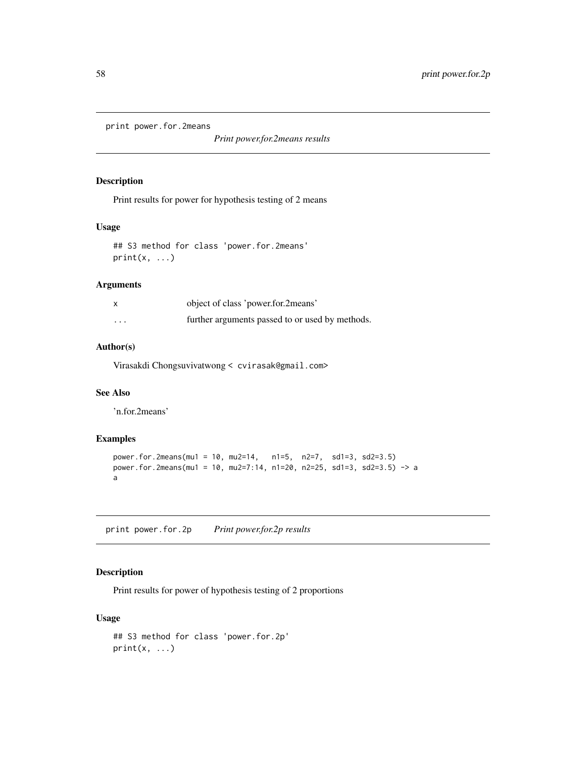## print power.for.2means — *Print power.for.2means results*

### Description

Print results for power for hypothesis testing of 2 means

### Usage

```
## S3 method for class 'power.for.2means'
print(x, ...)
```

### Arguments

| | |
|---|---|
| x | object of class 'power.for.2means' |
| ... | further arguments passed to or used by methods. |

### Author(s)

Virasakdi Chongsuvivatwong < cvirasak@gmail.com>

### See Also

'n.for.2means'

### Examples

```
power.for.2means(mu1 = 10, mu2=14,   n1=5,  n2=7,  sd1=3, sd2=3.5)
power.for.2means(mu1 = 10, mu2=7:14, n1=20, n2=25, sd1=3, sd2=3.5) -> a
a
```

## print power.for.2p — *Print power.for.2p results*

### Description

Print results for power of hypothesis testing of 2 proportions

### Usage

```
## S3 method for class 'power.for.2p'
print(x, ...)
```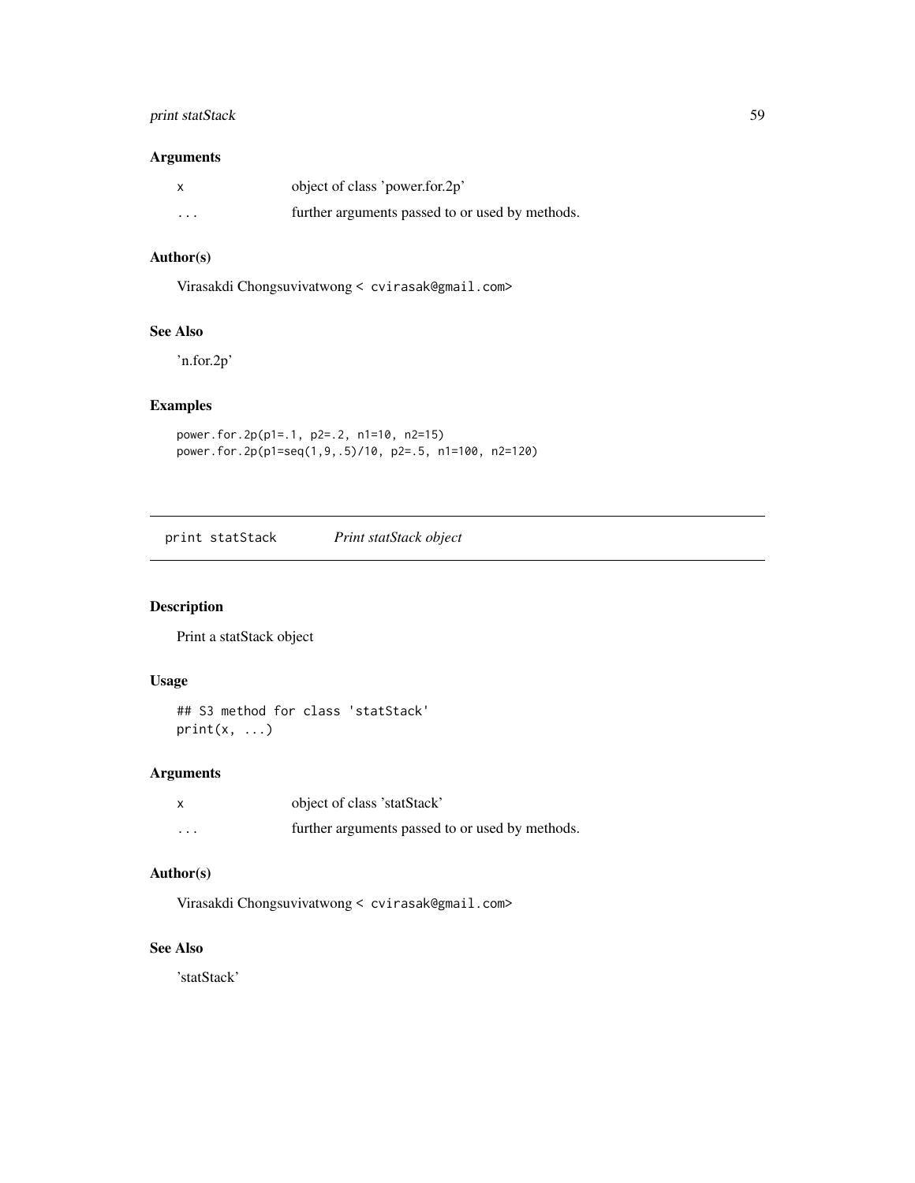### Arguments

| | |
|---|---|
| x | object of class 'power.for.2p' |
| ... | further arguments passed to or used by methods. |

### Author(s)

Virasakdi Chongsuvivatwong < cvirasak@gmail.com>

### See Also

'n.for.2p'

### Examples

```
power.for.2p(p1=.1, p2=.2, n1=10, n2=15)
power.for.2p(p1=seq(1,9,.5)/10, p2=.5, n1=100, n2=120)
```

---

## print statStack *Print statStack object*

---

### Description

Print a statStack object

### Usage

```
## S3 method for class 'statStack'
print(x, ...)
```

### Arguments

| | |
|---|---|
| x | object of class 'statStack' |
| ... | further arguments passed to or used by methods. |

### Author(s)

Virasakdi Chongsuvivatwong < cvirasak@gmail.com>

### See Also

'statStack'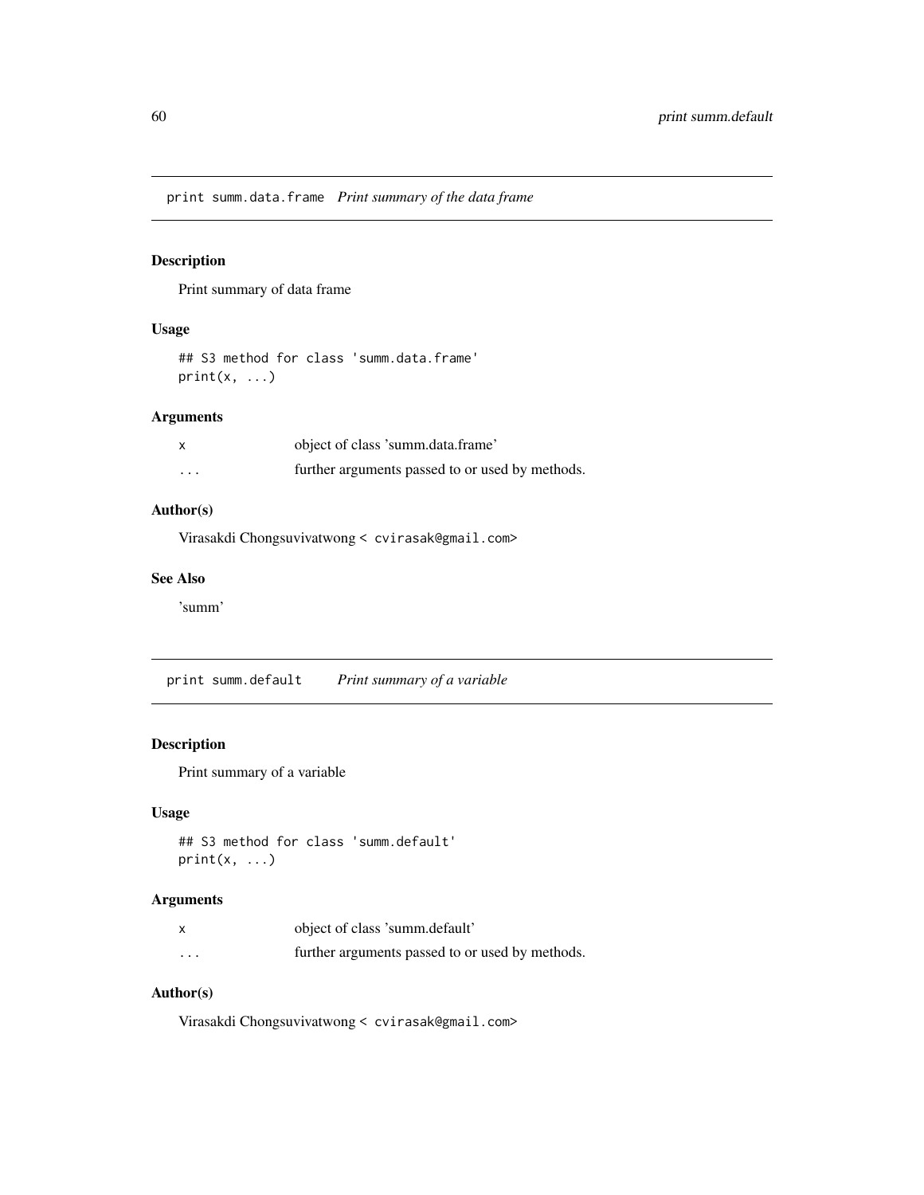## print summ.data.frame *Print summary of the data frame*

### Description

Print summary of data frame

### Usage

```
## S3 method for class 'summ.data.frame'
print(x, ...)
```

### Arguments

| | |
|---|---|
| x | object of class 'summ.data.frame' |
| ... | further arguments passed to or used by methods. |

### Author(s)

Virasakdi Chongsuvivatwong < cvirasak@gmail.com>

### See Also

'summ'

## print summ.default *Print summary of a variable*

### Description

Print summary of a variable

### Usage

```
## S3 method for class 'summ.default'
print(x, ...)
```

### Arguments

| | |
|---|---|
| x | object of class 'summ.default' |
| ... | further arguments passed to or used by methods. |

### Author(s)

Virasakdi Chongsuvivatwong < cvirasak@gmail.com>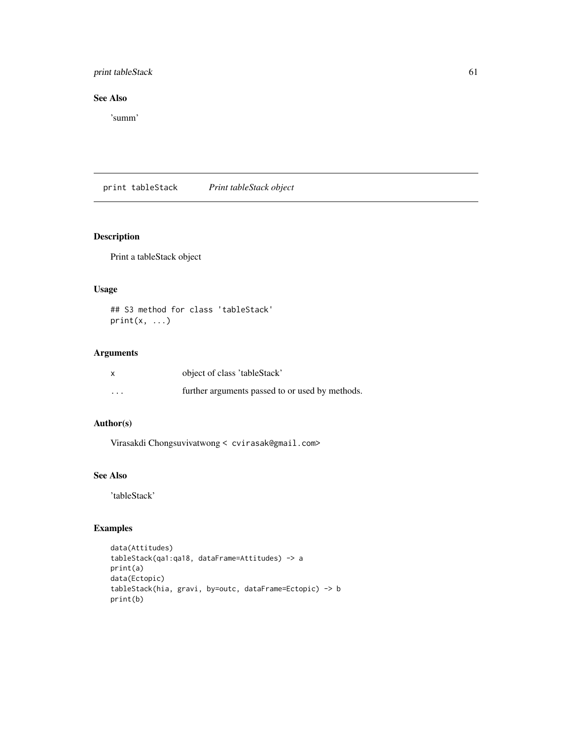## See Also

'summ'

---

# print tableStack *Print tableStack object*

## Description

Print a tableStack object

## Usage

```
## S3 method for class 'tableStack'
print(x, ...)
```

## Arguments

| | |
|---|---|
| x | object of class 'tableStack' |
| ... | further arguments passed to or used by methods. |

## Author(s)

Virasakdi Chongsuvivatwong < cvirasak@gmail.com>

## See Also

'tableStack'

## Examples

```
data(Attitudes)
tableStack(qa1:qa18, dataFrame=Attitudes) -> a
print(a)
data(Ectopic)
tableStack(hia, gravi, by=outc, dataFrame=Ectopic) -> b
print(b)
```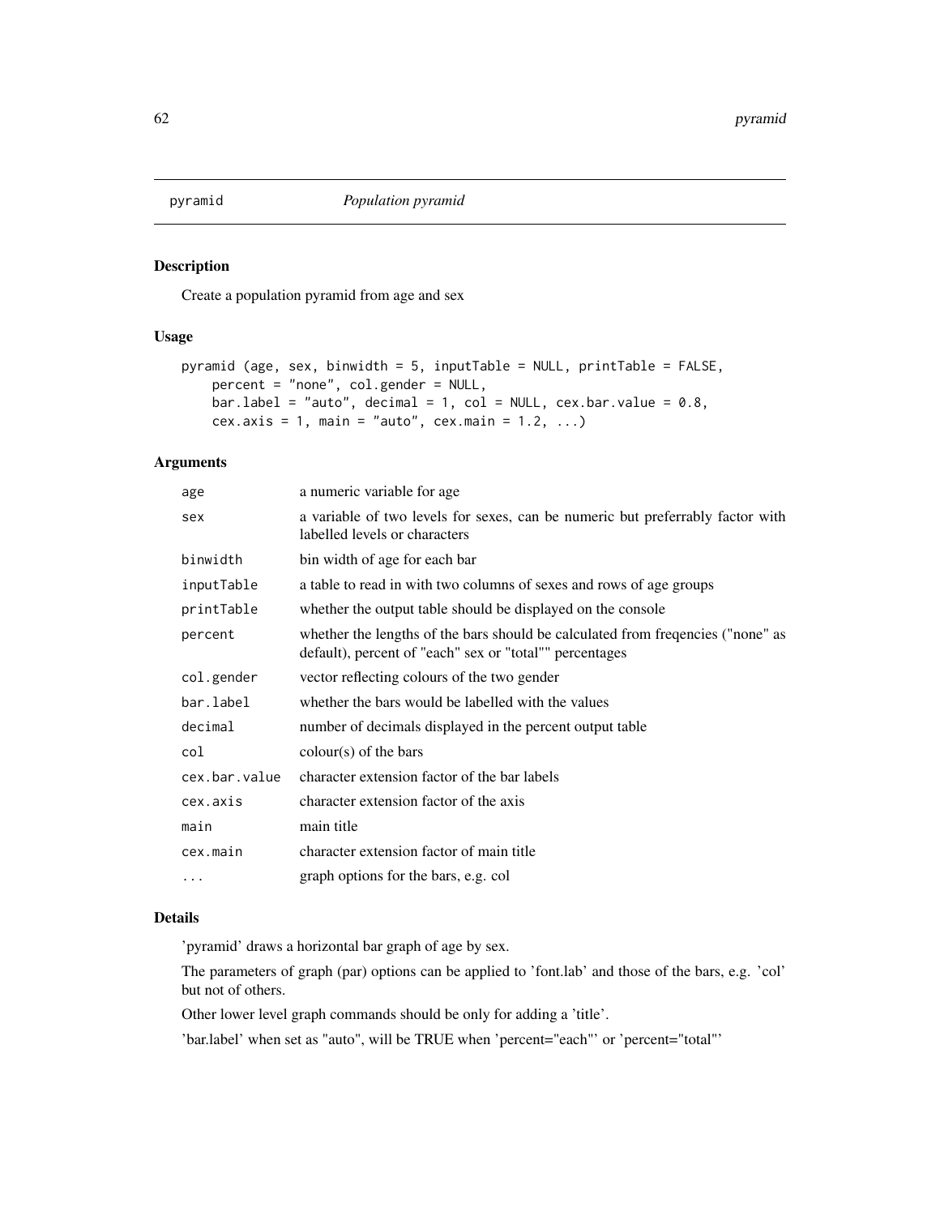# pyramid *Population pyramid*

## Description

Create a population pyramid from age and sex

## Usage

```
pyramid (age, sex, binwidth = 5, inputTable = NULL, printTable = FALSE,
    percent = "none", col.gender = NULL,
    bar.label = "auto", decimal = 1, col = NULL, cex.bar.value = 0.8,
    cex.axis = 1, main = "auto", cex.main = 1.2, ...)
```

## Arguments

| | |
|---|---|
| age | a numeric variable for age |
| sex | a variable of two levels for sexes, can be numeric but preferrably factor with labelled levels or characters |
| binwidth | bin width of age for each bar |
| inputTable | a table to read in with two columns of sexes and rows of age groups |
| printTable | whether the output table should be displayed on the console |
| percent | whether the lengths of the bars should be calculated from freqencies ("none" as default), percent of "each" sex or "total"" percentages |
| col.gender | vector reflecting colours of the two gender |
| bar.label | whether the bars would be labelled with the values |
| decimal | number of decimals displayed in the percent output table |
| col | colour(s) of the bars |
| cex.bar.value | character extension factor of the bar labels |
| cex.axis | character extension factor of the axis |
| main | main title |
| cex.main | character extension factor of main title |
| ... | graph options for the bars, e.g. col |

## Details

'pyramid' draws a horizontal bar graph of age by sex.

The parameters of graph (par) options can be applied to 'font.lab' and those of the bars, e.g. 'col' but not of others.

Other lower level graph commands should be only for adding a 'title'.

'bar.label' when set as "auto", will be TRUE when 'percent="each"' or 'percent="total"'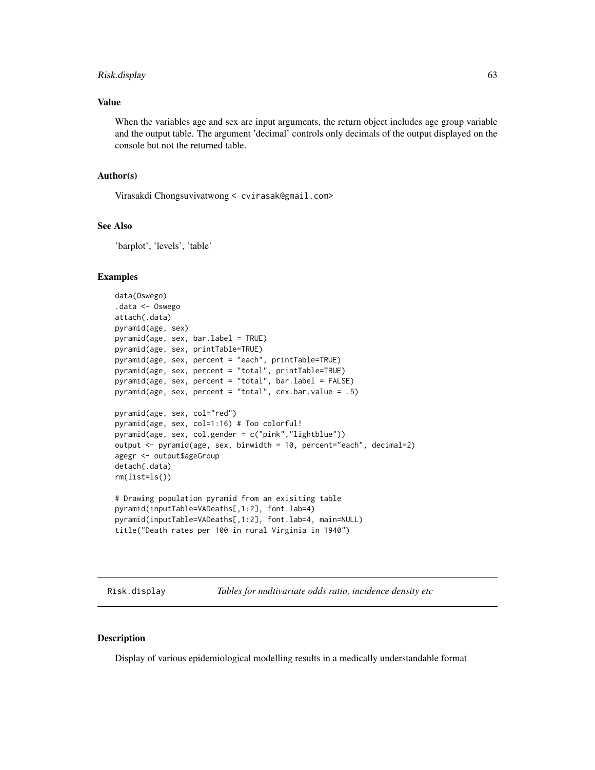### Value

When the variables age and sex are input arguments, the return object includes age group variable and the output table. The argument 'decimal' controls only decimals of the output displayed on the console but not the returned table.

### Author(s)

Virasakdi Chongsuvivatwong < cvirasak@gmail.com>

### See Also

'barplot', 'levels', 'table'

### Examples

```
data(Oswego)
.data <- Oswego
attach(.data)
pyramid(age, sex)
pyramid(age, sex, bar.label = TRUE)
pyramid(age, sex, printTable=TRUE)
pyramid(age, sex, percent = "each", printTable=TRUE)
pyramid(age, sex, percent = "total", printTable=TRUE)
pyramid(age, sex, percent = "total", bar.label = FALSE)
pyramid(age, sex, percent = "total", cex.bar.value = .5)

pyramid(age, sex, col="red")
pyramid(age, sex, col=1:16) # Too colorful!
pyramid(age, sex, col.gender = c("pink","lightblue"))
output <- pyramid(age, sex, binwidth = 10, percent="each", decimal=2)
agegr <- output$ageGroup
detach(.data)
rm(list=ls())

# Drawing population pyramid from an exisiting table
pyramid(inputTable=VADeaths[,1:2], font.lab=4)
pyramid(inputTable=VADeaths[,1:2], font.lab=4, main=NULL)
title("Death rates per 100 in rural Virginia in 1940")
```

---

## Risk.display *Tables for multivariate odds ratio, incidence density etc*

### Description

Display of various epidemiological modelling results in a medically understandable format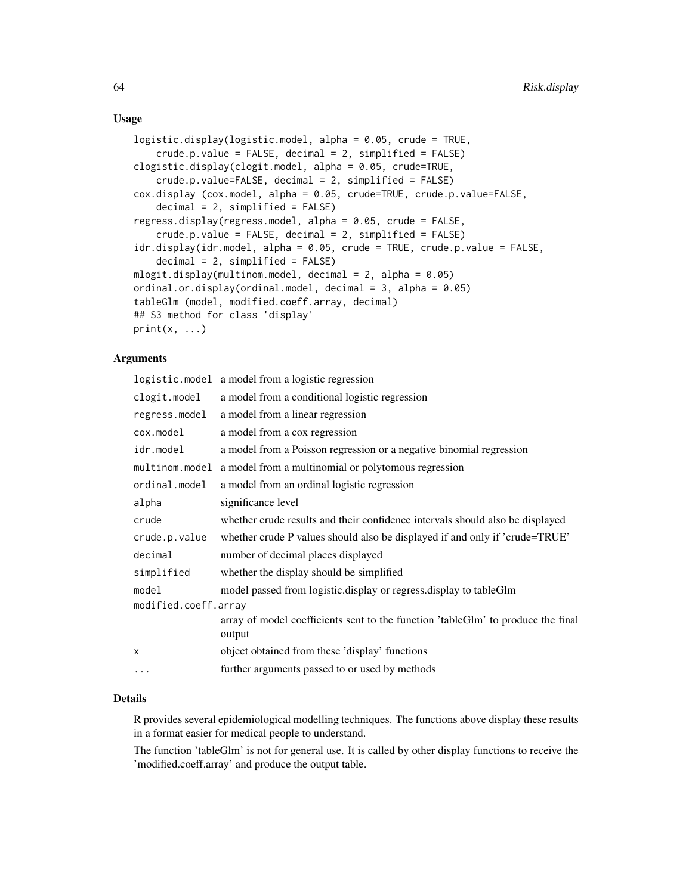## Usage

```
logistic.display(logistic.model, alpha = 0.05, crude = TRUE,
    crude.p.value = FALSE, decimal = 2, simplified = FALSE)
clogistic.display(clogit.model, alpha = 0.05, crude=TRUE,
    crude.p.value=FALSE, decimal = 2, simplified = FALSE)
cox.display (cox.model, alpha = 0.05, crude=TRUE, crude.p.value=FALSE,
    decimal = 2, simplified = FALSE)
regress.display(regress.model, alpha = 0.05, crude = FALSE,
    crude.p.value = FALSE, decimal = 2, simplified = FALSE)
idr.display(idr.model, alpha = 0.05, crude = TRUE, crude.p.value = FALSE,
    decimal = 2, simplified = FALSE)
mlogit.display(multinom.model, decimal = 2, alpha = 0.05)
ordinal.or.display(ordinal.model, decimal = 3, alpha = 0.05)
tableGlm (model, modified.coeff.array, decimal)
## S3 method for class 'display'
print(x, ...)
```

## Arguments

| | |
|---|---|
| `logistic.model` | a model from a logistic regression |
| `clogit.model` | a model from a conditional logistic regression |
| `regress.model` | a model from a linear regression |
| `cox.model` | a model from a cox regression |
| `idr.model` | a model from a Poisson regression or a negative binomial regression |
| `multinom.model` | a model from a multinomial or polytomous regression |
| `ordinal.model` | a model from an ordinal logistic regression |
| `alpha` | significance level |
| `crude` | whether crude results and their confidence intervals should also be displayed |
| `crude.p.value` | whether crude P values should also be displayed if and only if 'crude=TRUE' |
| `decimal` | number of decimal places displayed |
| `simplified` | whether the display should be simplified |
| `model` | model passed from logistic.display or regress.display to tableGlm |
| `modified.coeff.array` | array of model coefficients sent to the function 'tableGlm' to produce the final output |
| `x` | object obtained from these 'display' functions |
| `...` | further arguments passed to or used by methods |

## Details

R provides several epidemiological modelling techniques. The functions above display these results in a format easier for medical people to understand.

The function 'tableGlm' is not for general use. It is called by other display functions to receive the 'modified.coeff.array' and produce the output table.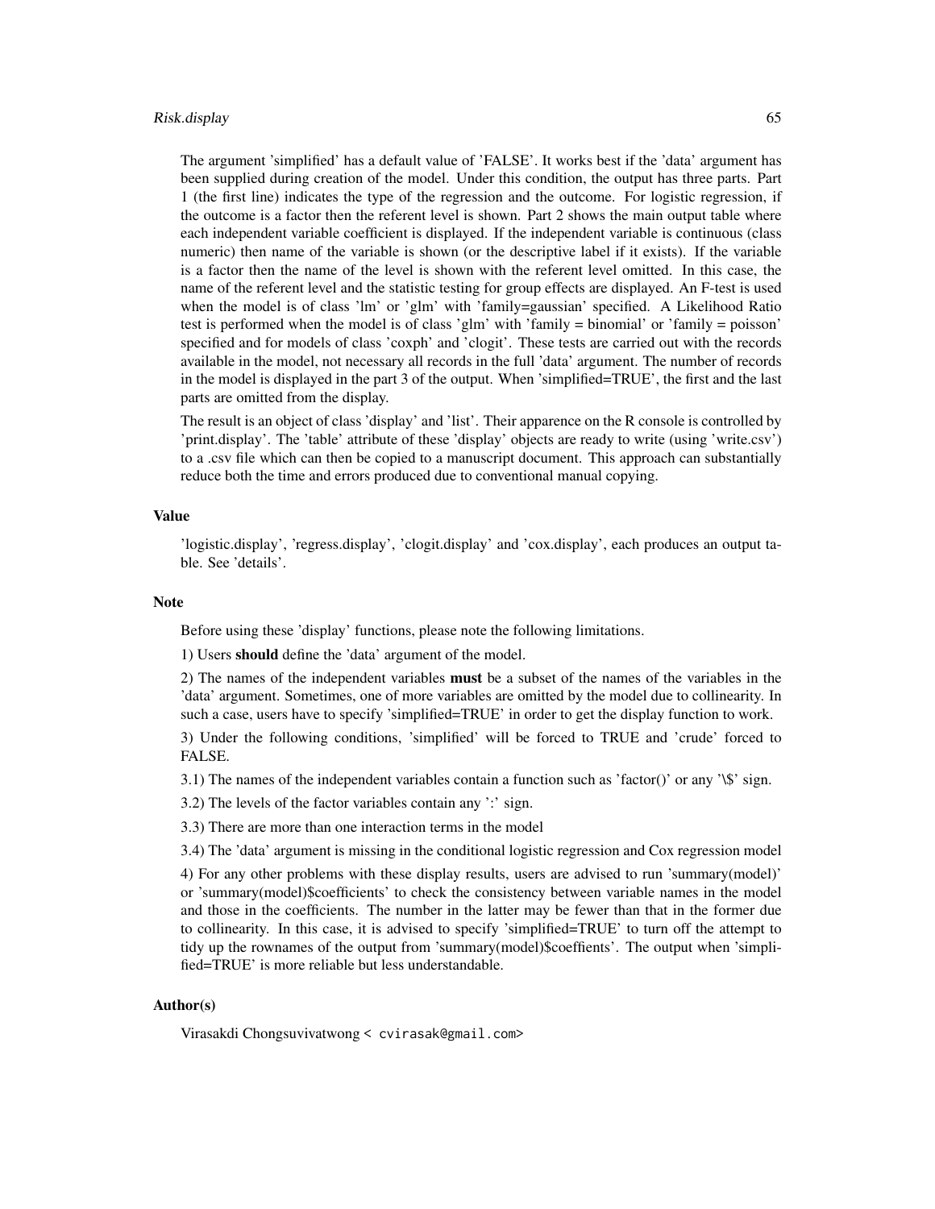The argument 'simplified' has a default value of 'FALSE'. It works best if the 'data' argument has been supplied during creation of the model. Under this condition, the output has three parts. Part 1 (the first line) indicates the type of the regression and the outcome. For logistic regression, if the outcome is a factor then the referent level is shown. Part 2 shows the main output table where each independent variable coefficient is displayed. If the independent variable is continuous (class numeric) then name of the variable is shown (or the descriptive label if it exists). If the variable is a factor then the name of the level is shown with the referent level omitted. In this case, the name of the referent level and the statistic testing for group effects are displayed. An F-test is used when the model is of class 'lm' or 'glm' with 'family=gaussian' specified. A Likelihood Ratio test is performed when the model is of class 'glm' with 'family = binomial' or 'family = poisson' specified and for models of class 'coxph' and 'clogit'. These tests are carried out with the records available in the model, not necessary all records in the full 'data' argument. The number of records in the model is displayed in the part 3 of the output. When 'simplified=TRUE', the first and the last parts are omitted from the display.

The result is an object of class 'display' and 'list'. Their apparence on the R console is controlled by 'print.display'. The 'table' attribute of these 'display' objects are ready to write (using 'write.csv') to a .csv file which can then be copied to a manuscript document. This approach can substantially reduce both the time and errors produced due to conventional manual copying.

## Value

'logistic.display', 'regress.display', 'clogit.display' and 'cox.display', each produces an output table. See 'details'.

## Note

Before using these 'display' functions, please note the following limitations.

1) Users **should** define the 'data' argument of the model.

2) The names of the independent variables **must** be a subset of the names of the variables in the 'data' argument. Sometimes, one of more variables are omitted by the model due to collinearity. In such a case, users have to specify 'simplified=TRUE' in order to get the display function to work.

3) Under the following conditions, 'simplified' will be forced to TRUE and 'crude' forced to FALSE.

3.1) The names of the independent variables contain a function such as 'factor()' or any '\$' sign.

3.2) The levels of the factor variables contain any ':' sign.

3.3) There are more than one interaction terms in the model

3.4) The 'data' argument is missing in the conditional logistic regression and Cox regression model

4) For any other problems with these display results, users are advised to run 'summary(model)' or 'summary(model)$coefficients' to check the consistency between variable names in the model and those in the coefficients. The number in the latter may be fewer than that in the former due to collinearity. In this case, it is advised to specify 'simplified=TRUE' to turn off the attempt to tidy up the rownames of the output from 'summary(model)$coeffients'. The output when 'simplified=TRUE' is more reliable but less understandable.

## Author(s)

Virasakdi Chongsuvivatwong < cvirasak@gmail.com>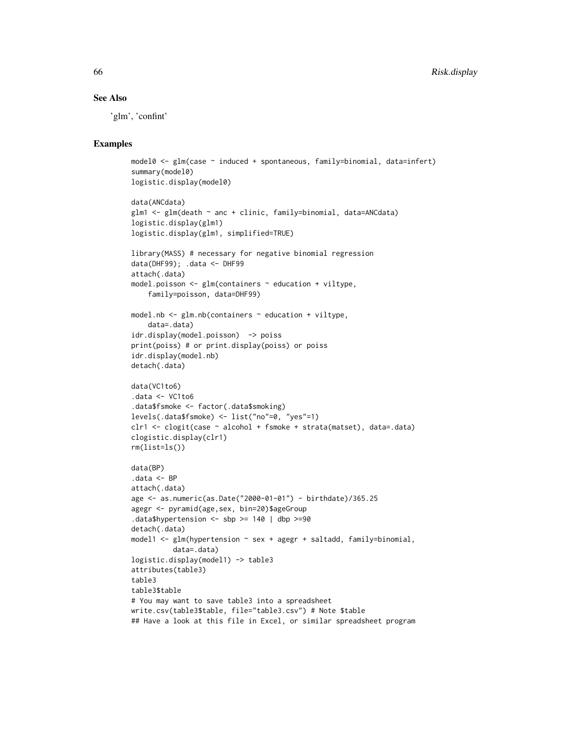## See Also

'glm', 'confint'

## Examples

```
model0 <- glm(case ~ induced + spontaneous, family=binomial, data=infert)
summary(model0)
logistic.display(model0)

data(ANCdata)
glm1 <- glm(death ~ anc + clinic, family=binomial, data=ANCdata)
logistic.display(glm1)
logistic.display(glm1, simplified=TRUE)

library(MASS) # necessary for negative binomial regression
data(DHF99); .data <- DHF99
attach(.data)
model.poisson <- glm(containers ~ education + viltype,
    family=poisson, data=DHF99)

model.nb <- glm.nb(containers ~ education + viltype,
    data=.data)
idr.display(model.poisson)  -> poiss
print(poiss) # or print.display(poiss) or poiss
idr.display(model.nb)
detach(.data)

data(VC1to6)
.data <- VC1to6
.data$fsmoke <- factor(.data$smoking)
levels(.data$fsmoke) <- list("no"=0, "yes"=1)
clr1 <- clogit(case ~ alcohol + fsmoke + strata(matset), data=.data)
clogistic.display(clr1)
rm(list=ls())

data(BP)
.data <- BP
attach(.data)
age <- as.numeric(as.Date("2000-01-01") - birthdate)/365.25
agegr <- pyramid(age,sex, bin=20)$ageGroup
.data$hypertension <- sbp >= 140 | dbp >=90
detach(.data)
model1 <- glm(hypertension ~ sex + agegr + saltadd, family=binomial,
         data=.data)
logistic.display(model1) -> table3
attributes(table3)
table3
table3$table
# You may want to save table3 into a spreadsheet
write.csv(table3$table, file="table3.csv") # Note $table
## Have a look at this file in Excel, or similar spreadsheet program
```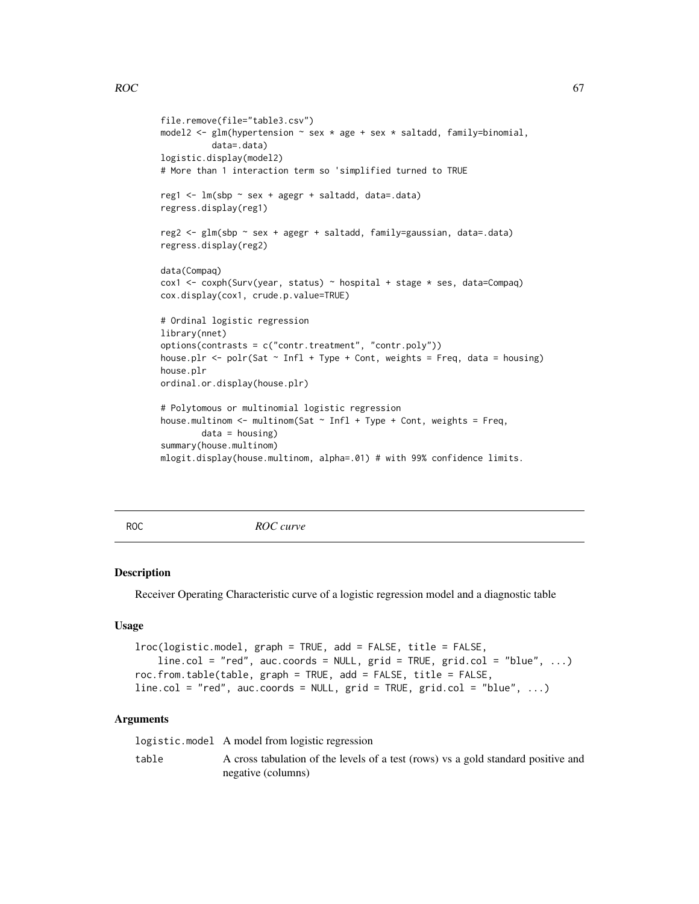```
file.remove(file="table3.csv")
model2 <- glm(hypertension ~ sex * age + sex * saltadd, family=binomial,
         data=.data)
logistic.display(model2)
# More than 1 interaction term so 'simplified turned to TRUE

reg1 <- lm(sbp ~ sex + agegr + saltadd, data=.data)
regress.display(reg1)

reg2 <- glm(sbp ~ sex + agegr + saltadd, family=gaussian, data=.data)
regress.display(reg2)

data(Compaq)
cox1 <- coxph(Surv(year, status) ~ hospital + stage * ses, data=Compaq)
cox.display(cox1, crude.p.value=TRUE)

# Ordinal logistic regression
library(nnet)
options(contrasts = c("contr.treatment", "contr.poly"))
house.plr <- polr(Sat ~ Infl + Type + Cont, weights = Freq, data = housing)
house.plr
ordinal.or.display(house.plr)

# Polytomous or multinomial logistic regression
house.multinom <- multinom(Sat ~ Infl + Type + Cont, weights = Freq,
        data = housing)
summary(house.multinom)
mlogit.display(house.multinom, alpha=.01) # with 99% confidence limits.
```

## ROC *ROC curve*

### Description

Receiver Operating Characteristic curve of a logistic regression model and a diagnostic table

### Usage

```
lroc(logistic.model, graph = TRUE, add = FALSE, title = FALSE,
    line.col = "red", auc.coords = NULL, grid = TRUE, grid.col = "blue", ...)
roc.from.table(table, graph = TRUE, add = FALSE, title = FALSE,
line.col = "red", auc.coords = NULL, grid = TRUE, grid.col = "blue", ...)
```

### Arguments

| | |
|---|---|
| `logistic.model` | A model from logistic regression |
| `table` | A cross tabulation of the levels of a test (rows) vs a gold standard positive and negative (columns) |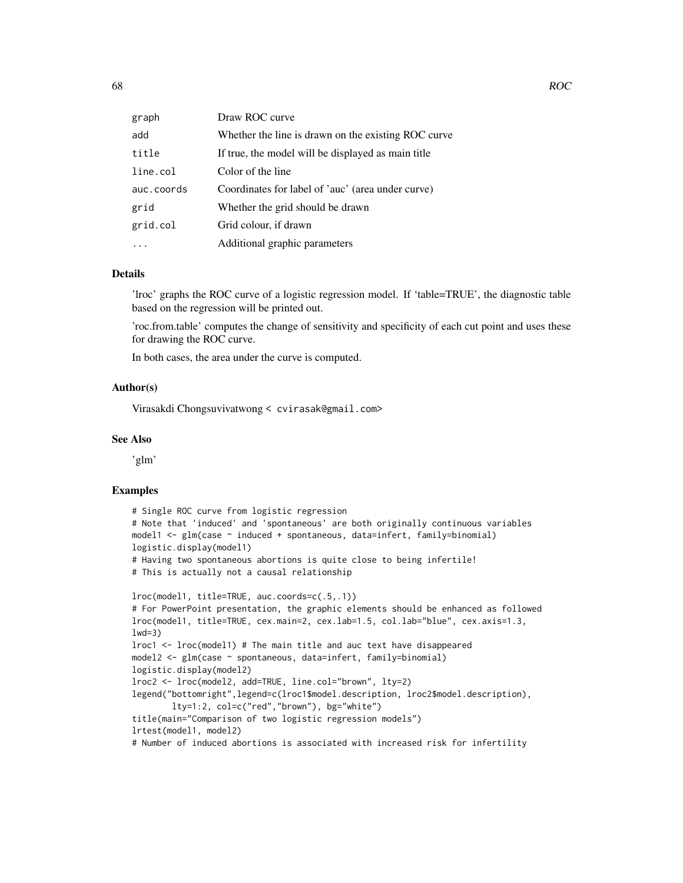| | |
|---|---|
| graph | Draw ROC curve |
| add | Whether the line is drawn on the existing ROC curve |
| title | If true, the model will be displayed as main title |
| line.col | Color of the line |
| auc.coords | Coordinates for label of 'auc' (area under curve) |
| grid | Whether the grid should be drawn |
| grid.col | Grid colour, if drawn |
| ... | Additional graphic parameters |

## Details

'lroc' graphs the ROC curve of a logistic regression model. If 'table=TRUE', the diagnostic table based on the regression will be printed out.

'roc.from.table' computes the change of sensitivity and specificity of each cut point and uses these for drawing the ROC curve.

In both cases, the area under the curve is computed.

## Author(s)

Virasakdi Chongsuvivatwong < cvirasak@gmail.com>

## See Also

'glm'

## Examples

```
# Single ROC curve from logistic regression
# Note that 'induced' and 'spontaneous' are both originally continuous variables
model1 <- glm(case ~ induced + spontaneous, data=infert, family=binomial)
logistic.display(model1)
# Having two spontaneous abortions is quite close to being infertile!
# This is actually not a causal relationship

lroc(model1, title=TRUE, auc.coords=c(.5,.1))
# For PowerPoint presentation, the graphic elements should be enhanced as followed
lroc(model1, title=TRUE, cex.main=2, cex.lab=1.5, col.lab="blue", cex.axis=1.3,
lwd=3)
lroc1 <- lroc(model1) # The main title and auc text have disappeared
model2 <- glm(case ~ spontaneous, data=infert, family=binomial)
logistic.display(model2)
lroc2 <- lroc(model2, add=TRUE, line.col="brown", lty=2)
legend("bottomright",legend=c(lroc1$model.description, lroc2$model.description),
        lty=1:2, col=c("red","brown"), bg="white")
title(main="Comparison of two logistic regression models")
lrtest(model1, model2)
# Number of induced abortions is associated with increased risk for infertility
```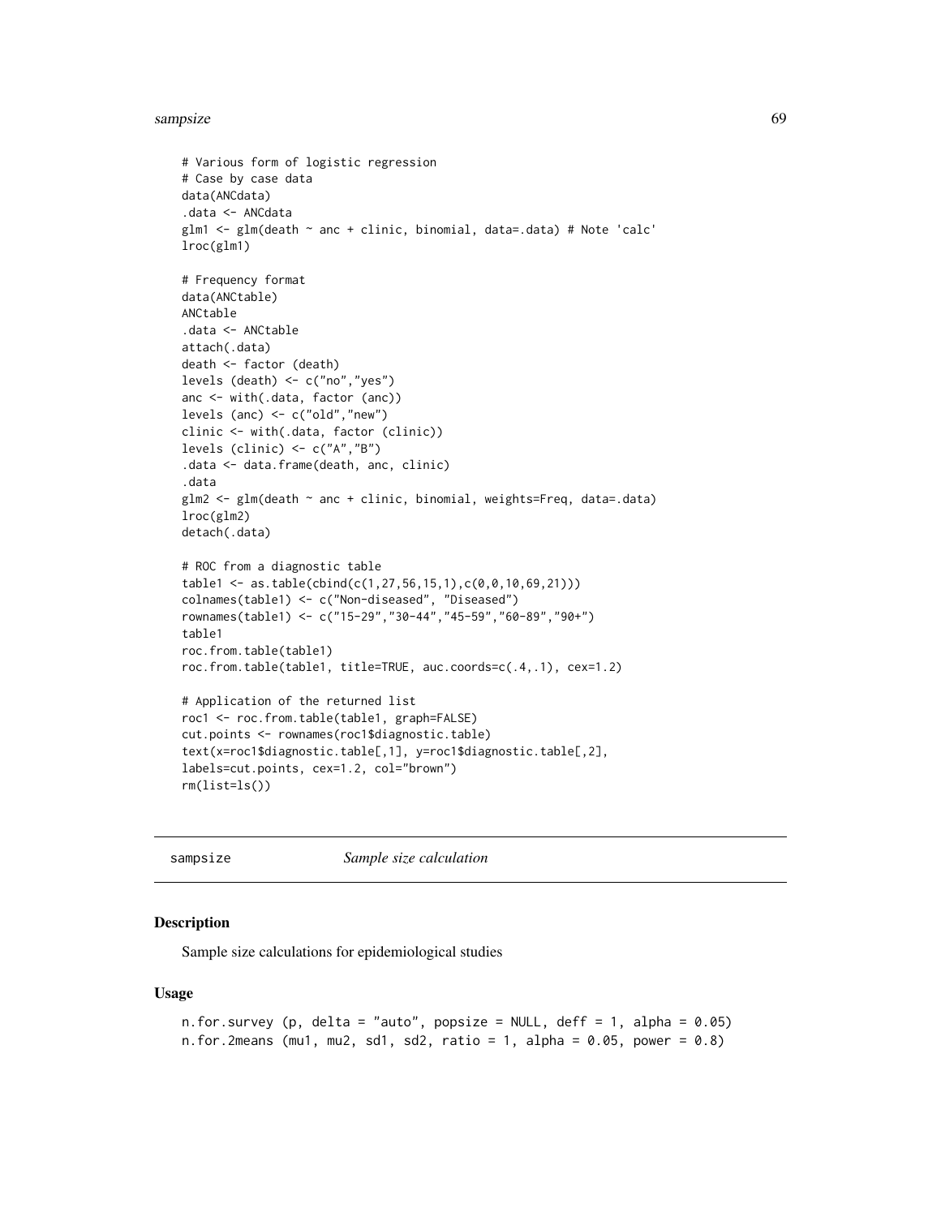```
# Various form of logistic regression
# Case by case data
data(ANCdata)
.data <- ANCdata
glm1 <- glm(death ~ anc + clinic, binomial, data=.data) # Note 'calc'
lroc(glm1)

# Frequency format
data(ANCtable)
ANCtable
.data <- ANCtable
attach(.data)
death <- factor (death)
levels (death) <- c("no","yes")
anc <- with(.data, factor (anc))
levels (anc) <- c("old","new")
clinic <- with(.data, factor (clinic))
levels (clinic) <- c("A","B")
.data <- data.frame(death, anc, clinic)
.data
glm2 <- glm(death ~ anc + clinic, binomial, weights=Freq, data=.data)
lroc(glm2)
detach(.data)

# ROC from a diagnostic table
table1 <- as.table(cbind(c(1,27,56,15,1),c(0,0,10,69,21)))
colnames(table1) <- c("Non-diseased", "Diseased")
rownames(table1) <- c("15-29","30-44","45-59","60-89","90+")
table1
roc.from.table(table1)
roc.from.table(table1, title=TRUE, auc.coords=c(.4,.1), cex=1.2)

# Application of the returned list
roc1 <- roc.from.table(table1, graph=FALSE)
cut.points <- rownames(roc1$diagnostic.table)
text(x=roc1$diagnostic.table[,1], y=roc1$diagnostic.table[,2],
labels=cut.points, cex=1.2, col="brown")
rm(list=ls())
```

---

## sampsize *Sample size calculation*

---

### Description

Sample size calculations for epidemiological studies

### Usage

```
n.for.survey (p, delta = "auto", popsize = NULL, deff = 1, alpha = 0.05)
n.for.2means (mu1, mu2, sd1, sd2, ratio = 1, alpha = 0.05, power = 0.8)
```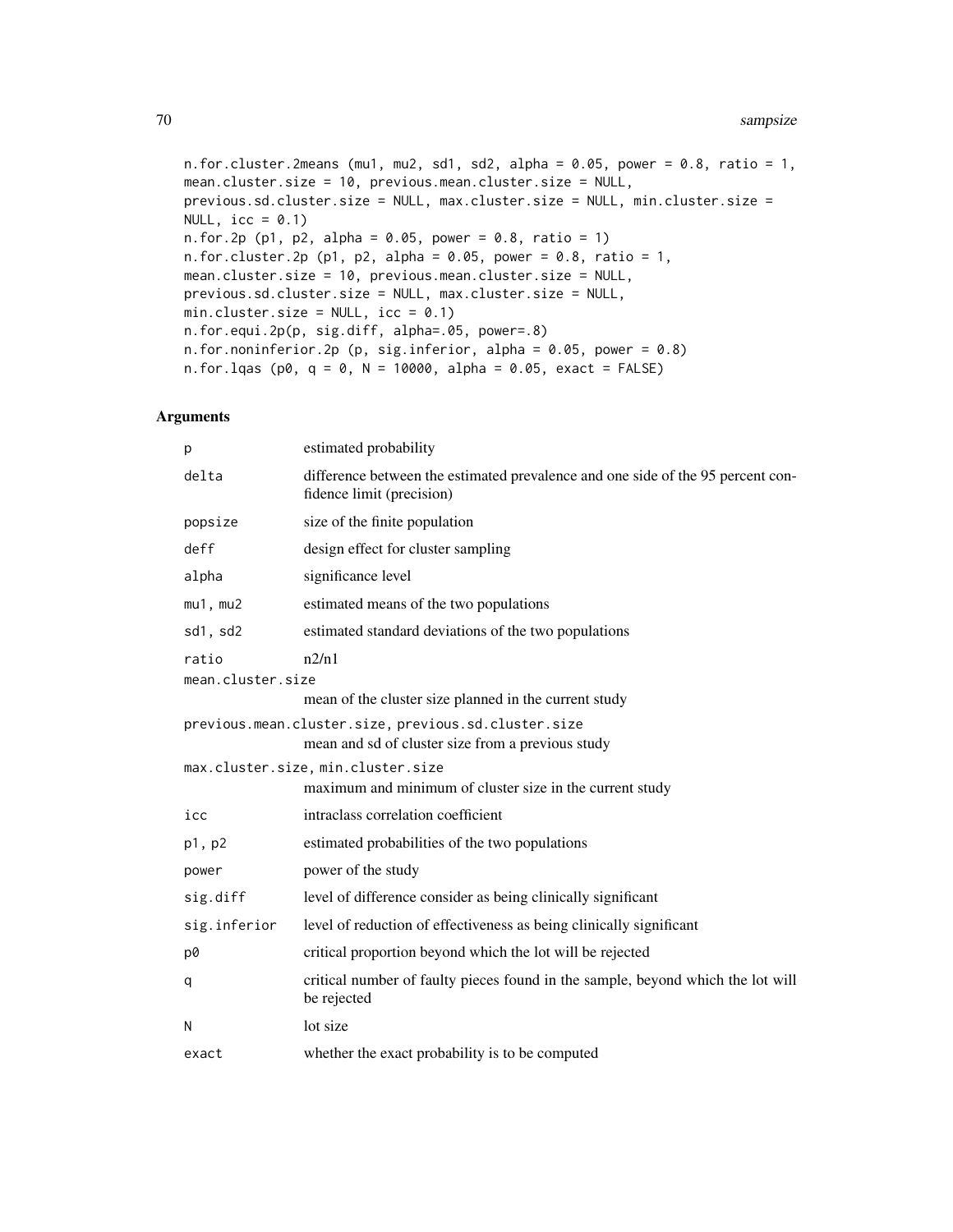```
n.for.cluster.2means (mu1, mu2, sd1, sd2, alpha = 0.05, power = 0.8, ratio = 1,
mean.cluster.size = 10, previous.mean.cluster.size = NULL,
previous.sd.cluster.size = NULL, max.cluster.size = NULL, min.cluster.size =
NULL, icc = 0.1)
n.for.2p (p1, p2, alpha = 0.05, power = 0.8, ratio = 1)
n.for.cluster.2p (p1, p2, alpha = 0.05, power = 0.8, ratio = 1,
mean.cluster.size = 10, previous.mean.cluster.size = NULL,
previous.sd.cluster.size = NULL, max.cluster.size = NULL,
min.cluster.size = NULL, icc = 0.1)
n.for.equi.2p(p, sig.diff, alpha=.05, power=.8)
n.for.noninferior.2p (p, sig.inferior, alpha = 0.05, power = 0.8)
n.for.lqas (p0, q = 0, N = 10000, alpha = 0.05, exact = FALSE)
```

## Arguments

| Argument | Description |
|---|---|
| p | estimated probability |
| delta | difference between the estimated prevalence and one side of the 95 percent confidence limit (precision) |
| popsize | size of the finite population |
| deff | design effect for cluster sampling |
| alpha | significance level |
| mu1, mu2 | estimated means of the two populations |
| sd1, sd2 | estimated standard deviations of the two populations |
| ratio | n2/n1 |
| mean.cluster.size | mean of the cluster size planned in the current study |
| previous.mean.cluster.size, previous.sd.cluster.size | mean and sd of cluster size from a previous study |
| max.cluster.size, min.cluster.size | maximum and minimum of cluster size in the current study |
| icc | intraclass correlation coefficient |
| p1, p2 | estimated probabilities of the two populations |
| power | power of the study |
| sig.diff | level of difference consider as being clinically significant |
| sig.inferior | level of reduction of effectiveness as being clinically significant |
| p0 | critical proportion beyond which the lot will be rejected |
| q | critical number of faulty pieces found in the sample, beyond which the lot will be rejected |
| N | lot size |
| exact | whether the exact probability is to be computed |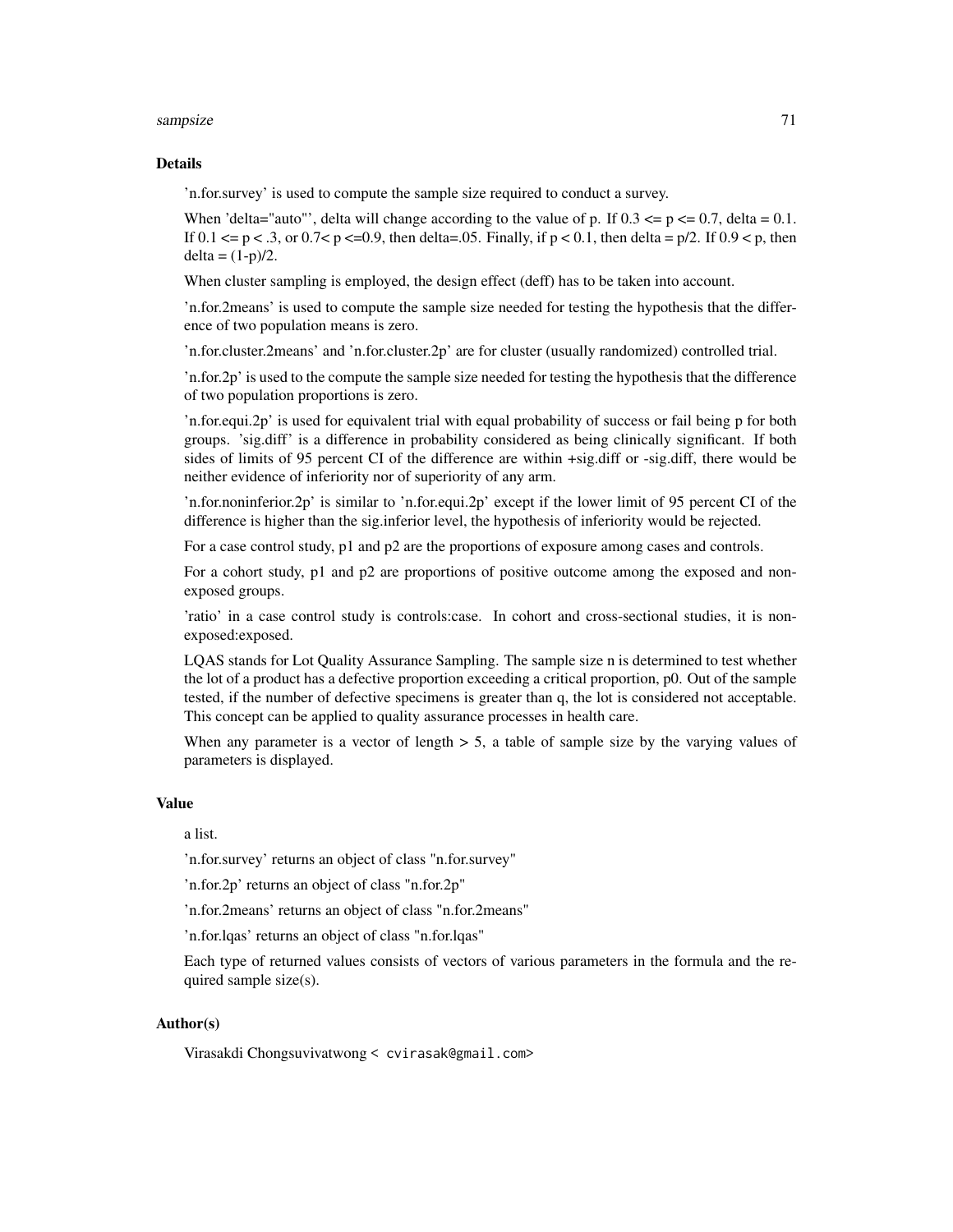## Details

'n.for.survey' is used to compute the sample size required to conduct a survey.

When 'delta="auto"', delta will change according to the value of p. If $0.3 <= p <= 0.7$, delta = 0.1. If $0.1 <= p < .3$, or $0.7 < p <= 0.9$, then delta=.05. Finally, if $p < 0.1$, then delta = p/2. If $0.9 < p$, then delta = (1-p)/2.

When cluster sampling is employed, the design effect (deff) has to be taken into account.

'n.for.2means' is used to compute the sample size needed for testing the hypothesis that the difference of two population means is zero.

'n.for.cluster.2means' and 'n.for.cluster.2p' are for cluster (usually randomized) controlled trial.

'n.for.2p' is used to the compute the sample size needed for testing the hypothesis that the difference of two population proportions is zero.

'n.for.equi.2p' is used for equivalent trial with equal probability of success or fail being p for both groups. 'sig.diff' is a difference in probability considered as being clinically significant. If both sides of limits of 95 percent CI of the difference are within +sig.diff or -sig.diff, there would be neither evidence of inferiority nor of superiority of any arm.

'n.for.noninferior.2p' is similar to 'n.for.equi.2p' except if the lower limit of 95 percent CI of the difference is higher than the sig.inferior level, the hypothesis of inferiority would be rejected.

For a case control study, p1 and p2 are the proportions of exposure among cases and controls.

For a cohort study, p1 and p2 are proportions of positive outcome among the exposed and non-exposed groups.

'ratio' in a case control study is controls:case. In cohort and cross-sectional studies, it is non-exposed:exposed.

LQAS stands for Lot Quality Assurance Sampling. The sample size n is determined to test whether the lot of a product has a defective proportion exceeding a critical proportion, p0. Out of the sample tested, if the number of defective specimens is greater than q, the lot is considered not acceptable. This concept can be applied to quality assurance processes in health care.

When any parameter is a vector of length > 5, a table of sample size by the varying values of parameters is displayed.

## Value

a list.

'n.for.survey' returns an object of class "n.for.survey"

'n.for.2p' returns an object of class "n.for.2p"

'n.for.2means' returns an object of class "n.for.2means"

'n.for.lqas' returns an object of class "n.for.lqas"

Each type of returned values consists of vectors of various parameters in the formula and the required sample size(s).

## Author(s)

Virasakdi Chongsuvivatwong < cvirasak@gmail.com>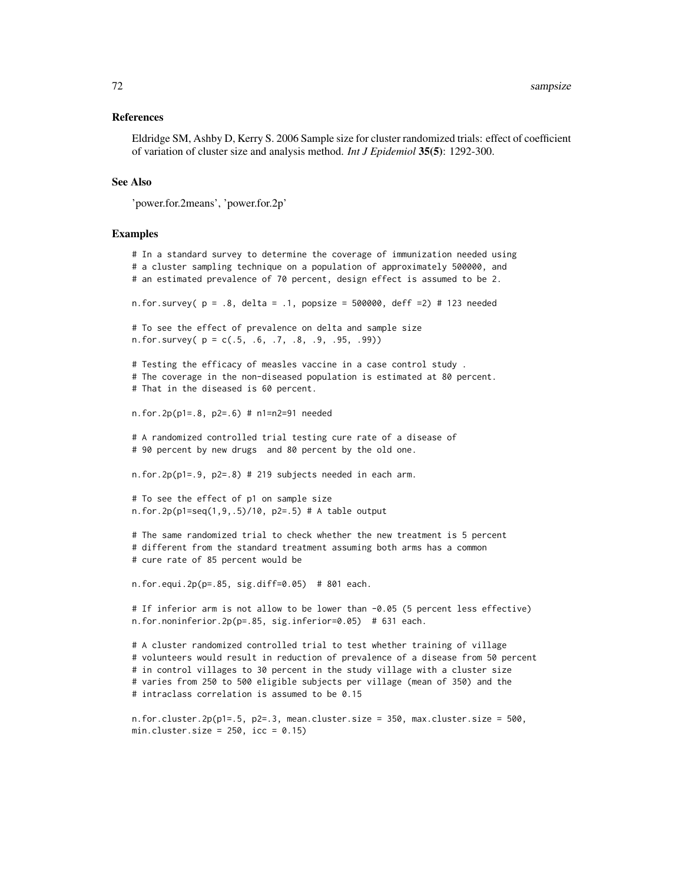## References

Eldridge SM, Ashby D, Kerry S. 2006 Sample size for cluster randomized trials: effect of coefficient of variation of cluster size and analysis method. *Int J Epidemiol* **35(5)**: 1292-300.

## See Also

'power.for.2means', 'power.for.2p'

## Examples

```
# In a standard survey to determine the coverage of immunization needed using
# a cluster sampling technique on a population of approximately 500000, and
# an estimated prevalence of 70 percent, design effect is assumed to be 2.

n.for.survey( p = .8, delta = .1, popsize = 500000, deff =2) # 123 needed

# To see the effect of prevalence on delta and sample size
n.for.survey( p = c(.5, .6, .7, .8, .9, .95, .99))

# Testing the efficacy of measles vaccine in a case control study .
# The coverage in the non-diseased population is estimated at 80 percent.
# That in the diseased is 60 percent.

n.for.2p(p1=.8, p2=.6) # n1=n2=91 needed

# A randomized controlled trial testing cure rate of a disease of
# 90 percent by new drugs  and 80 percent by the old one.

n.for.2p(p1=.9, p2=.8) # 219 subjects needed in each arm.

# To see the effect of p1 on sample size
n.for.2p(p1=seq(1,9,.5)/10, p2=.5) # A table output

# The same randomized trial to check whether the new treatment is 5 percent
# different from the standard treatment assuming both arms has a common
# cure rate of 85 percent would be

n.for.equi.2p(p=.85, sig.diff=0.05)  # 801 each.

# If inferior arm is not allow to be lower than -0.05 (5 percent less effective)
n.for.noninferior.2p(p=.85, sig.inferior=0.05)  # 631 each.

# A cluster randomized controlled trial to test whether training of village
# volunteers would result in reduction of prevalence of a disease from 50 percent
# in control villages to 30 percent in the study village with a cluster size
# varies from 250 to 500 eligible subjects per village (mean of 350) and the
# intraclass correlation is assumed to be 0.15

n.for.cluster.2p(p1=.5, p2=.3, mean.cluster.size = 350, max.cluster.size = 500,
min.cluster.size = 250, icc = 0.15)
```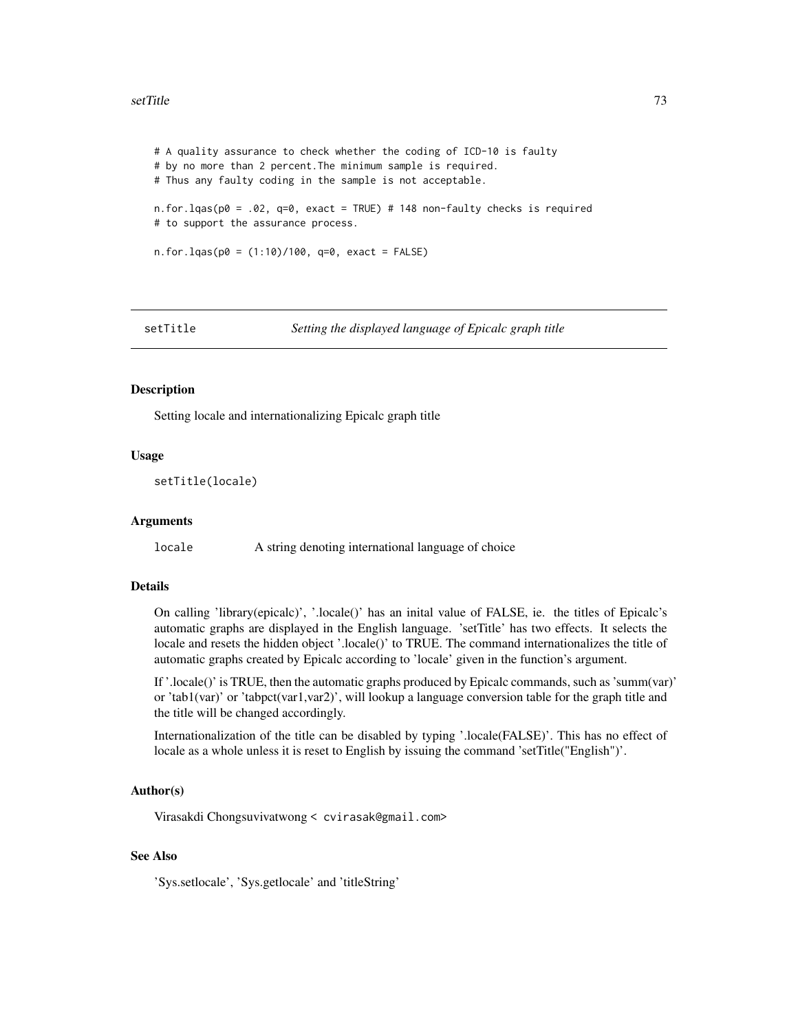```
# A quality assurance to check whether the coding of ICD-10 is faulty
# by no more than 2 percent.The minimum sample is required.
# Thus any faulty coding in the sample is not acceptable.

n.for.lqas(p0 = .02, q=0, exact = TRUE) # 148 non-faulty checks is required
# to support the assurance process.

n.for.lqas(p0 = (1:10)/100, q=0, exact = FALSE)
```

---

## setTitle — *Setting the displayed language of Epicalc graph title*

---

### Description

Setting locale and internationalizing Epicalc graph title

### Usage

```
setTitle(locale)
```

### Arguments

| | |
|---|---|
| `locale` | A string denoting international language of choice |

### Details

On calling 'library(epicalc)', '.locale()' has an inital value of FALSE, ie. the titles of Epicalc's automatic graphs are displayed in the English language. 'setTitle' has two effects. It selects the locale and resets the hidden object '.locale()' to TRUE. The command internationalizes the title of automatic graphs created by Epicalc according to 'locale' given in the function's argument.

If '.locale()' is TRUE, then the automatic graphs produced by Epicalc commands, such as 'summ(var)' or 'tab1(var)' or 'tabpct(var1,var2)', will lookup a language conversion table for the graph title and the title will be changed accordingly.

Internationalization of the title can be disabled by typing '.locale(FALSE)'. This has no effect of locale as a whole unless it is reset to English by issuing the command 'setTitle("English")'.

### Author(s)

Virasakdi Chongsuvivatwong < `cvirasak@gmail.com`>

### See Also

'Sys.setlocale', 'Sys.getlocale' and 'titleString'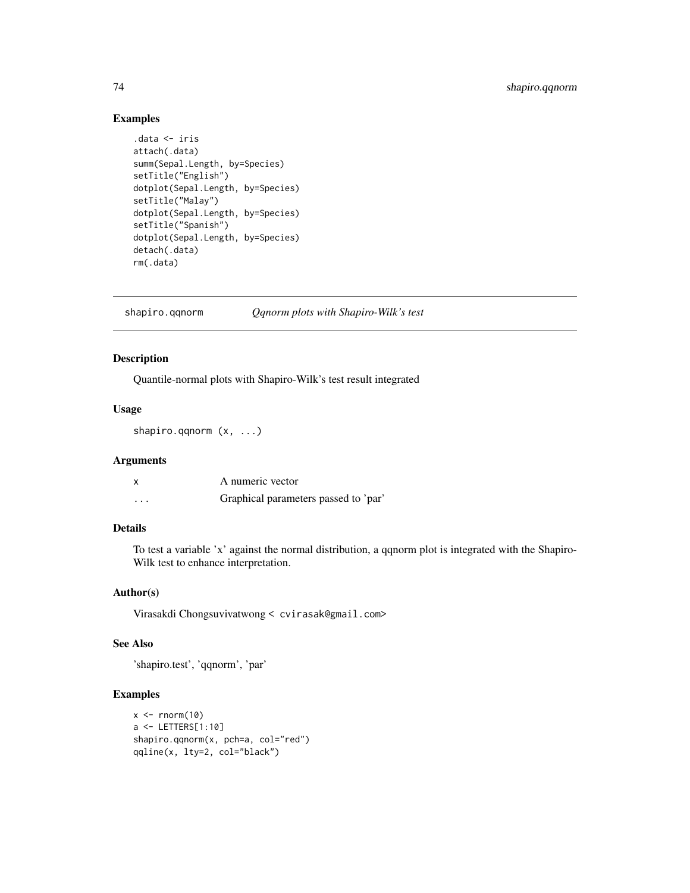## Examples

```
.data <- iris
attach(.data)
summ(Sepal.Length, by=Species)
setTitle("English")
dotplot(Sepal.Length, by=Species)
setTitle("Malay")
dotplot(Sepal.Length, by=Species)
setTitle("Spanish")
dotplot(Sepal.Length, by=Species)
detach(.data)
rm(.data)
```

---

# shapiro.qqnorm *Qqnorm plots with Shapiro-Wilk's test*

---

## Description

Quantile-normal plots with Shapiro-Wilk's test result integrated

## Usage

```
shapiro.qqnorm (x, ...)
```

## Arguments

| | |
|---|---|
| x | A numeric vector |
| ... | Graphical parameters passed to 'par' |

## Details

To test a variable 'x' against the normal distribution, a qqnorm plot is integrated with the Shapiro-Wilk test to enhance interpretation.

## Author(s)

Virasakdi Chongsuvivatwong < cvirasak@gmail.com>

## See Also

'shapiro.test', 'qqnorm', 'par'

## Examples

```
x <- rnorm(10)
a <- LETTERS[1:10]
shapiro.qqnorm(x, pch=a, col="red")
qqline(x, lty=2, col="black")
```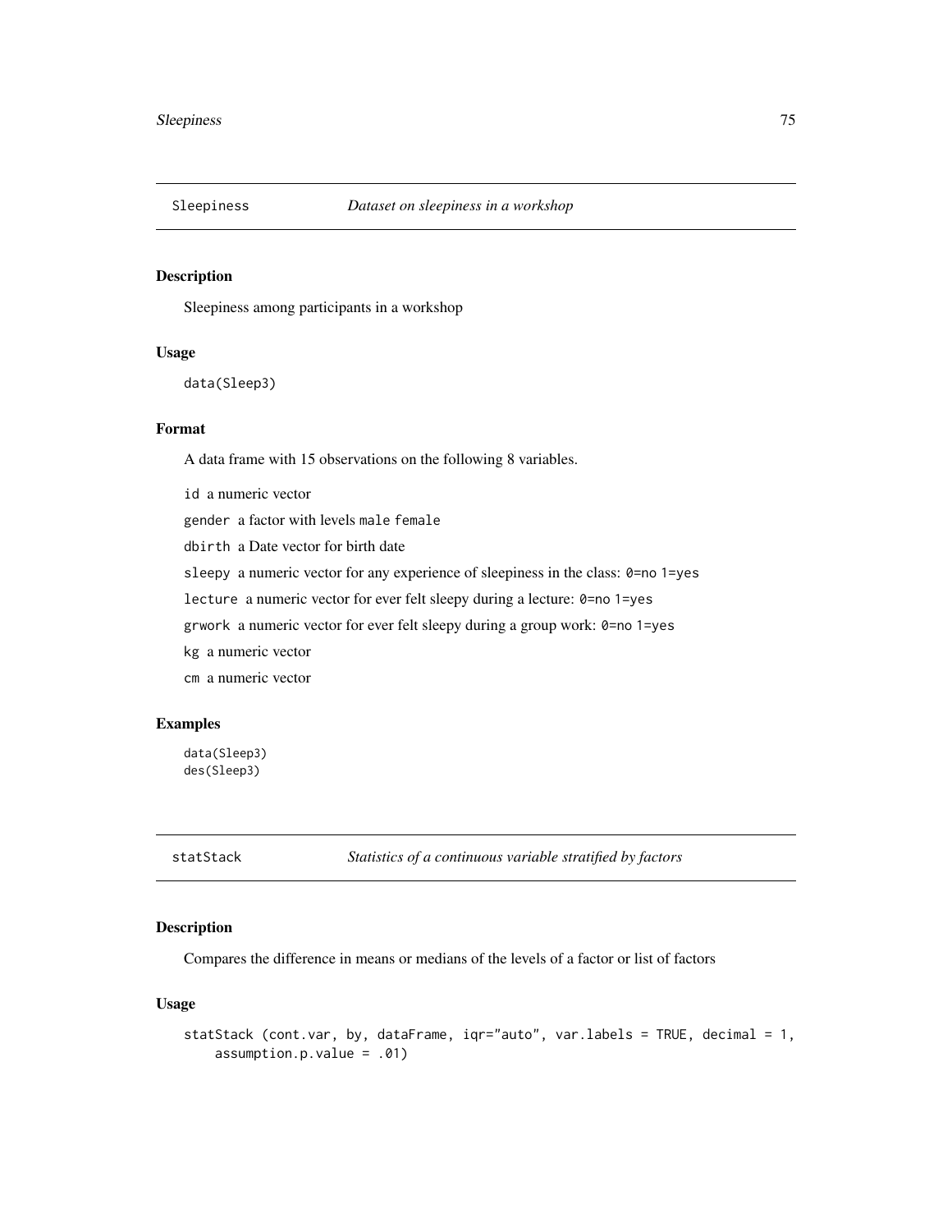## Sleepiness *Dataset on sleepiness in a workshop*

### Description

Sleepiness among participants in a workshop

### Usage

```
data(Sleep3)
```

### Format

A data frame with 15 observations on the following 8 variables.

- `id` a numeric vector
- `gender` a factor with levels `male` `female`
- `dbirth` a Date vector for birth date
- `sleepy` a numeric vector for any experience of sleepiness in the class: `0=no 1=yes`
- `lecture` a numeric vector for ever felt sleepy during a lecture: `0=no 1=yes`
- `grwork` a numeric vector for ever felt sleepy during a group work: `0=no 1=yes`
- `kg` a numeric vector
- `cm` a numeric vector

### Examples

```
data(Sleep3)
des(Sleep3)
```

## statStack *Statistics of a continuous variable stratified by factors*

### Description

Compares the difference in means or medians of the levels of a factor or list of factors

### Usage

```
statStack (cont.var, by, dataFrame, iqr="auto", var.labels = TRUE, decimal = 1,
    assumption.p.value = .01)
```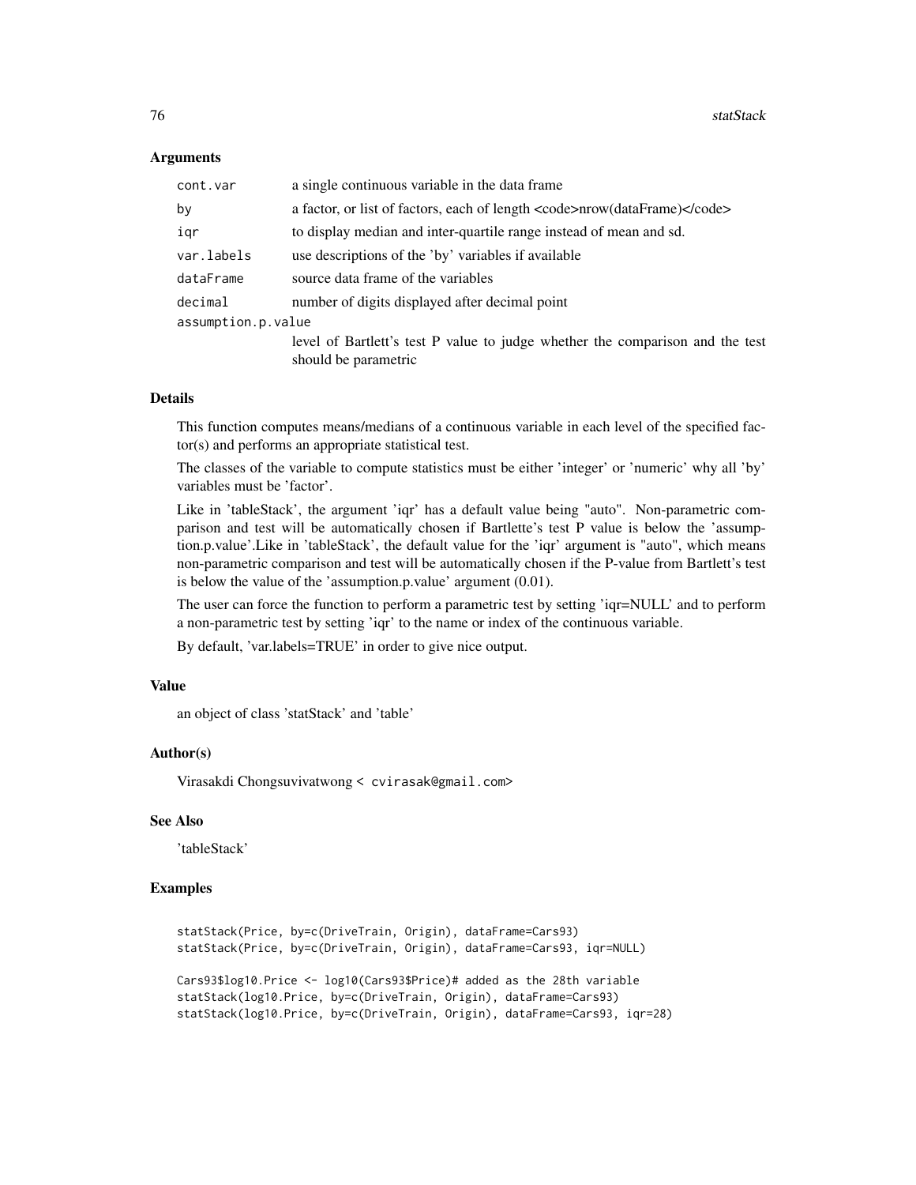### Arguments

| | |
|---|---|
| cont.var | a single continuous variable in the data frame |
| by | a factor, or list of factors, each of length <code>nrow(dataFrame)</code> |
| iqr | to display median and inter-quartile range instead of mean and sd. |
| var.labels | use descriptions of the 'by' variables if available |
| dataFrame | source data frame of the variables |
| decimal | number of digits displayed after decimal point |
| assumption.p.value | level of Bartlett's test P value to judge whether the comparison and the test should be parametric |

### Details

This function computes means/medians of a continuous variable in each level of the specified factor(s) and performs an appropriate statistical test.

The classes of the variable to compute statistics must be either 'integer' or 'numeric' why all 'by' variables must be 'factor'.

Like in 'tableStack', the argument 'iqr' has a default value being "auto". Non-parametric comparison and test will be automatically chosen if Bartlette's test P value is below the 'assumption.p.value'.Like in 'tableStack', the default value for the 'iqr' argument is "auto", which means non-parametric comparison and test will be automatically chosen if the P-value from Bartlett's test is below the value of the 'assumption.p.value' argument (0.01).

The user can force the function to perform a parametric test by setting 'iqr=NULL' and to perform a non-parametric test by setting 'iqr' to the name or index of the continuous variable.

By default, 'var.labels=TRUE' in order to give nice output.

### Value

an object of class 'statStack' and 'table'

### Author(s)

Virasakdi Chongsuvivatwong < cvirasak@gmail.com>

### See Also

'tableStack'

### Examples

```
statStack(Price, by=c(DriveTrain, Origin), dataFrame=Cars93)
statStack(Price, by=c(DriveTrain, Origin), dataFrame=Cars93, iqr=NULL)

Cars93$log10.Price <- log10(Cars93$Price)# added as the 28th variable
statStack(log10.Price, by=c(DriveTrain, Origin), dataFrame=Cars93)
statStack(log10.Price, by=c(DriveTrain, Origin), dataFrame=Cars93, iqr=28)
```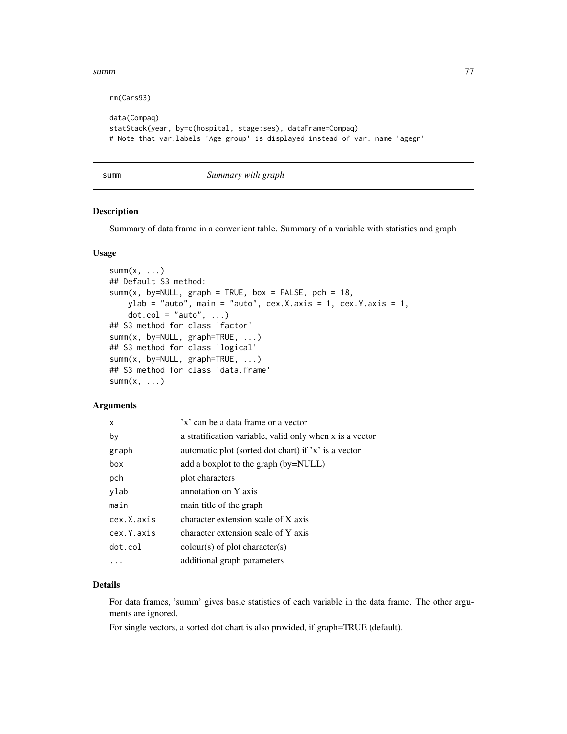```
rm(Cars93)

data(Compaq)
statStack(year, by=c(hospital, stage:ses), dataFrame=Compaq)
# Note that var.labels 'Age group' is displayed instead of var. name 'agegr'
```

## summm — *Summary with graph*

### Description

Summary of data frame in a convenient table. Summary of a variable with statistics and graph

### Usage

```
summ(x, ...)
## Default S3 method:
summ(x, by=NULL, graph = TRUE, box = FALSE, pch = 18,
    ylab = "auto", main = "auto", cex.X.axis = 1, cex.Y.axis = 1,
    dot.col = "auto", ...)
## S3 method for class 'factor'
summ(x, by=NULL, graph=TRUE, ...)
## S3 method for class 'logical'
summ(x, by=NULL, graph=TRUE, ...)
## S3 method for class 'data.frame'
summ(x, ...)
```

### Arguments

| | |
|---|---|
| `x` | 'x' can be a data frame or a vector |
| `by` | a stratification variable, valid only when x is a vector |
| `graph` | automatic plot (sorted dot chart) if 'x' is a vector |
| `box` | add a boxplot to the graph (by=NULL) |
| `pch` | plot characters |
| `ylab` | annotation on Y axis |
| `main` | main title of the graph |
| `cex.X.axis` | character extension scale of X axis |
| `cex.Y.axis` | character extension scale of Y axis |
| `dot.col` | colour(s) of plot character(s) |
| `...` | additional graph parameters |

### Details

For data frames, 'summ' gives basic statistics of each variable in the data frame. The other arguments are ignored.

For single vectors, a sorted dot chart is also provided, if graph=TRUE (default).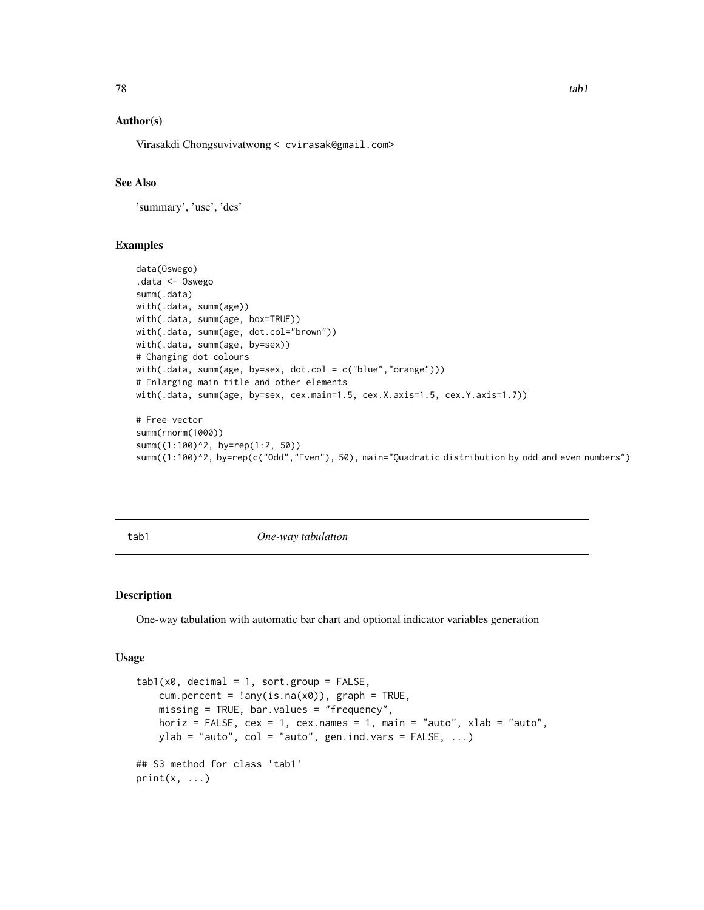### Author(s)

Virasakdi Chongsuvivatwong < cvirasak@gmail.com>

### See Also

'summary', 'use', 'des'

### Examples

```
data(Oswego)
.data <- Oswego
summ(.data)
with(.data, summ(age))
with(.data, summ(age, box=TRUE))
with(.data, summ(age, dot.col="brown"))
with(.data, summ(age, by=sex))
# Changing dot colours
with(.data, summ(age, by=sex, dot.col = c("blue","orange")))
# Enlarging main title and other elements
with(.data, summ(age, by=sex, cex.main=1.5, cex.X.axis=1.5, cex.Y.axis=1.7))

# Free vector
summ(rnorm(1000))
summ((1:100)^2, by=rep(1:2, 50))
summ((1:100)^2, by=rep(c("Odd","Even"), 50), main="Quadratic distribution by odd and even numbers")
```

---

## tab1 *One-way tabulation*

---

### Description

One-way tabulation with automatic bar chart and optional indicator variables generation

### Usage

```
tab1(x0, decimal = 1, sort.group = FALSE,
    cum.percent = !any(is.na(x0)), graph = TRUE,
    missing = TRUE, bar.values = "frequency",
    horiz = FALSE, cex = 1, cex.names = 1, main = "auto", xlab = "auto",
    ylab = "auto", col = "auto", gen.ind.vars = FALSE, ...)

## S3 method for class 'tab1'
print(x, ...)
```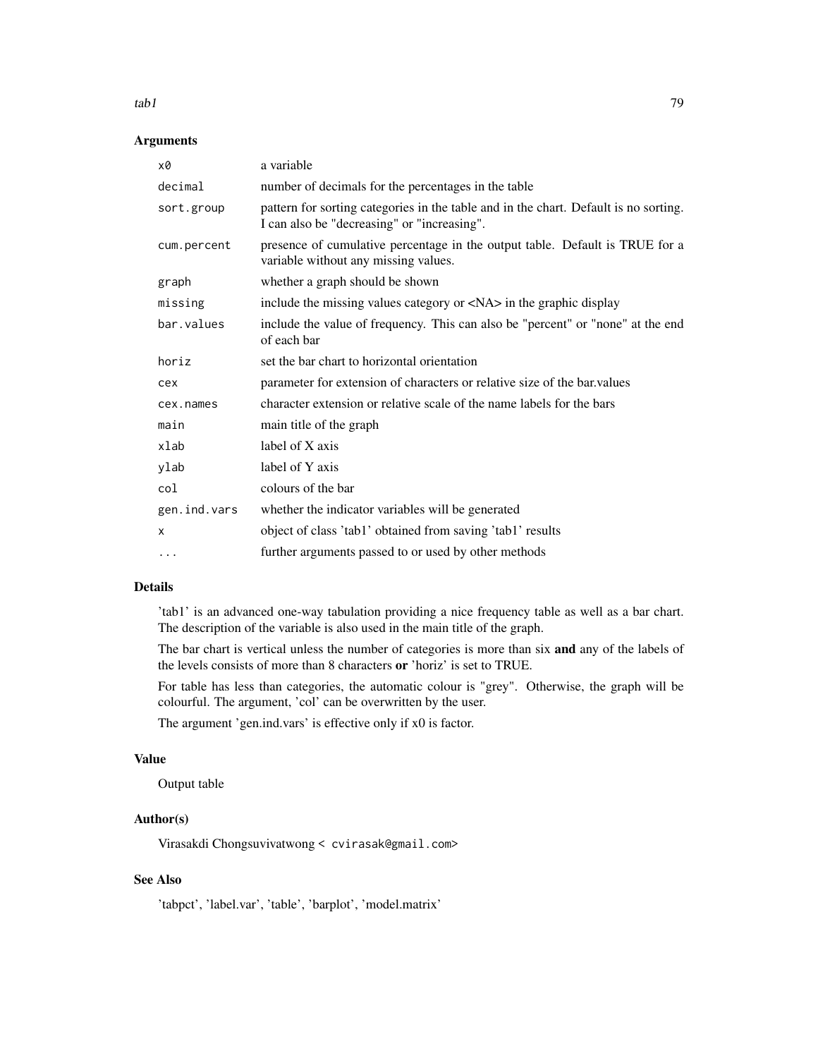## Arguments

| | |
|---|---|
| `x0` | a variable |
| `decimal` | number of decimals for the percentages in the table |
| `sort.group` | pattern for sorting categories in the table and in the chart. Default is no sorting. I can also be "decreasing" or "increasing". |
| `cum.percent` | presence of cumulative percentage in the output table. Default is TRUE for a variable without any missing values. |
| `graph` | whether a graph should be shown |
| `missing` | include the missing values category or <NA> in the graphic display |
| `bar.values` | include the value of frequency. This can also be "percent" or "none" at the end of each bar |
| `horiz` | set the bar chart to horizontal orientation |
| `cex` | parameter for extension of characters or relative size of the bar.values |
| `cex.names` | character extension or relative scale of the name labels for the bars |
| `main` | main title of the graph |
| `xlab` | label of X axis |
| `ylab` | label of Y axis |
| `col` | colours of the bar |
| `gen.ind.vars` | whether the indicator variables will be generated |
| `x` | object of class 'tab1' obtained from saving 'tab1' results |
| `...` | further arguments passed to or used by other methods |

## Details

'tab1' is an advanced one-way tabulation providing a nice frequency table as well as a bar chart. The description of the variable is also used in the main title of the graph.

The bar chart is vertical unless the number of categories is more than six **and** any of the labels of the levels consists of more than 8 characters **or** 'horiz' is set to TRUE.

For table has less than categories, the automatic colour is "grey". Otherwise, the graph will be colourful. The argument, 'col' can be overwritten by the user.

The argument 'gen.ind.vars' is effective only if x0 is factor.

## Value

Output table

## Author(s)

Virasakdi Chongsuvivatwong < `cvirasak@gmail.com`>

## See Also

'tabpct', 'label.var', 'table', 'barplot', 'model.matrix'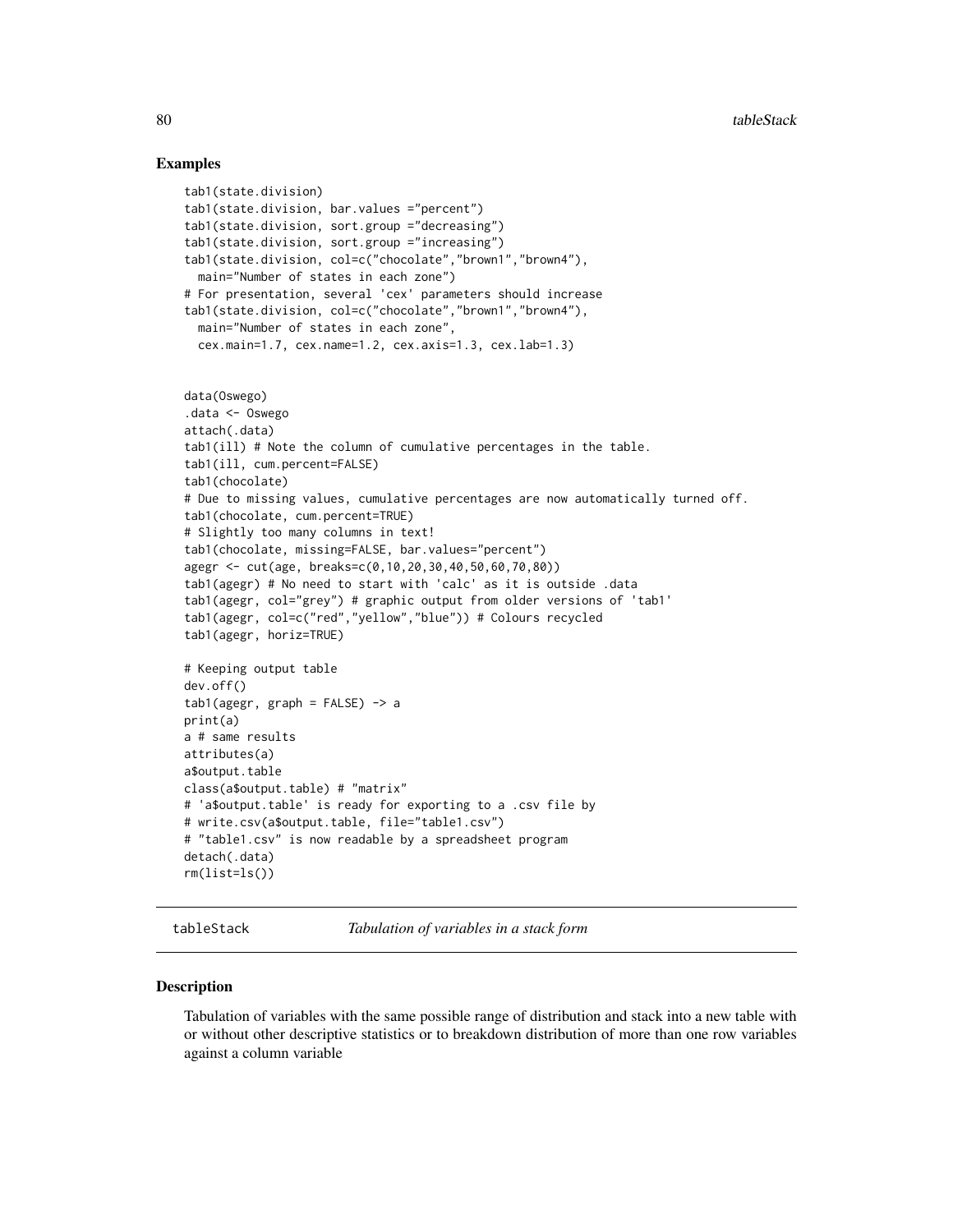## Examples

```
tab1(state.division)
tab1(state.division, bar.values ="percent")
tab1(state.division, sort.group ="decreasing")
tab1(state.division, sort.group ="increasing")
tab1(state.division, col=c("chocolate","brown1","brown4"),
  main="Number of states in each zone")
# For presentation, several 'cex' parameters should increase
tab1(state.division, col=c("chocolate","brown1","brown4"),
  main="Number of states in each zone",
  cex.main=1.7, cex.name=1.2, cex.axis=1.3, cex.lab=1.3)


data(Oswego)
.data <- Oswego
attach(.data)
tab1(ill) # Note the column of cumulative percentages in the table.
tab1(ill, cum.percent=FALSE)
tab1(chocolate)
# Due to missing values, cumulative percentages are now automatically turned off.
tab1(chocolate, cum.percent=TRUE)
# Slightly too many columns in text!
tab1(chocolate, missing=FALSE, bar.values="percent")
agegr <- cut(age, breaks=c(0,10,20,30,40,50,60,70,80))
tab1(agegr) # No need to start with 'calc' as it is outside .data
tab1(agegr, col="grey") # graphic output from older versions of 'tab1'
tab1(agegr, col=c("red","yellow","blue")) # Colours recycled
tab1(agegr, horiz=TRUE)

# Keeping output table
dev.off()
tab1(agegr, graph = FALSE) -> a
print(a)
a # same results
attributes(a)
a$output.table
class(a$output.table) # "matrix"
# 'a$output.table' is ready for exporting to a .csv file by
# write.csv(a$output.table, file="table1.csv")
# "table1.csv" is now readable by a spreadsheet program
detach(.data)
rm(list=ls())
```

---

# tableStack — *Tabulation of variables in a stack form*

## Description

Tabulation of variables with the same possible range of distribution and stack into a new table with or without other descriptive statistics or to breakdown distribution of more than one row variables against a column variable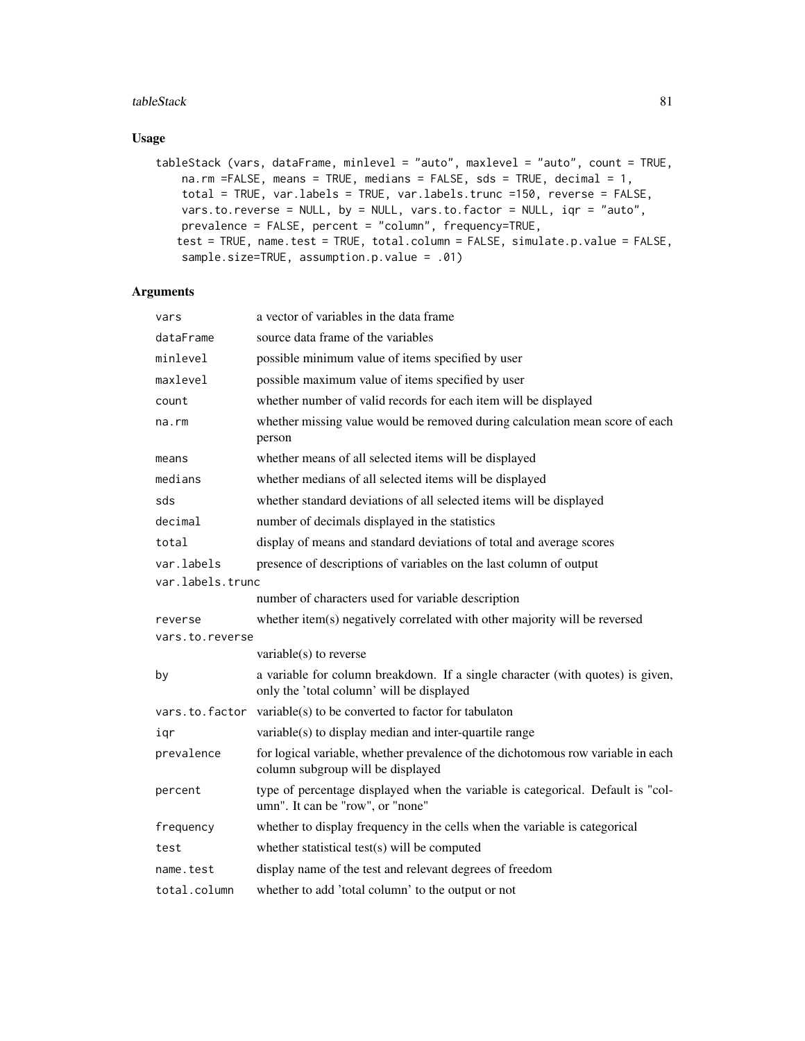## Usage

```
tableStack (vars, dataFrame, minlevel = "auto", maxlevel = "auto", count = TRUE,
    na.rm =FALSE, means = TRUE, medians = FALSE, sds = TRUE, decimal = 1,
    total = TRUE, var.labels = TRUE, var.labels.trunc =150, reverse = FALSE,
    vars.to.reverse = NULL, by = NULL, vars.to.factor = NULL, iqr = "auto",
    prevalence = FALSE, percent = "column", frequency=TRUE,
   test = TRUE, name.test = TRUE, total.column = FALSE, simulate.p.value = FALSE,
    sample.size=TRUE, assumption.p.value = .01)
```

## Arguments

| Argument | Description |
|---|---|
| `vars` | a vector of variables in the data frame |
| `dataFrame` | source data frame of the variables |
| `minlevel` | possible minimum value of items specified by user |
| `maxlevel` | possible maximum value of items specified by user |
| `count` | whether number of valid records for each item will be displayed |
| `na.rm` | whether missing value would be removed during calculation mean score of each person |
| `means` | whether means of all selected items will be displayed |
| `medians` | whether medians of all selected items will be displayed |
| `sds` | whether standard deviations of all selected items will be displayed |
| `decimal` | number of decimals displayed in the statistics |
| `total` | display of means and standard deviations of total and average scores |
| `var.labels` | presence of descriptions of variables on the last column of output |
| `var.labels.trunc` | number of characters used for variable description |
| `reverse` | whether item(s) negatively correlated with other majority will be reversed |
| `vars.to.reverse` | variable(s) to reverse |
| `by` | a variable for column breakdown. If a single character (with quotes) is given, only the 'total column' will be displayed |
| `vars.to.factor` | variable(s) to be converted to factor for tabulaton |
| `iqr` | variable(s) to display median and inter-quartile range |
| `prevalence` | for logical variable, whether prevalence of the dichotomous row variable in each column subgroup will be displayed |
| `percent` | type of percentage displayed when the variable is categorical. Default is "column". It can be "row", or "none" |
| `frequency` | whether to display frequency in the cells when the variable is categorical |
| `test` | whether statistical test(s) will be computed |
| `name.test` | display name of the test and relevant degrees of freedom |
| `total.column` | whether to add 'total column' to the output or not |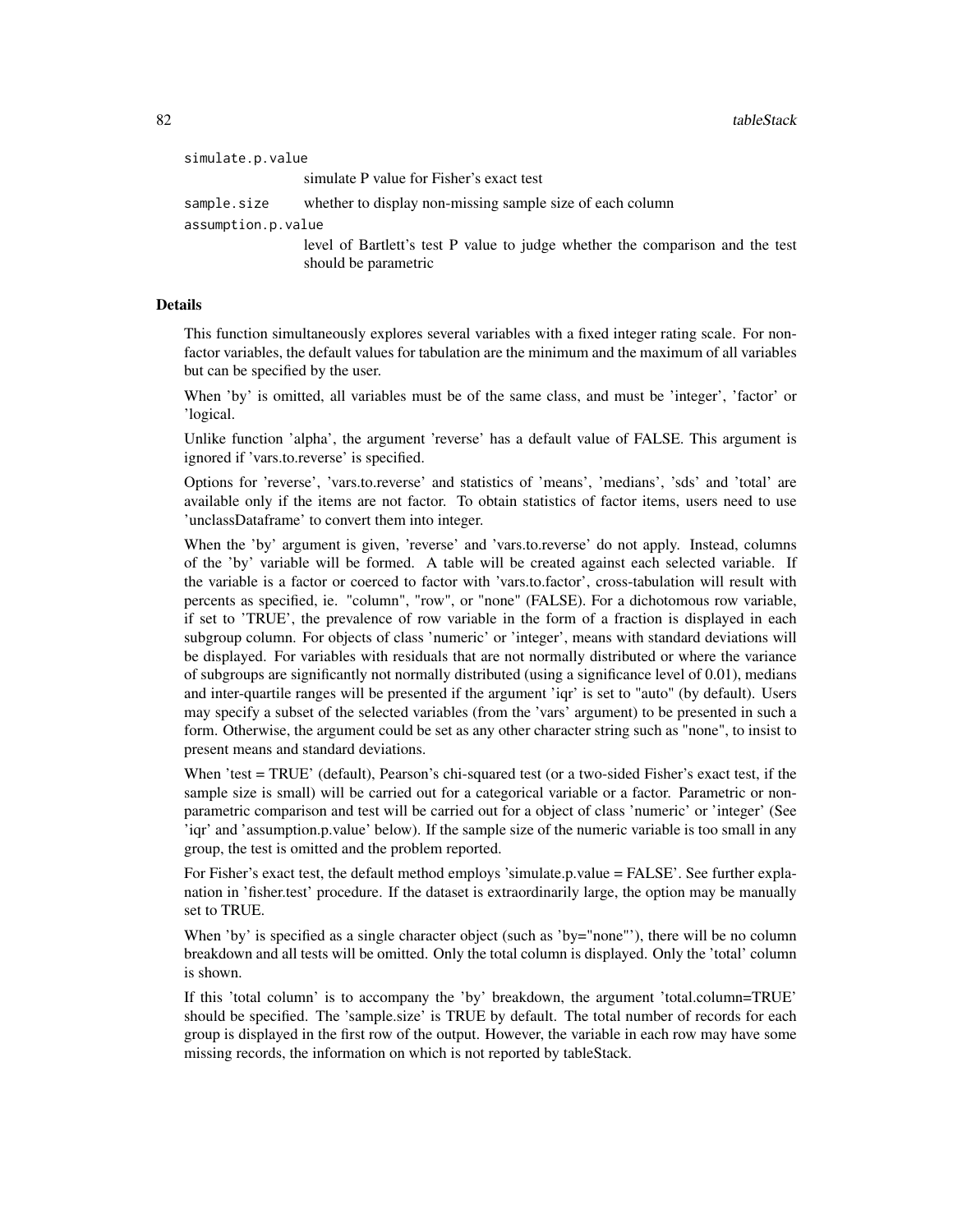simulate.p.value
: simulate P value for Fisher's exact test

sample.size
: whether to display non-missing sample size of each column

assumption.p.value
: level of Bartlett's test P value to judge whether the comparison and the test should be parametric

## Details

This function simultaneously explores several variables with a fixed integer rating scale. For non-factor variables, the default values for tabulation are the minimum and the maximum of all variables but can be specified by the user.

When 'by' is omitted, all variables must be of the same class, and must be 'integer', 'factor' or 'logical.

Unlike function 'alpha', the argument 'reverse' has a default value of FALSE. This argument is ignored if 'vars.to.reverse' is specified.

Options for 'reverse', 'vars.to.reverse' and statistics of 'means', 'medians', 'sds' and 'total' are available only if the items are not factor. To obtain statistics of factor items, users need to use 'unclassDataframe' to convert them into integer.

When the 'by' argument is given, 'reverse' and 'vars.to.reverse' do not apply. Instead, columns of the 'by' variable will be formed. A table will be created against each selected variable. If the variable is a factor or coerced to factor with 'vars.to.factor', cross-tabulation will result with percents as specified, ie. "column", "row", or "none" (FALSE). For a dichotomous row variable, if set to 'TRUE', the prevalence of row variable in the form of a fraction is displayed in each subgroup column. For objects of class 'numeric' or 'integer', means with standard deviations will be displayed. For variables with residuals that are not normally distributed or where the variance of subgroups are significantly not normally distributed (using a significance level of 0.01), medians and inter-quartile ranges will be presented if the argument 'iqr' is set to "auto" (by default). Users may specify a subset of the selected variables (from the 'vars' argument) to be presented in such a form. Otherwise, the argument could be set as any other character string such as "none", to insist to present means and standard deviations.

When 'test = TRUE' (default), Pearson's chi-squared test (or a two-sided Fisher's exact test, if the sample size is small) will be carried out for a categorical variable or a factor. Parametric or non-parametric comparison and test will be carried out for a object of class 'numeric' or 'integer' (See 'iqr' and 'assumption.p.value' below). If the sample size of the numeric variable is too small in any group, the test is omitted and the problem reported.

For Fisher's exact test, the default method employs 'simulate.p.value = FALSE'. See further explanation in 'fisher.test' procedure. If the dataset is extraordinarily large, the option may be manually set to TRUE.

When 'by' is specified as a single character object (such as 'by="none"'), there will be no column breakdown and all tests will be omitted. Only the total column is displayed. Only the 'total' column is shown.

If this 'total column' is to accompany the 'by' breakdown, the argument 'total.column=TRUE' should be specified. The 'sample.size' is TRUE by default. The total number of records for each group is displayed in the first row of the output. However, the variable in each row may have some missing records, the information on which is not reported by tableStack.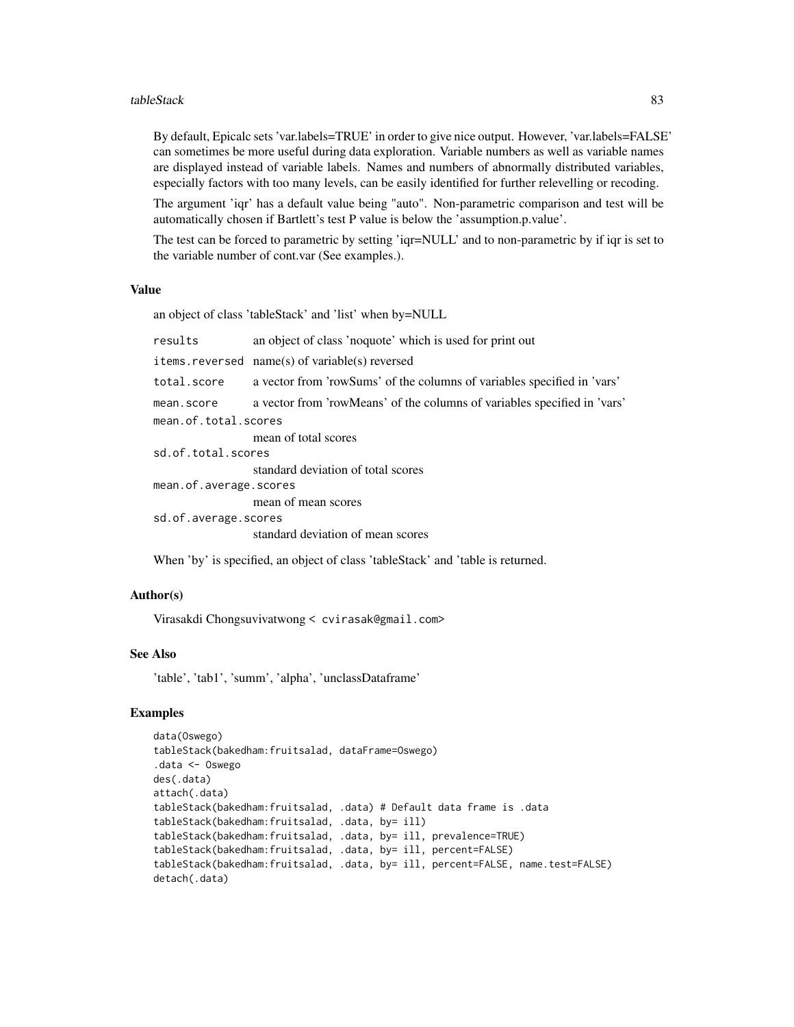By default, Epicalc sets 'var.labels=TRUE' in order to give nice output. However, 'var.labels=FALSE' can sometimes be more useful during data exploration. Variable numbers as well as variable names are displayed instead of variable labels. Names and numbers of abnormally distributed variables, especially factors with too many levels, can be easily identified for further relevelling or recoding.

The argument 'iqr' has a default value being "auto". Non-parametric comparison and test will be automatically chosen if Bartlett's test P value is below the 'assumption.p.value'.

The test can be forced to parametric by setting 'iqr=NULL' and to non-parametric by if iqr is set to the variable number of cont.var (See examples.).

## Value

an object of class 'tableStack' and 'list' when by=NULL

| | |
|---|---|
| `results` | an object of class 'noquote' which is used for print out |
| `items.reversed` | name(s) of variable(s) reversed |
| `total.score` | a vector from 'rowSums' of the columns of variables specified in 'vars' |
| `mean.score` | a vector from 'rowMeans' of the columns of variables specified in 'vars' |
| `mean.of.total.scores` | mean of total scores |
| `sd.of.total.scores` | standard deviation of total scores |
| `mean.of.average.scores` | mean of mean scores |
| `sd.of.average.scores` | standard deviation of mean scores |

When 'by' is specified, an object of class 'tableStack' and 'table is returned.

## Author(s)

Virasakdi Chongsuvivatwong < cvirasak@gmail.com>

## See Also

'table', 'tab1', 'summ', 'alpha', 'unclassDataframe'

## Examples

```
data(Oswego)
tableStack(bakedham:fruitsalad, dataFrame=Oswego)
.data <- Oswego
des(.data)
attach(.data)
tableStack(bakedham:fruitsalad, .data) # Default data frame is .data
tableStack(bakedham:fruitsalad, .data, by= ill)
tableStack(bakedham:fruitsalad, .data, by= ill, prevalence=TRUE)
tableStack(bakedham:fruitsalad, .data, by= ill, percent=FALSE)
tableStack(bakedham:fruitsalad, .data, by= ill, percent=FALSE, name.test=FALSE)
detach(.data)
```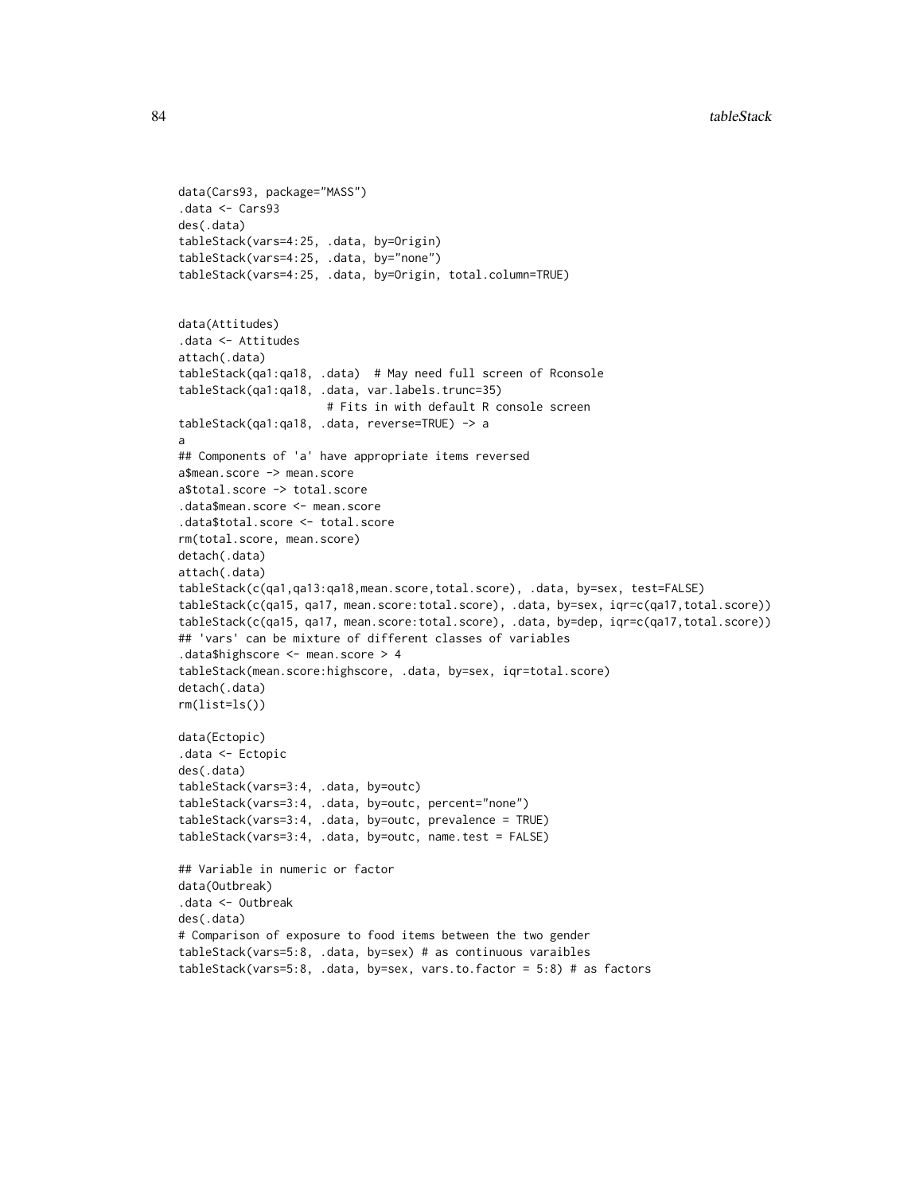```
data(Cars93, package="MASS")
.data <- Cars93
des(.data)
tableStack(vars=4:25, .data, by=Origin)
tableStack(vars=4:25, .data, by="none")
tableStack(vars=4:25, .data, by=Origin, total.column=TRUE)


data(Attitudes)
.data <- Attitudes
attach(.data)
tableStack(qa1:qa18, .data)  # May need full screen of Rconsole
tableStack(qa1:qa18, .data, var.labels.trunc=35)
                     # Fits in with default R console screen
tableStack(qa1:qa18, .data, reverse=TRUE) -> a
a
## Components of 'a' have appropriate items reversed
a$mean.score -> mean.score
a$total.score -> total.score
.data$mean.score <- mean.score
.data$total.score <- total.score
rm(total.score, mean.score)
detach(.data)
attach(.data)
tableStack(c(qa1,qa13:qa18,mean.score,total.score), .data, by=sex, test=FALSE)
tableStack(c(qa15, qa17, mean.score:total.score), .data, by=sex, iqr=c(qa17,total.score))
tableStack(c(qa15, qa17, mean.score:total.score), .data, by=dep, iqr=c(qa17,total.score))
## 'vars' can be mixture of different classes of variables
.data$highscore <- mean.score > 4
tableStack(mean.score:highscore, .data, by=sex, iqr=total.score)
detach(.data)
rm(list=ls())

data(Ectopic)
.data <- Ectopic
des(.data)
tableStack(vars=3:4, .data, by=outc)
tableStack(vars=3:4, .data, by=outc, percent="none")
tableStack(vars=3:4, .data, by=outc, prevalence = TRUE)
tableStack(vars=3:4, .data, by=outc, name.test = FALSE)

## Variable in numeric or factor
data(Outbreak)
.data <- Outbreak
des(.data)
# Comparison of exposure to food items between the two gender
tableStack(vars=5:8, .data, by=sex) # as continuous varaibles
tableStack(vars=5:8, .data, by=sex, vars.to.factor = 5:8) # as factors
```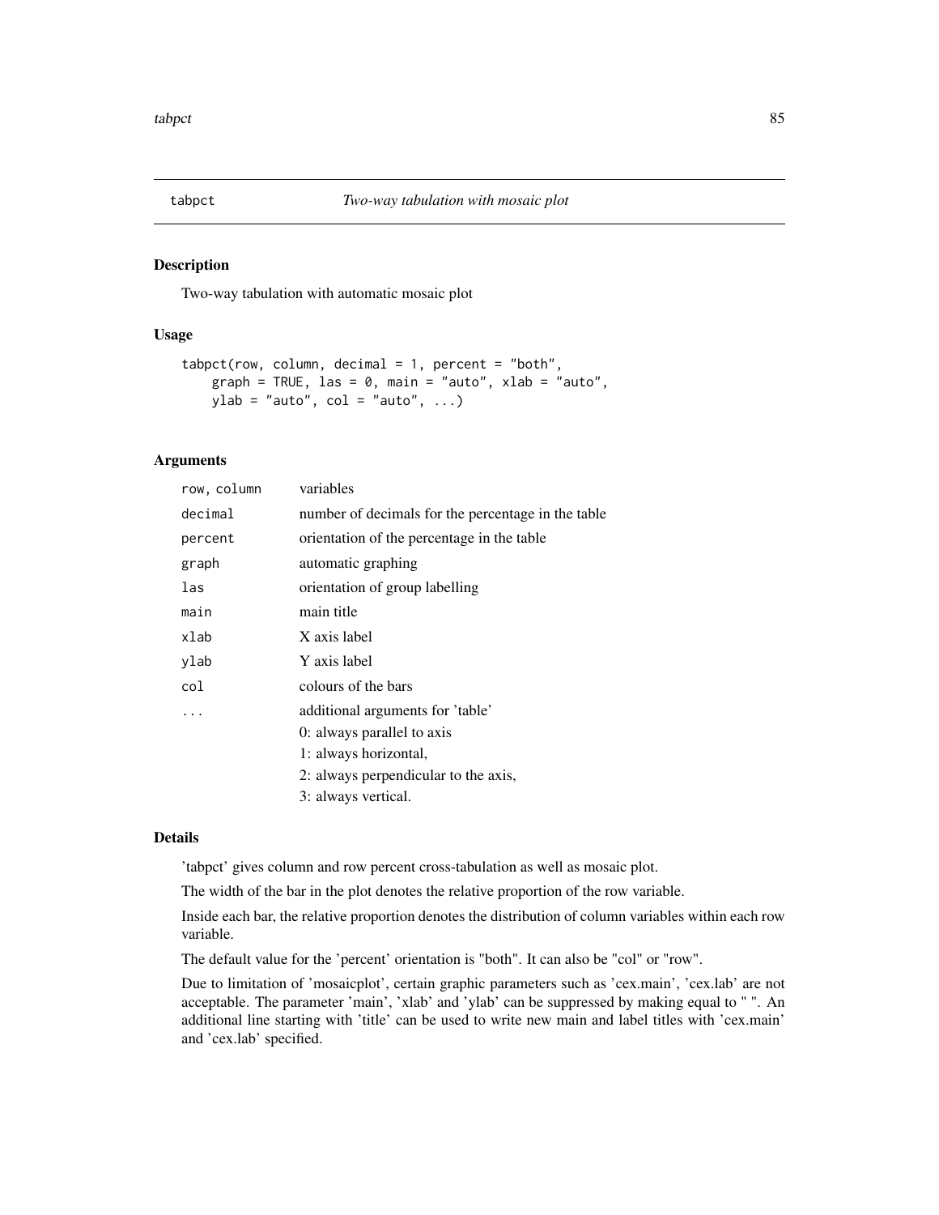# tabpct — *Two-way tabulation with mosaic plot*

## Description

Two-way tabulation with automatic mosaic plot

## Usage

```
tabpct(row, column, decimal = 1, percent = "both",
    graph = TRUE, las = 0, main = "auto", xlab = "auto",
    ylab = "auto", col = "auto", ...)
```

## Arguments

| | |
|---|---|
| `row, column` | variables |
| `decimal` | number of decimals for the percentage in the table |
| `percent` | orientation of the percentage in the table |
| `graph` | automatic graphing |
| `las` | orientation of group labelling |
| `main` | main title |
| `xlab` | X axis label |
| `ylab` | Y axis label |
| `col` | colours of the bars |
| `...` | additional arguments for 'table'<br>0: always parallel to axis<br>1: always horizontal,<br>2: always perpendicular to the axis,<br>3: always vertical. |

## Details

'tabpct' gives column and row percent cross-tabulation as well as mosaic plot.

The width of the bar in the plot denotes the relative proportion of the row variable.

Inside each bar, the relative proportion denotes the distribution of column variables within each row variable.

The default value for the 'percent' orientation is "both". It can also be "col" or "row".

Due to limitation of 'mosaicplot', certain graphic parameters such as 'cex.main', 'cex.lab' are not acceptable. The parameter 'main', 'xlab' and 'ylab' can be suppressed by making equal to " ". An additional line starting with 'title' can be used to write new main and label titles with 'cex.main' and 'cex.lab' specified.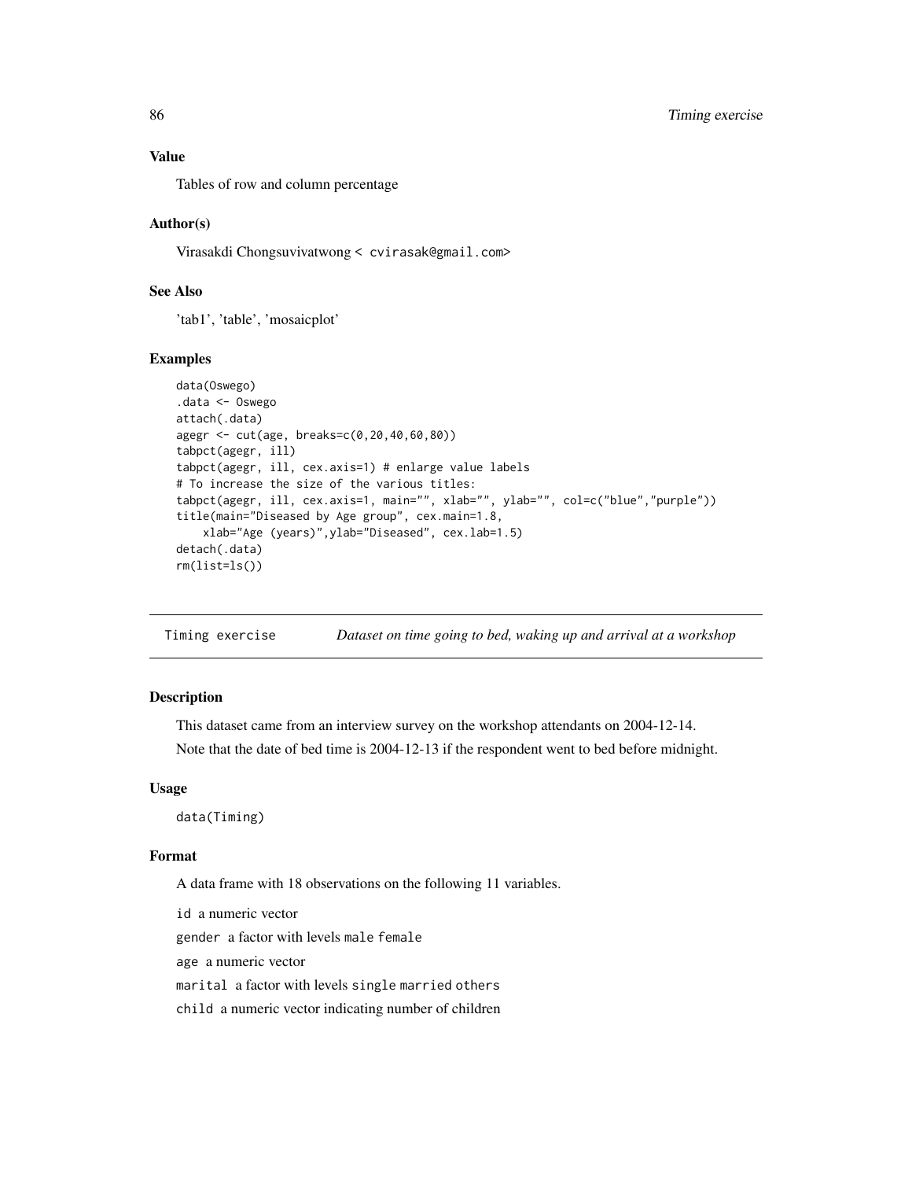### Value

Tables of row and column percentage

### Author(s)

Virasakdi Chongsuvivatwong < cvirasak@gmail.com>

### See Also

'tab1', 'table', 'mosaicplot'

### Examples

```
data(Oswego)
.data <- Oswego
attach(.data)
agegr <- cut(age, breaks=c(0,20,40,60,80))
tabpct(agegr, ill)
tabpct(agegr, ill, cex.axis=1) # enlarge value labels
# To increase the size of the various titles:
tabpct(agegr, ill, cex.axis=1, main="", xlab="", ylab="", col=c("blue","purple"))
title(main="Diseased by Age group", cex.main=1.8,
    xlab="Age (years)",ylab="Diseased", cex.lab=1.5)
detach(.data)
rm(list=ls())
```

---

## Timing exercise — *Dataset on time going to bed, waking up and arrival at a workshop*

---

### Description

This dataset came from an interview survey on the workshop attendants on 2004-12-14.

Note that the date of bed time is 2004-12-13 if the respondent went to bed before midnight.

### Usage

```
data(Timing)
```

### Format

A data frame with 18 observations on the following 11 variables.

`id` a numeric vector

`gender` a factor with levels `male` `female`

`age` a numeric vector

`marital` a factor with levels `single` `married` `others`

`child` a numeric vector indicating number of children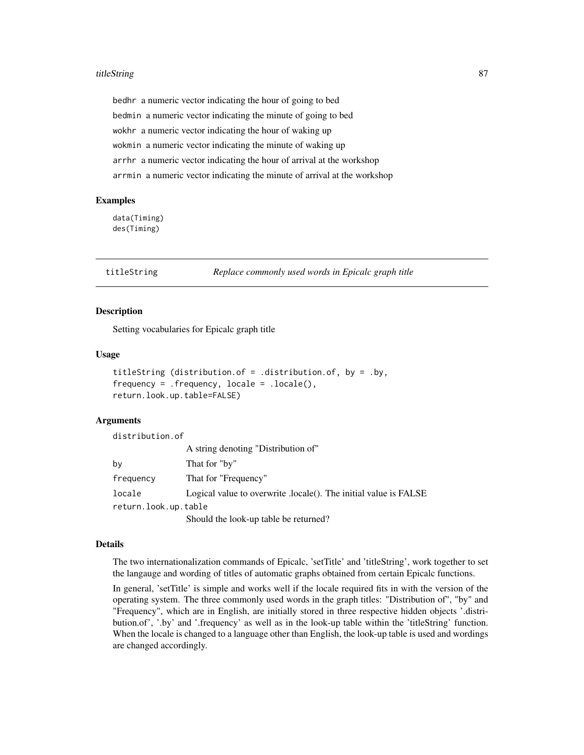bedhr a numeric vector indicating the hour of going to bed

bedmin a numeric vector indicating the minute of going to bed

wokhr a numeric vector indicating the hour of waking up

wokmin a numeric vector indicating the minute of waking up

arrhr a numeric vector indicating the hour of arrival at the workshop

arrmin a numeric vector indicating the minute of arrival at the workshop

### Examples

```
data(Timing)
des(Timing)
```

---

## titleString    *Replace commonly used words in Epicalc graph title*

---

### Description

Setting vocabularies for Epicalc graph title

### Usage

```
titleString (distribution.of = .distribution.of, by = .by,
frequency = .frequency, locale = .locale(),
return.look.up.table=FALSE)
```

### Arguments

| | |
|---|---|
| distribution.of | A string denoting "Distribution of" |
| by | That for "by" |
| frequency | That for "Frequency" |
| locale | Logical value to overwrite .locale(). The initial value is FALSE |
| return.look.up.table | Should the look-up table be returned? |

### Details

The two internationalization commands of Epicalc, 'setTitle' and 'titleString', work together to set the langauge and wording of titles of automatic graphs obtained from certain Epicalc functions.

In general, 'setTitle' is simple and works well if the locale required fits in with the version of the operating system. The three commonly used words in the graph titles: "Distribution of", "by" and "Frequency", which are in English, are initially stored in three respective hidden objects '.distribution.of', '.by' and '.frequency' as well as in the look-up table within the 'titleString' function. When the locale is changed to a language other than English, the look-up table is used and wordings are changed accordingly.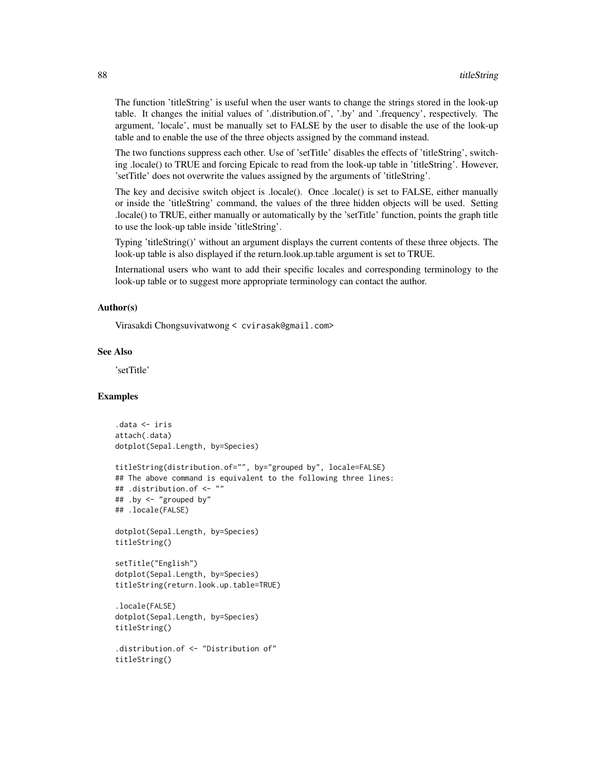The function 'titleString' is useful when the user wants to change the strings stored in the look-up table. It changes the initial values of '.distribution.of', '.by' and '.frequency', respectively. The argument, 'locale', must be manually set to FALSE by the user to disable the use of the look-up table and to enable the use of the three objects assigned by the command instead.

The two functions suppress each other. Use of 'setTitle' disables the effects of 'titleString', switching .locale() to TRUE and forcing Epicalc to read from the look-up table in 'titleString'. However, 'setTitle' does not overwrite the values assigned by the arguments of 'titleString'.

The key and decisive switch object is .locale(). Once .locale() is set to FALSE, either manually or inside the 'titleString' command, the values of the three hidden objects will be used. Setting .locale() to TRUE, either manually or automatically by the 'setTitle' function, points the graph title to use the look-up table inside 'titleString'.

Typing 'titleString()' without an argument displays the current contents of these three objects. The look-up table is also displayed if the return.look.up.table argument is set to TRUE.

International users who want to add their specific locales and corresponding terminology to the look-up table or to suggest more appropriate terminology can contact the author.

### Author(s)

Virasakdi Chongsuvivatwong < cvirasak@gmail.com>

### See Also

'setTitle'

### Examples

```
.data <- iris
attach(.data)
dotplot(Sepal.Length, by=Species)

titleString(distribution.of="", by="grouped by", locale=FALSE)
## The above command is equivalent to the following three lines:
## .distribution.of <- ""
## .by <- "grouped by"
## .locale(FALSE)

dotplot(Sepal.Length, by=Species)
titleString()

setTitle("English")
dotplot(Sepal.Length, by=Species)
titleString(return.look.up.table=TRUE)

.locale(FALSE)
dotplot(Sepal.Length, by=Species)
titleString()

.distribution.of <- "Distribution of"
titleString()
```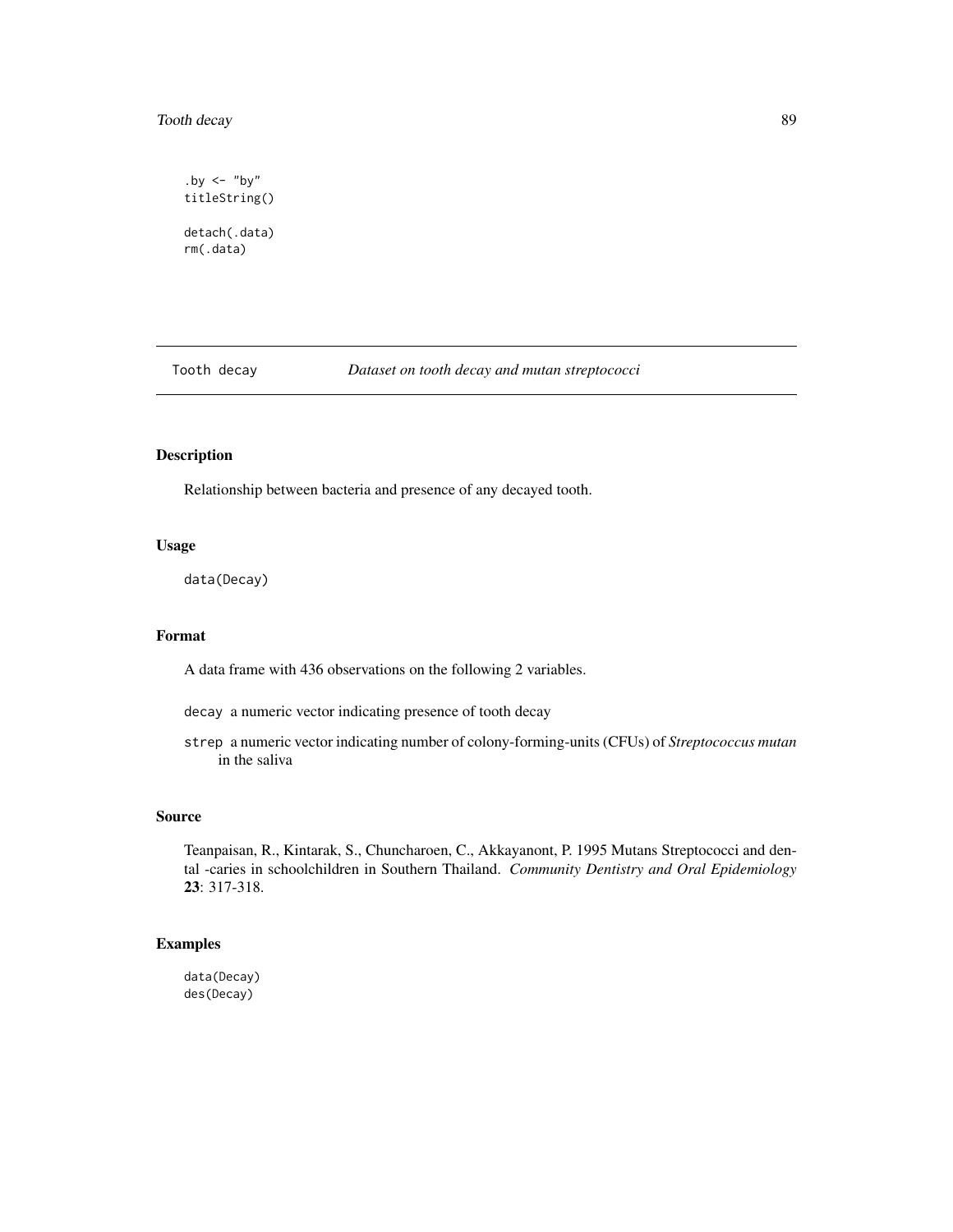```
.by <- "by"
titleString()

detach(.data)
rm(.data)
```

## Tooth decay — *Dataset on tooth decay and mutan streptococci*

### Description

Relationship between bacteria and presence of any decayed tooth.

### Usage

```
data(Decay)
```

### Format

A data frame with 436 observations on the following 2 variables.

- `decay` a numeric vector indicating presence of tooth decay
- `strep` a numeric vector indicating number of colony-forming-units (CFUs) of *Streptococcus mutan* in the saliva

### Source

Teanpaisan, R., Kintarak, S., Chuncharoen, C., Akkayanont, P. 1995 Mutans Streptococci and dental -caries in schoolchildren in Southern Thailand. *Community Dentistry and Oral Epidemiology* **23**: 317-318.

### Examples

```
data(Decay)
des(Decay)
```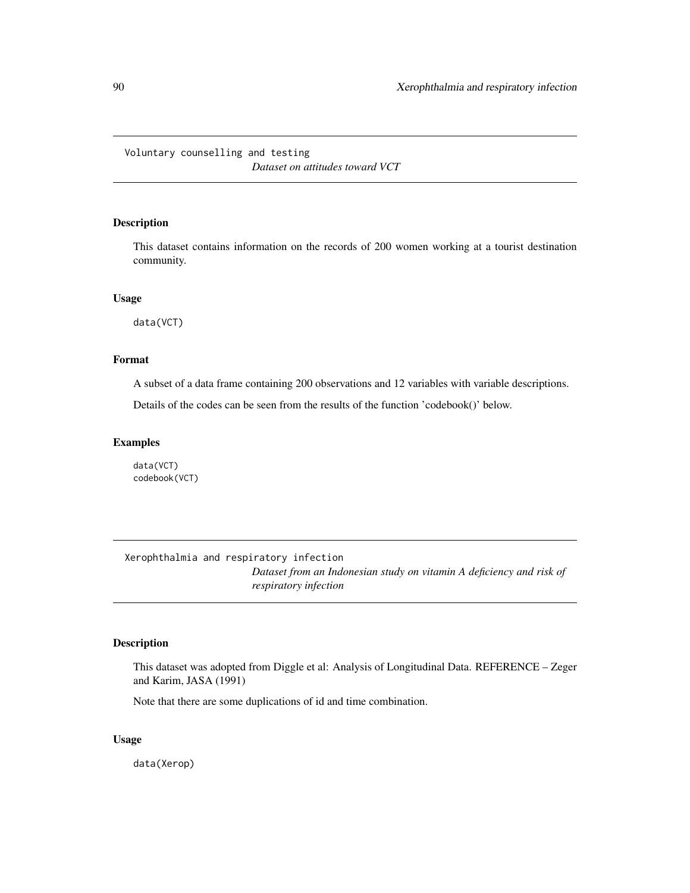## Voluntary counselling and testing

*Dataset on attitudes toward VCT*

### Description

This dataset contains information on the records of 200 women working at a tourist destination community.

### Usage

```
data(VCT)
```

### Format

A subset of a data frame containing 200 observations and 12 variables with variable descriptions.

Details of the codes can be seen from the results of the function 'codebook()' below.

### Examples

```
data(VCT)
codebook(VCT)
```

## Xerophthalmia and respiratory infection

*Dataset from an Indonesian study on vitamin A deficiency and risk of respiratory infection*

### Description

This dataset was adopted from Diggle et al: Analysis of Longitudinal Data. REFERENCE – Zeger and Karim, JASA (1991)

Note that there are some duplications of id and time combination.

### Usage

```
data(Xerop)
```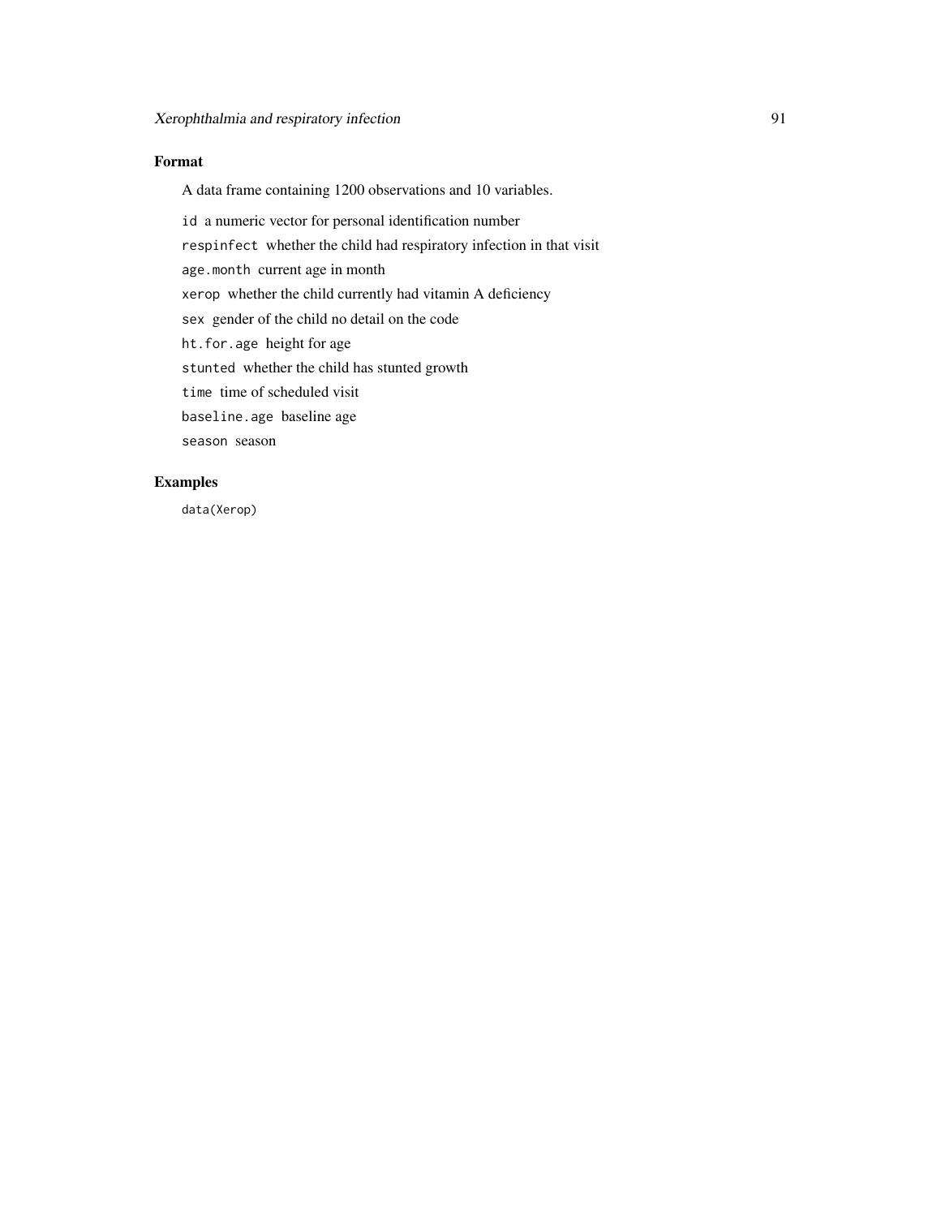## Format

A data frame containing 1200 observations and 10 variables.

`id` a numeric vector for personal identification number

`respinfect` whether the child had respiratory infection in that visit

`age.month` current age in month

`xerop` whether the child currently had vitamin A deficiency

`sex` gender of the child no detail on the code

`ht.for.age` height for age

`stunted` whether the child has stunted growth

`time` time of scheduled visit

`baseline.age` baseline age

`season` season

## Examples

```
data(Xerop)
```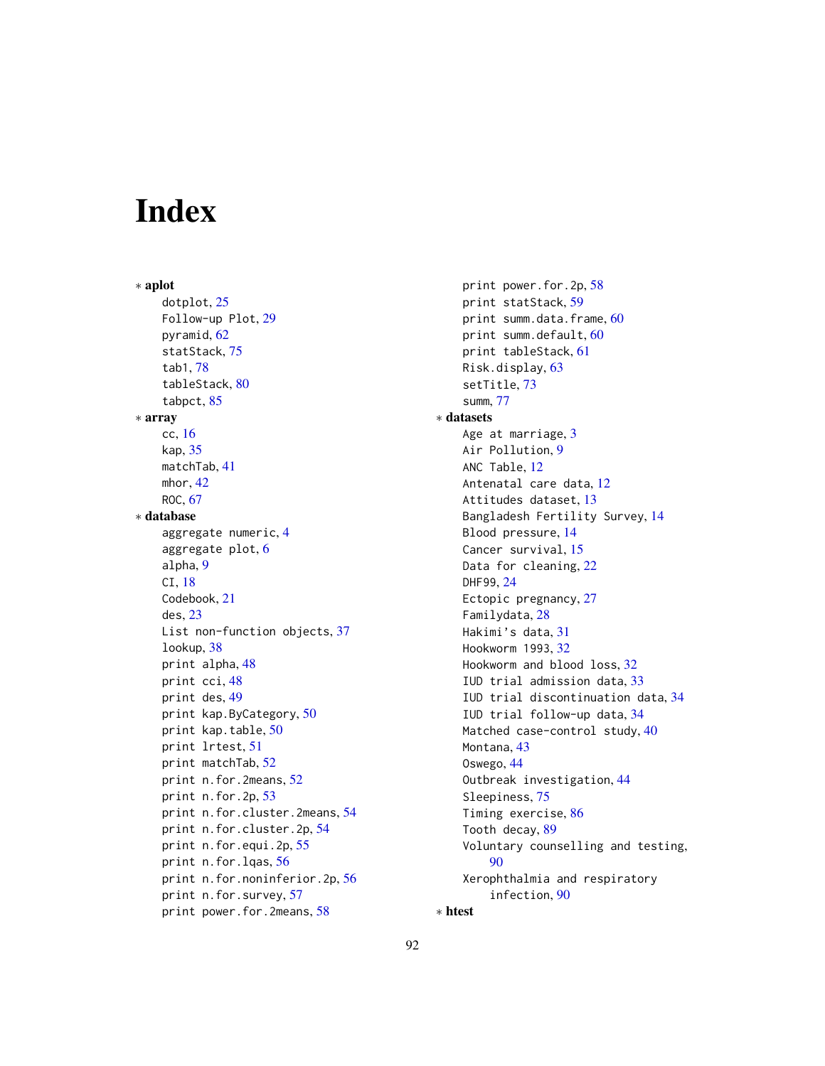# Index

* **aplot**
  - dotplot, 25
  - Follow-up Plot, 29
  - pyramid, 62
  - statStack, 75
  - tab1, 78
  - tableStack, 80
  - tabpct, 85
* **array**
  - cc, 16
  - kap, 35
  - matchTab, 41
  - mhor, 42
  - ROC, 67
* **database**
  - aggregate numeric, 4
  - aggregate plot, 6
  - alpha, 9
  - CI, 18
  - Codebook, 21
  - des, 23
  - List non-function objects, 37
  - lookup, 38
  - print alpha, 48
  - print cci, 48
  - print des, 49
  - print kap.ByCategory, 50
  - print kap.table, 50
  - print lrtest, 51
  - print matchTab, 52
  - print n.for.2means, 52
  - print n.for.2p, 53
  - print n.for.cluster.2means, 54
  - print n.for.cluster.2p, 54
  - print n.for.equi.2p, 55
  - print n.for.lqas, 56
  - print n.for.noninferior.2p, 56
  - print n.for.survey, 57
  - print power.for.2means, 58
  - print power.for.2p, 58
  - print statStack, 59
  - print summ.data.frame, 60
  - print summ.default, 60
  - print tableStack, 61
  - Risk.display, 63
  - setTitle, 73
  - summ, 77
* **datasets**
  - Age at marriage, 3
  - Air Pollution, 9
  - ANC Table, 12
  - Antenatal care data, 12
  - Attitudes dataset, 13
  - Bangladesh Fertility Survey, 14
  - Blood pressure, 14
  - Cancer survival, 15
  - Data for cleaning, 22
  - DHF99, 24
  - Ectopic pregnancy, 27
  - Familydata, 28
  - Hakimi's data, 31
  - Hookworm 1993, 32
  - Hookworm and blood loss, 32
  - IUD trial admission data, 33
  - IUD trial discontinuation data, 34
  - IUD trial follow-up data, 34
  - Matched case-control study, 40
  - Montana, 43
  - Oswego, 44
  - Outbreak investigation, 44
  - Sleepiness, 75
  - Timing exercise, 86
  - Tooth decay, 89
  - Voluntary counselling and testing, 90
  - Xerophthalmia and respiratory infection, 90
* **htest**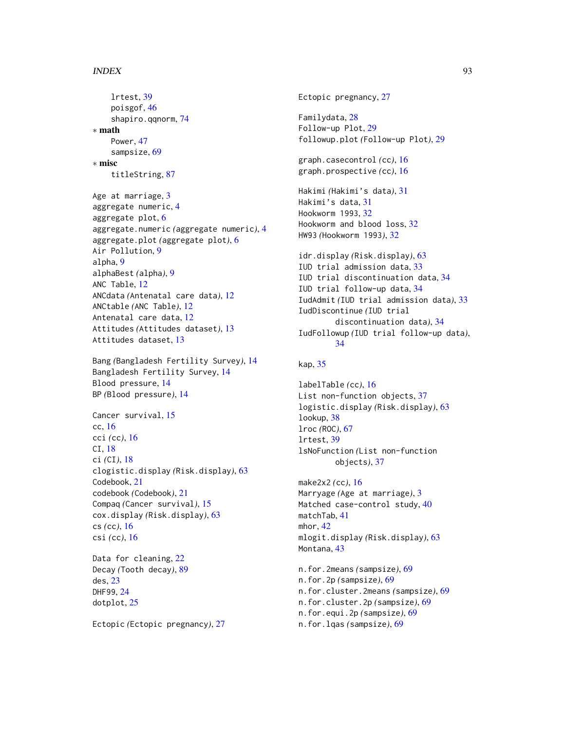lrtest, 39
poisgof, 46
shapiro.qqnorm, 74

* **math**

Power, 47
sampsize, 69

* **misc**

titleString, 87

Age at marriage, 3
aggregate numeric, 4
aggregate plot, 6
aggregate.numeric *(aggregate numeric)*, 4
aggregate.plot *(aggregate plot)*, 6
Air Pollution, 9
alpha, 9
alphaBest *(alpha)*, 9
ANC Table, 12
ANCdata *(Antenatal care data)*, 12
ANCtable *(ANC Table)*, 12
Antenatal care data, 12
Attitudes *(Attitudes dataset)*, 13
Attitudes dataset, 13

Bang *(Bangladesh Fertility Survey)*, 14
Bangladesh Fertility Survey, 14
Blood pressure, 14
BP *(Blood pressure)*, 14

Cancer survival, 15
cc, 16
cci *(cc)*, 16
CI, 18
ci *(CI)*, 18
clogistic.display *(Risk.display)*, 63
Codebook, 21
codebook *(Codebook)*, 21
Compaq *(Cancer survival)*, 15
cox.display *(Risk.display)*, 63
cs *(cc)*, 16
csi *(cc)*, 16

Data for cleaning, 22
Decay *(Tooth decay)*, 89
des, 23
DHF99, 24
dotplot, 25

Ectopic *(Ectopic pregnancy)*, 27
Ectopic pregnancy, 27

Familydata, 28
Follow-up Plot, 29
followup.plot *(Follow-up Plot)*, 29

graph.casecontrol *(cc)*, 16
graph.prospective *(cc)*, 16

Hakimi *(Hakimi's data)*, 31
Hakimi's data, 31
Hookworm 1993, 32
Hookworm and blood loss, 32
HW93 *(Hookworm 1993)*, 32

idr.display *(Risk.display)*, 63
IUD trial admission data, 33
IUD trial discontinuation data, 34
IUD trial follow-up data, 34
IudAdmit *(IUD trial admission data)*, 33
IudDiscontinue *(IUD trial discontinuation data)*, 34
IudFollowup *(IUD trial follow-up data)*, 34

kap, 35

labelTable *(cc)*, 16
List non-function objects, 37
logistic.display *(Risk.display)*, 63
lookup, 38
lroc *(ROC)*, 67
lrtest, 39
lsNoFunction *(List non-function objects)*, 37

make2x2 *(cc)*, 16
Marryage *(Age at marriage)*, 3
Matched case-control study, 40
matchTab, 41
mhor, 42
mlogit.display *(Risk.display)*, 63
Montana, 43

n.for.2means *(sampsize)*, 69
n.for.2p *(sampsize)*, 69
n.for.cluster.2means *(sampsize)*, 69
n.for.cluster.2p *(sampsize)*, 69
n.for.equi.2p *(sampsize)*, 69
n.for.lqas *(sampsize)*, 69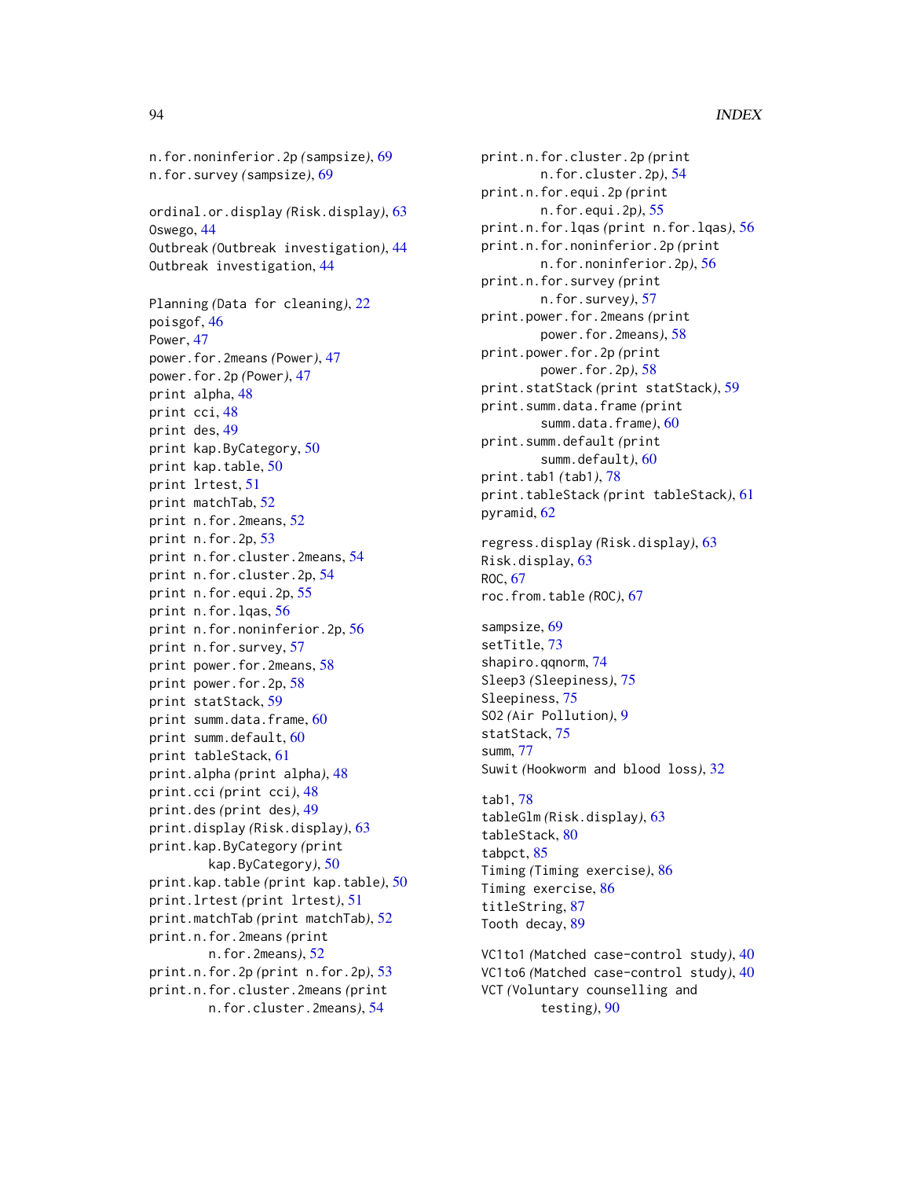n.for.noninferior.2p *(sampsize)*, 69
n.for.survey *(sampsize)*, 69

ordinal.or.display *(Risk.display)*, 63
Oswego, 44
Outbreak *(Outbreak investigation)*, 44
Outbreak investigation, 44

Planning *(Data for cleaning)*, 22
poisgof, 46
Power, 47
power.for.2means *(Power)*, 47
power.for.2p *(Power)*, 47
print alpha, 48
print cci, 48
print des, 49
print kap.ByCategory, 50
print kap.table, 50
print lrtest, 51
print matchTab, 52
print n.for.2means, 52
print n.for.2p, 53
print n.for.cluster.2means, 54
print n.for.cluster.2p, 54
print n.for.equi.2p, 55
print n.for.lqas, 56
print n.for.noninferior.2p, 56
print n.for.survey, 57
print power.for.2means, 58
print power.for.2p, 58
print statStack, 59
print summ.data.frame, 60
print summ.default, 60
print tableStack, 61
print.alpha *(print alpha)*, 48
print.cci *(print cci)*, 48
print.des *(print des)*, 49
print.display *(Risk.display)*, 63
print.kap.ByCategory *(print kap.ByCategory)*, 50
print.kap.table *(print kap.table)*, 50
print.lrtest *(print lrtest)*, 51
print.matchTab *(print matchTab)*, 52
print.n.for.2means *(print n.for.2means)*, 52
print.n.for.2p *(print n.for.2p)*, 53
print.n.for.cluster.2means *(print n.for.cluster.2means)*, 54
print.n.for.cluster.2p *(print n.for.cluster.2p)*, 54
print.n.for.equi.2p *(print n.for.equi.2p)*, 55
print.n.for.lqas *(print n.for.lqas)*, 56
print.n.for.noninferior.2p *(print n.for.noninferior.2p)*, 56
print.n.for.survey *(print n.for.survey)*, 57
print.power.for.2means *(print power.for.2means)*, 58
print.power.for.2p *(print power.for.2p)*, 58
print.statStack *(print statStack)*, 59
print.summ.data.frame *(print summ.data.frame)*, 60
print.summ.default *(print summ.default)*, 60
print.tab1 *(tab1)*, 78
print.tableStack *(print tableStack)*, 61
pyramid, 62

regress.display *(Risk.display)*, 63
Risk.display, 63
ROC, 67
roc.from.table *(ROC)*, 67

sampsize, 69
setTitle, 73
shapiro.qqnorm, 74
Sleep3 *(Sleepiness)*, 75
Sleepiness, 75
SO2 *(Air Pollution)*, 9
statStack, 75
summ, 77
Suwit *(Hookworm and blood loss)*, 32

tab1, 78
tableGlm *(Risk.display)*, 63
tableStack, 80
tabpct, 85
Timing *(Timing exercise)*, 86
Timing exercise, 86
titleString, 87
Tooth decay, 89

VC1to1 *(Matched case-control study)*, 40
VC1to6 *(Matched case-control study)*, 40
VCT *(Voluntary counselling and testing)*, 90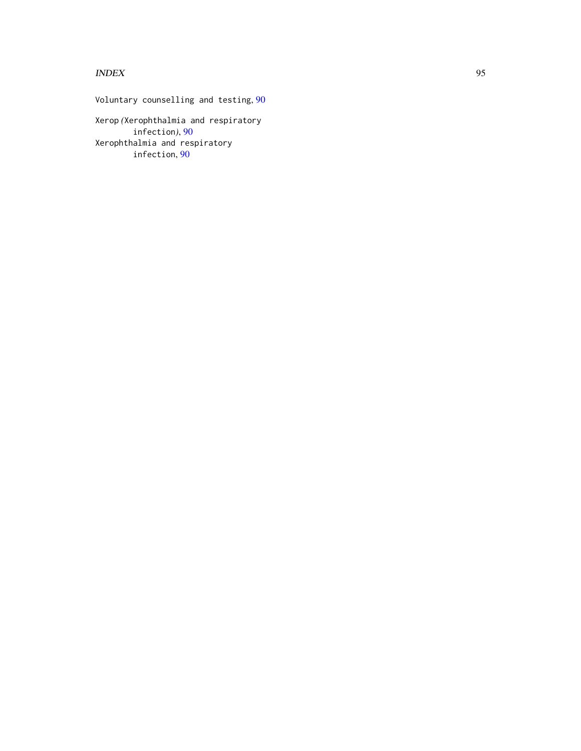Voluntary counselling and testing, 90

Xerop (Xerophthalmia and respiratory infection), 90

Xerophthalmia and respiratory infection, 90